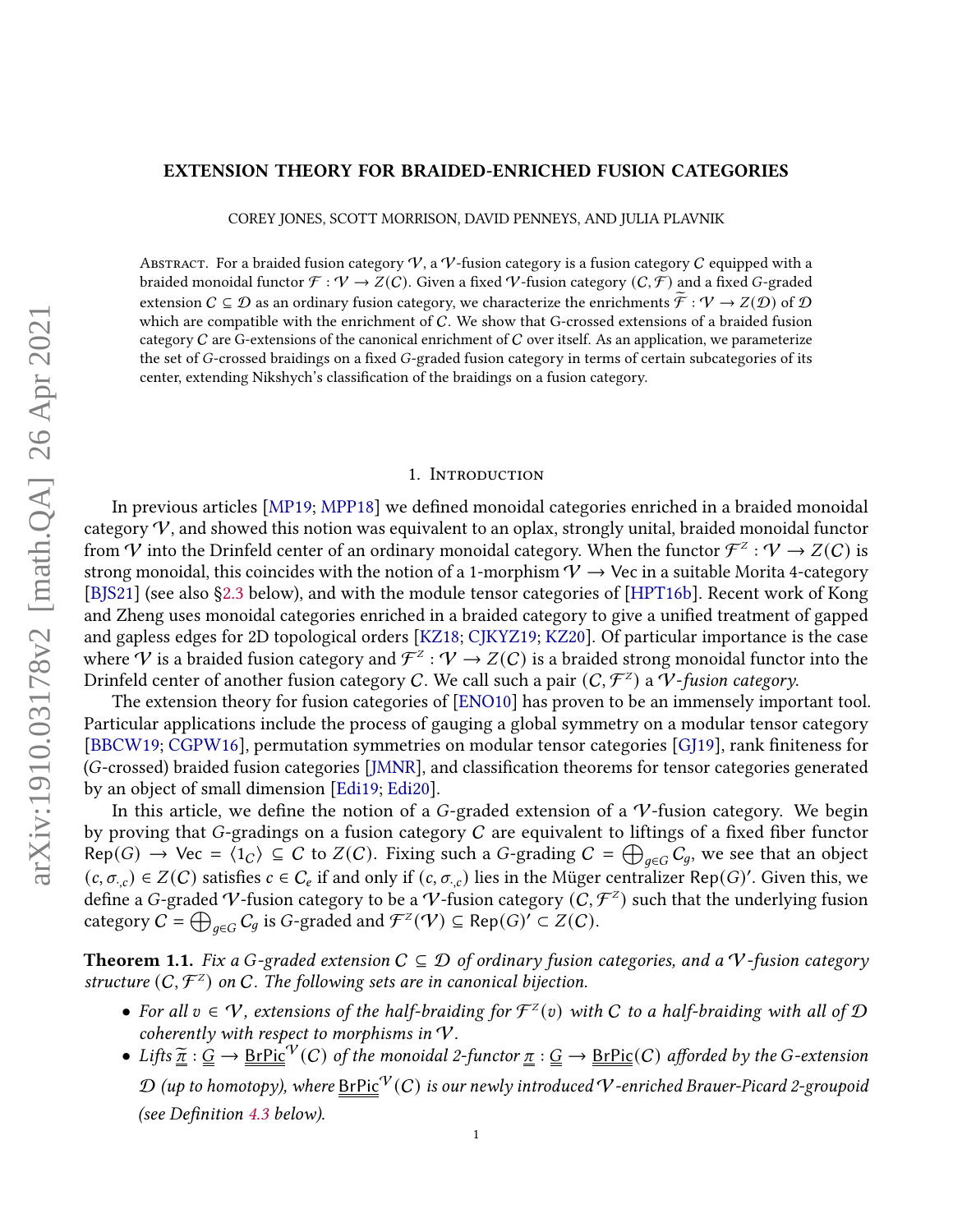# EXTENSION THEORY FOR BRAIDED-ENRICHED FUSION CATEGORIES

COREY JONES, SCOTT MORRISON, DAVID PENNEYS, AND JULIA PLAVNIK

Abstract. For a braided fusion category $\mathcal{V}$, a $\mathcal{V}$-fusion category is a fusion category $\mathcal{C}$ equipped with a braided monoidal functor $\mathcal{F} : \mathcal{V} \to Z(\mathcal{C})$. Given a fixed $\mathcal{V}$-fusion category $(\mathcal{C}, \mathcal{F})$ and a fixed $G$-graded extension $\mathcal{C} \subseteq \mathcal{D}$ as an ordinary fusion category, we characterize the enrichments $\widetilde{\mathcal{F}} : \mathcal{V} \to Z(\mathcal{D})$ of $\mathcal{D}$ which are compatible with the enrichment of $\mathcal{C}$. We show that G-crossed extensions of a braided fusion category $\mathcal{C}$ are G-extensions of the canonical enrichment of $\mathcal{C}$ over itself. As an application, we parameterize the set of $G$-crossed braidings on a fixed $G$-graded fusion category in terms of certain subcategories of its center, extending Nikshych's classification of the braidings on a fusion category.

## 1. Introduction

In previous articles [MP19; MPP18] we defined monoidal categories enriched in a braided monoidal category $\mathcal{V}$, and showed this notion was equivalent to an oplax, strongly unital, braided monoidal functor from $\mathcal{V}$ into the Drinfeld center of an ordinary monoidal category. When the functor $\mathcal{F}^Z : \mathcal{V} \to Z(\mathcal{C})$ is strong monoidal, this coincides with the notion of a 1-morphism $\mathcal{V} \to \mathsf{Vec}$ in a suitable Morita 4-category [BJS21] (see also §2.3 below), and with the module tensor categories of [HPT16b]. Recent work of Kong and Zheng uses monoidal categories enriched in a braided category to give a unified treatment of gapped and gapless edges for 2D topological orders [KZ18; CJKYZ19; KZ20]. Of particular importance is the case where $\mathcal{V}$ is a braided fusion category and $\mathcal{F}^Z : \mathcal{V} \to Z(\mathcal{C})$ is a braided strong monoidal functor into the Drinfeld center of another fusion category $\mathcal{C}$. We call such a pair $(\mathcal{C}, \mathcal{F}^Z)$ a *$\mathcal{V}$-fusion category*.

The extension theory for fusion categories of [ENO10] has proven to be an immensely important tool. Particular applications include the process of gauging a global symmetry on a modular tensor category [BBCW19; CGPW16], permutation symmetries on modular tensor categories [GJ19], rank finiteness for ($G$-crossed) braided fusion categories [JMNR], and classification theorems for tensor categories generated by an object of small dimension [Edi19; Edi20].

In this article, we define the notion of a $G$-graded extension of a $\mathcal{V}$-fusion category. We begin by proving that $G$-gradings on a fusion category $\mathcal{C}$ are equivalent to liftings of a fixed fiber functor $\mathsf{Rep}(G) \to \mathsf{Vec} = \langle 1_{\mathcal{C}} \rangle \subseteq \mathcal{C}$ to $Z(\mathcal{C})$. Fixing such a $G$-grading $\mathcal{C} = \bigoplus_{g \in G} \mathcal{C}_g$, we see that an object $(c, \sigma_{\cdot,c}) \in Z(\mathcal{C})$ satisfies $c \in \mathcal{C}_e$ if and only if $(c, \sigma_{\cdot,c})$ lies in the Müger centralizer $\mathsf{Rep}(G)'$. Given this, we define a $G$-graded $\mathcal{V}$-fusion category to be a $\mathcal{V}$-fusion category $(\mathcal{C}, \mathcal{F}^Z)$ such that the underlying fusion category $\mathcal{C} = \bigoplus_{g \in G} \mathcal{C}_g$ is $G$-graded and $\mathcal{F}^Z(\mathcal{V}) \subseteq \mathsf{Rep}(G)' \subset Z(\mathcal{C})$.

**Theorem 1.1.** *Fix a $G$-graded extension $\mathcal{C} \subseteq \mathcal{D}$ of ordinary fusion categories, and a $\mathcal{V}$-fusion category structure $(\mathcal{C}, \mathcal{F}^Z)$ on $\mathcal{C}$. The following sets are in canonical bijection.*

- *For all $v \in \mathcal{V}$, extensions of the half-braiding for $\mathcal{F}^Z(v)$ with $\mathcal{C}$ to a half-braiding with all of $\mathcal{D}$ coherently with respect to morphisms in $\mathcal{V}$.*
- *Lifts $\underline{\underline{\widetilde{\pi}}} : \underline{\underline{G}} \to \underline{\underline{\mathsf{BrPic}}}^{\mathcal{V}}(\mathcal{C})$ of the monoidal 2-functor $\underline{\underline{\pi}} : \underline{\underline{G}} \to \underline{\underline{\mathsf{BrPic}}}(\mathcal{C})$ afforded by the $G$-extension $\mathcal{D}$ (up to homotopy), where $\underline{\underline{\mathsf{BrPic}}}^{\mathcal{V}}(\mathcal{C})$ is our newly introduced $\mathcal{V}$-enriched Brauer-Picard 2-groupoid (see Definition 4.3 below).*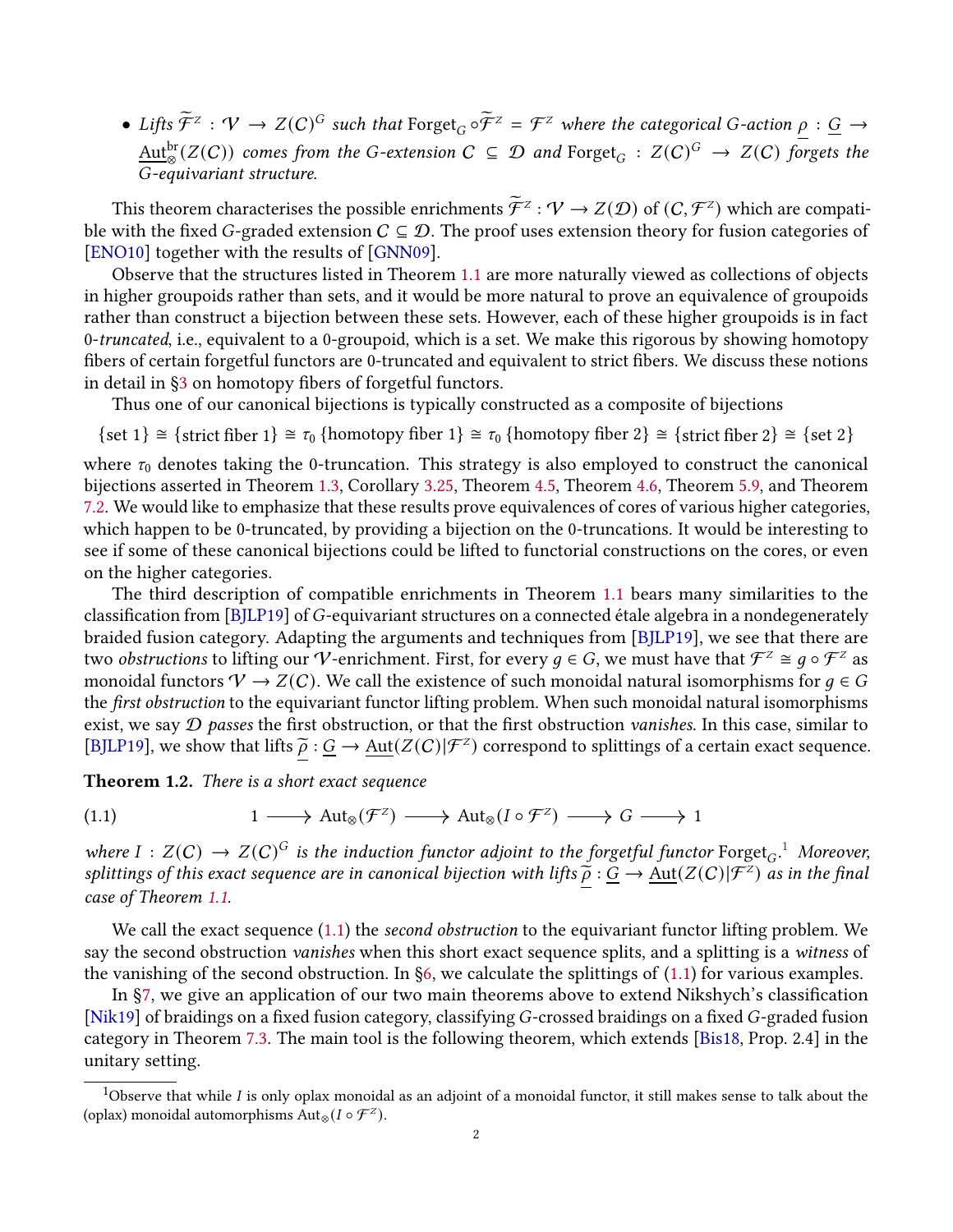- *Lifts $\widetilde{\mathcal{F}}^Z : \mathcal{V} \to Z(\mathcal{C})^G$ such that $\mathrm{Forget}_G \circ \widetilde{\mathcal{F}}^Z = \mathcal{F}^Z$ where the categorical $G$-action $\underline{\rho} : \underline{G} \to \underline{\mathrm{Aut}}^{\mathrm{br}}_{\otimes}(Z(\mathcal{C}))$ comes from the $G$-extension $\mathcal{C} \subseteq \mathcal{D}$ and $\mathrm{Forget}_G : Z(\mathcal{C})^G \to Z(\mathcal{C})$ forgets the $G$-equivariant structure.*

This theorem characterises the possible enrichments $\widetilde{\mathcal{F}}^Z : \mathcal{V} \to Z(\mathcal{D})$ of $(\mathcal{C}, \mathcal{F}^Z)$ which are compatible with the fixed $G$-graded extension $\mathcal{C} \subseteq \mathcal{D}$. The proof uses extension theory for fusion categories of [ENO10] together with the results of [GNN09].

Observe that the structures listed in Theorem 1.1 are more naturally viewed as collections of objects in higher groupoids rather than sets, and it would be more natural to prove an equivalence of groupoids rather than construct a bijection between these sets. However, each of these higher groupoids is in fact *0-truncated*, i.e., equivalent to a 0-groupoid, which is a set. We make this rigorous by showing homotopy fibers of certain forgetful functors are 0-truncated and equivalent to strict fibers. We discuss these notions in detail in §3 on homotopy fibers of forgetful functors.

Thus one of our canonical bijections is typically constructed as a composite of bijections

$$\{\text{set } 1\} \cong \{\text{strict fiber } 1\} \cong \tau_0 \{\text{homotopy fiber } 1\} \cong \tau_0 \{\text{homotopy fiber } 2\} \cong \{\text{strict fiber } 2\} \cong \{\text{set } 2\}$$

where $\tau_0$ denotes taking the 0-truncation. This strategy is also employed to construct the canonical bijections asserted in Theorem 1.3, Corollary 3.25, Theorem 4.5, Theorem 4.6, Theorem 5.9, and Theorem 7.2. We would like to emphasize that these results prove equivalences of cores of various higher categories, which happen to be 0-truncated, by providing a bijection on the 0-truncations. It would be interesting to see if some of these canonical bijections could be lifted to functorial constructions on the cores, or even on the higher categories.

The third description of compatible enrichments in Theorem 1.1 bears many similarities to the classification from [BJLP19] of $G$-equivariant structures on a connected étale algebra in a nondegenerately braided fusion category. Adapting the arguments and techniques from [BJLP19], we see that there are two *obstructions* to lifting our $\mathcal{V}$-enrichment. First, for every $g \in G$, we must have that $\mathcal{F}^Z \cong g \circ \mathcal{F}^Z$ as monoidal functors $\mathcal{V} \to Z(\mathcal{C})$. We call the existence of such monoidal natural isomorphisms for $g \in G$ the *first obstruction* to the equivariant functor lifting problem. When such monoidal natural isomorphisms exist, we say $\mathcal{D}$ *passes* the first obstruction, or that the first obstruction *vanishes*. In this case, similar to [BJLP19], we show that lifts $\underline{\widetilde{\rho}} : \underline{G} \to \underline{\mathrm{Aut}}(Z(\mathcal{C})|\mathcal{F}^Z)$ correspond to splittings of a certain exact sequence.

**Theorem 1.2.** *There is a short exact sequence*

$$1 \longrightarrow \mathrm{Aut}_{\otimes}(\mathcal{F}^Z) \longrightarrow \mathrm{Aut}_{\otimes}(I \circ \mathcal{F}^Z) \longrightarrow G \longrightarrow 1 \tag{1.1}$$

*where $I : Z(\mathcal{C}) \to Z(\mathcal{C})^G$ is the induction functor adjoint to the forgetful functor $\mathrm{Forget}_G$.*[1] *Moreover, splittings of this exact sequence are in canonical bijection with lifts $\underline{\widetilde{\rho}} : \underline{G} \to \underline{\mathrm{Aut}}(Z(\mathcal{C})|\mathcal{F}^Z)$ as in the final case of Theorem 1.1.*

We call the exact sequence (1.1) the *second obstruction* to the equivariant functor lifting problem. We say the second obstruction *vanishes* when this short exact sequence splits, and a splitting is a *witness* of the vanishing of the second obstruction. In §6, we calculate the splittings of (1.1) for various examples.

In §7, we give an application of our two main theorems above to extend Nikshych's classification [Nik19] of braidings on a fixed fusion category, classifying $G$-crossed braidings on a fixed $G$-graded fusion category in Theorem 7.3. The main tool is the following theorem, which extends [Bis18, Prop. 2.4] in the unitary setting.

[1] Observe that while $I$ is only oplax monoidal as an adjoint of a monoidal functor, it still makes sense to talk about the (oplax) monoidal automorphisms $\mathrm{Aut}_{\otimes}(I \circ \mathcal{F}^Z)$.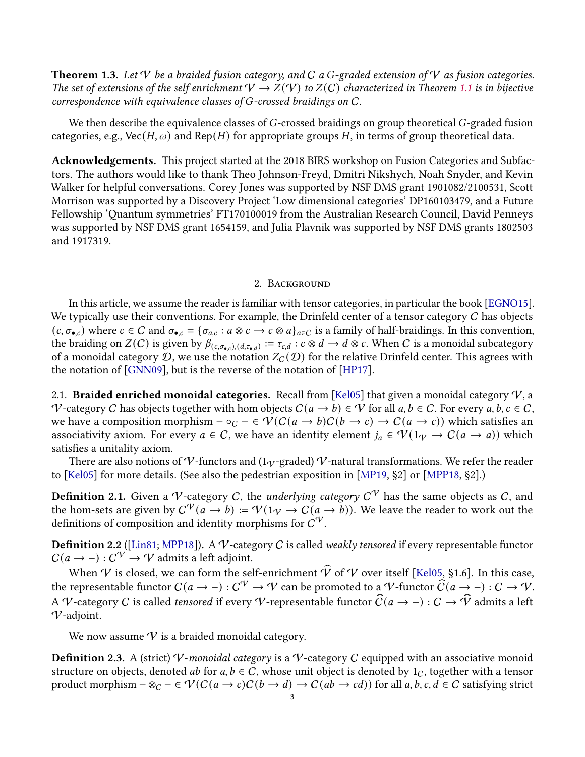**Theorem 1.3.** *Let $\mathcal{V}$ be a braided fusion category, and $\mathcal{C}$ a $G$-graded extension of $\mathcal{V}$ as fusion categories. The set of extensions of the self enrichment $\mathcal{V} \to Z(\mathcal{V})$ to $Z(\mathcal{C})$ characterized in Theorem 1.1 is in bijective correspondence with equivalence classes of $G$-crossed braidings on $\mathcal{C}$.*

We then describe the equivalence classes of $G$-crossed braidings on group theoretical $G$-graded fusion categories, e.g., $\mathsf{Vec}(H, \omega)$ and $\mathsf{Rep}(H)$ for appropriate groups $H$, in terms of group theoretical data.

**Acknowledgements.** This project started at the 2018 BIRS workshop on Fusion Categories and Subfactors. The authors would like to thank Theo Johnson-Freyd, Dmitri Nikshych, Noah Snyder, and Kevin Walker for helpful conversations. Corey Jones was supported by NSF DMS grant 1901082/2100531, Scott Morrison was supported by a Discovery Project 'Low dimensional categories' DP160103479, and a Future Fellowship 'Quantum symmetries' FT170100019 from the Australian Research Council, David Penneys was supported by NSF DMS grant 1654159, and Julia Plavnik was supported by NSF DMS grants 1802503 and 1917319.

## 2. Background

In this article, we assume the reader is familiar with tensor categories, in particular the book [EGNO15]. We typically use their conventions. For example, the Drinfeld center of a tensor category $\mathcal{C}$ has objects $(c, \sigma_{\bullet,c})$ where $c \in \mathcal{C}$ and $\sigma_{\bullet,c} = \{\sigma_{a,c} : a \otimes c \to c \otimes a\}_{a \in \mathcal{C}}$ is a family of half-braidings. In this convention, the braiding on $Z(\mathcal{C})$ is given by $\beta_{(c,\sigma_{\bullet,c}),(d,\tau_{\bullet,d})} := \tau_{c,d} : c \otimes d \to d \otimes c$. When $\mathcal{C}$ is a monoidal subcategory of a monoidal category $\mathcal{D}$, we use the notation $Z_{\mathcal{C}}(\mathcal{D})$ for the relative Drinfeld center. This agrees with the notation of [GNN09], but is the reverse of the notation of [HP17].

### 2.1. Braided enriched monoidal categories.

Recall from [Kel05] that given a monoidal category $\mathcal{V}$, a $\mathcal{V}$-category $\mathcal{C}$ has objects together with hom objects $\mathcal{C}(a \to b) \in \mathcal{V}$ for all $a, b \in \mathcal{C}$. For every $a, b, c \in \mathcal{C}$, we have a composition morphism $- \circ_{\mathcal{C}} - \in \mathcal{V}(\mathcal{C}(a \to b)\mathcal{C}(b \to c) \to \mathcal{C}(a \to c))$ which satisfies an associativity axiom. For every $a \in \mathcal{C}$, we have an identity element $j_a \in \mathcal{V}(1_{\mathcal{V}} \to \mathcal{C}(a \to a))$ which satisfies a unitality axiom.

There are also notions of $\mathcal{V}$-functors and ($1_{\mathcal{V}}$-graded) $\mathcal{V}$-natural transformations. We refer the reader to [Kel05] for more details. (See also the pedestrian exposition in [MP19, §2] or [MPP18, §2].)

**Definition 2.1.** Given a $\mathcal{V}$-category $\mathcal{C}$, the *underlying category* $\mathcal{C}^{\mathcal{V}}$ has the same objects as $\mathcal{C}$, and the hom-sets are given by $\mathcal{C}^{\mathcal{V}}(a \to b) := \mathcal{V}(1_{\mathcal{V}} \to \mathcal{C}(a \to b))$. We leave the reader to work out the definitions of composition and identity morphisms for $\mathcal{C}^{\mathcal{V}}$.

**Definition 2.2** ([Lin81; MPP18]). A $\mathcal{V}$-category $\mathcal{C}$ is called *weakly tensored* if every representable functor $\mathcal{C}(a \to -) : \mathcal{C}^{\mathcal{V}} \to \mathcal{V}$ admits a left adjoint.

When $\mathcal{V}$ is closed, we can form the self-enrichment $\widehat{\mathcal{V}}$ of $\mathcal{V}$ over itself [Kel05, §1.6]. In this case, the representable functor $\mathcal{C}(a \to -) : \mathcal{C}^{\mathcal{V}} \to \mathcal{V}$ can be promoted to a $\mathcal{V}$-functor $\widehat{\mathcal{C}}(a \to -) : \mathcal{C} \to \mathcal{V}$. A $\mathcal{V}$-category $\mathcal{C}$ is called *tensored* if every $\mathcal{V}$-representable functor $\widehat{\mathcal{C}}(a \to -) : \mathcal{C} \to \widehat{\mathcal{V}}$ admits a left $\mathcal{V}$-adjoint.

We now assume $\mathcal{V}$ is a braided monoidal category.

**Definition 2.3.** A (strict) *$\mathcal{V}$-monoidal category* is a $\mathcal{V}$-category $\mathcal{C}$ equipped with an associative monoid structure on objects, denoted $ab$ for $a, b \in \mathcal{C}$, whose unit object is denoted by $1_{\mathcal{C}}$, together with a tensor product morphism $- \otimes_{\mathcal{C}} - \in \mathcal{V}(\mathcal{C}(a \to c)\mathcal{C}(b \to d) \to \mathcal{C}(ab \to cd))$ for all $a, b, c, d \in \mathcal{C}$ satisfying strict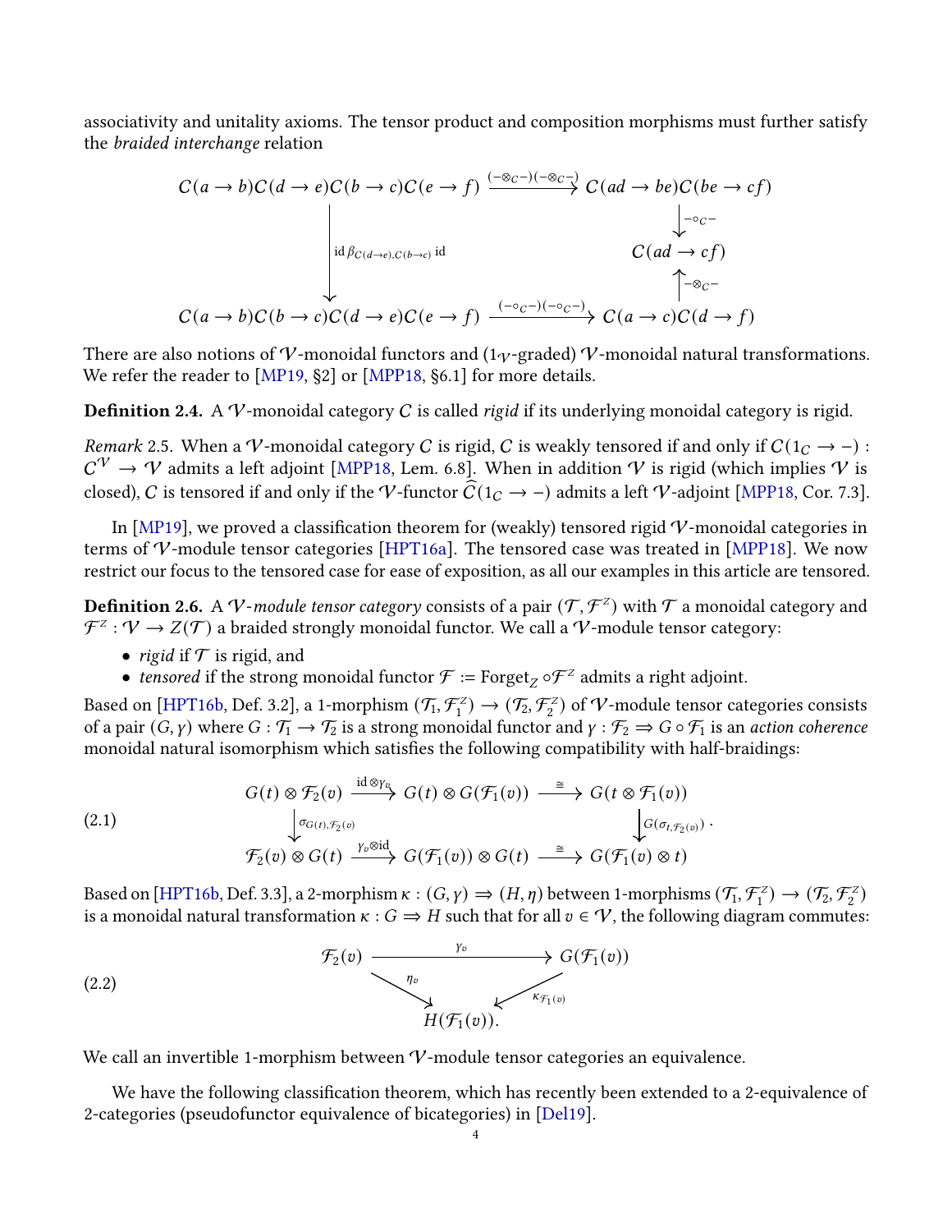associativity and unitality axioms. The tensor product and composition morphisms must further satisfy the *braided interchange* relation

$$\begin{array}{ccc}
\mathcal{C}(a \to b)\mathcal{C}(d \to e)\mathcal{C}(b \to c)\mathcal{C}(e \to f) & \xrightarrow{(-\otimes_{\mathcal{C}}-)(-\otimes_{\mathcal{C}}-)} & \mathcal{C}(ad \to be)\mathcal{C}(be \to cf) \\
\Big\downarrow {\scriptstyle \mathrm{id}\,\beta_{\mathcal{C}(d\to e),\mathcal{C}(b\to c)}\,\mathrm{id}} & & \Big\downarrow {\scriptstyle -\circ_{\mathcal{C}}-} \\
 & & \mathcal{C}(ad \to cf) \\
 & & \Big\uparrow {\scriptstyle -\otimes_{\mathcal{C}}-} \\
\mathcal{C}(a \to b)\mathcal{C}(b \to c)\mathcal{C}(d \to e)\mathcal{C}(e \to f) & \xrightarrow{(-\circ_{\mathcal{C}}-)(-\circ_{\mathcal{C}}-)} & \mathcal{C}(a \to c)\mathcal{C}(d \to f)
\end{array}$$

There are also notions of $\mathcal{V}$-monoidal functors and ($1_{\mathcal{V}}$-graded) $\mathcal{V}$-monoidal natural transformations. We refer the reader to [MP19, §2] or [MPP18, §6.1] for more details.

**Definition 2.4.** A $\mathcal{V}$-monoidal category $\mathcal{C}$ is called *rigid* if its underlying monoidal category is rigid.

*Remark* 2.5. When a $\mathcal{V}$-monoidal category $\mathcal{C}$ is rigid, $\mathcal{C}$ is weakly tensored if and only if $\mathcal{C}(1_{\mathcal{C}} \to -) : \mathcal{C}^{\mathcal{V}} \to \mathcal{V}$ admits a left adjoint [MPP18, Lem. 6.8]. When in addition $\mathcal{V}$ is rigid (which implies $\mathcal{V}$ is closed), $\mathcal{C}$ is tensored if and only if the $\mathcal{V}$-functor $\widehat{\mathcal{C}}(1_{\mathcal{C}} \to -)$ admits a left $\mathcal{V}$-adjoint [MPP18, Cor. 7.3].

In [MP19], we proved a classification theorem for (weakly) tensored rigid $\mathcal{V}$-monoidal categories in terms of $\mathcal{V}$-module tensor categories [HPT16a]. The tensored case was treated in [MPP18]. We now restrict our focus to the tensored case for ease of exposition, as all our examples in this article are tensored.

**Definition 2.6.** A $\mathcal{V}$-*module tensor category* consists of a pair $(\mathcal{T}, \mathcal{F}^Z)$ with $\mathcal{T}$ a monoidal category and $\mathcal{F}^Z : \mathcal{V} \to Z(\mathcal{T})$ a braided strongly monoidal functor. We call a $\mathcal{V}$-module tensor category:

- *rigid* if $\mathcal{T}$ is rigid, and
- *tensored* if the strong monoidal functor $\mathcal{F} := \mathrm{Forget}_Z \circ \mathcal{F}^Z$ admits a right adjoint.

Based on [HPT16b, Def. 3.2], a 1-morphism $(\mathcal{T}_1, \mathcal{F}_1^Z) \to (\mathcal{T}_2, \mathcal{F}_2^Z)$ of $\mathcal{V}$-module tensor categories consists of a pair $(G, \gamma)$ where $G : \mathcal{T}_1 \to \mathcal{T}_2$ is a strong monoidal functor and $\gamma : \mathcal{F}_2 \Rightarrow G \circ \mathcal{F}_1$ is an *action coherence* monoidal natural isomorphism which satisfies the following compatibility with half-braidings:

$$\begin{array}{ccccc}
G(t) \otimes \mathcal{F}_2(v) & \xrightarrow{\mathrm{id} \otimes \gamma_v} & G(t) \otimes G(\mathcal{F}_1(v)) & \xrightarrow{\cong} & G(t \otimes \mathcal{F}_1(v)) \\
\Big\downarrow {\scriptstyle \sigma_{G(t),\mathcal{F}_2(v)}} & & & & \Big\downarrow {\scriptstyle G(\sigma_{t,\mathcal{F}_2(v)})} \\
\mathcal{F}_2(v) \otimes G(t) & \xrightarrow{\gamma_v \otimes \mathrm{id}} & G(\mathcal{F}_1(v)) \otimes G(t) & \xrightarrow{\cong} & G(\mathcal{F}_1(v) \otimes t)
\end{array} \qquad (2.1)$$

Based on [HPT16b, Def. 3.3], a 2-morphism $\kappa : (G, \gamma) \Rightarrow (H, \eta)$ between 1-morphisms $(\mathcal{T}_1, \mathcal{F}_1^Z) \to (\mathcal{T}_2, \mathcal{F}_2^Z)$ is a monoidal natural transformation $\kappa : G \Rightarrow H$ such that for all $v \in \mathcal{V}$, the following diagram commutes:

$$\begin{array}{ccc}
\mathcal{F}_2(v) & \xrightarrow{\gamma_v} & G(\mathcal{F}_1(v)) \\
 & {\scriptstyle \eta_v} \searrow \quad \swarrow {\scriptstyle \kappa_{\mathcal{F}_1(v)}} & \\
 & H(\mathcal{F}_1(v)). &
\end{array} \qquad (2.2)$$

We call an invertible 1-morphism between $\mathcal{V}$-module tensor categories an equivalence.

We have the following classification theorem, which has recently been extended to a 2-equivalence of 2-categories (pseudofunctor equivalence of bicategories) in [Del19].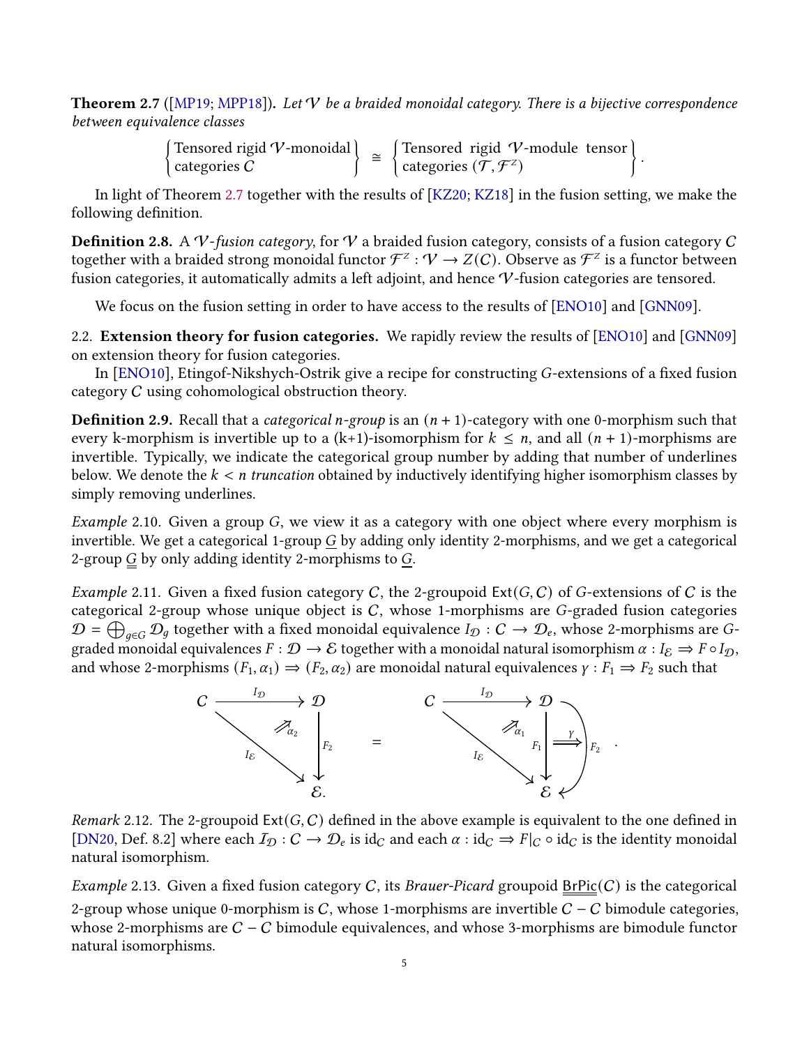**Theorem 2.7** ([MP19; MPP18]). *Let $\mathcal{V}$ be a braided monoidal category. There is a bijective correspondence between equivalence classes*

$$\left\{\begin{array}{l}\text{Tensored rigid } \mathcal{V}\text{-monoidal} \\ \text{categories } \mathcal{C}\end{array}\right\} \cong \left\{\begin{array}{l}\text{Tensored rigid } \mathcal{V}\text{-module tensor} \\ \text{categories } (\mathcal{T}, \mathcal{F}^Z)\end{array}\right\}.$$

In light of Theorem 2.7 together with the results of [KZ20; KZ18] in the fusion setting, we make the following definition.

**Definition 2.8.** A *$\mathcal{V}$-fusion category*, for $\mathcal{V}$ a braided fusion category, consists of a fusion category $\mathcal{C}$ together with a braided strong monoidal functor $\mathcal{F}^Z : \mathcal{V} \to Z(\mathcal{C})$. Observe as $\mathcal{F}^Z$ is a functor between fusion categories, it automatically admits a left adjoint, and hence $\mathcal{V}$-fusion categories are tensored.

We focus on the fusion setting in order to have access to the results of [ENO10] and [GNN09].

## 2.2. Extension theory for fusion categories.

We rapidly review the results of [ENO10] and [GNN09] on extension theory for fusion categories.

In [ENO10], Etingof-Nikshych-Ostrik give a recipe for constructing $G$-extensions of a fixed fusion category $\mathcal{C}$ using cohomological obstruction theory.

**Definition 2.9.** Recall that a *categorical n-group* is an $(n+1)$-category with one 0-morphism such that every k-morphism is invertible up to a (k+1)-isomorphism for $k \leq n$, and all $(n+1)$-morphisms are invertible. Typically, we indicate the categorical group number by adding that number of underlines below. We denote the *$k < n$ truncation* obtained by inductively identifying higher isomorphism classes by simply removing underlines.

*Example* 2.10. Given a group $G$, we view it as a category with one object where every morphism is invertible. We get a categorical 1-group $\underline{G}$ by adding only identity 2-morphisms, and we get a categorical 2-group $\underline{\underline{G}}$ by only adding identity 2-morphisms to $\underline{G}$.

*Example* 2.11. Given a fixed fusion category $\mathcal{C}$, the 2-groupoid $\mathsf{Ext}(G, \mathcal{C})$ of $G$-extensions of $\mathcal{C}$ is the categorical 2-group whose unique object is $\mathcal{C}$, whose 1-morphisms are $G$-graded fusion categories $\mathcal{D} = \bigoplus_{g \in G} \mathcal{D}_g$ together with a fixed monoidal equivalence $I_\mathcal{D} : \mathcal{C} \to \mathcal{D}_e$, whose 2-morphisms are $G$-graded monoidal equivalences $F : \mathcal{D} \to \mathcal{E}$ together with a monoidal natural isomorphism $\alpha : I_\mathcal{E} \Rightarrow F \circ I_\mathcal{D}$, and whose 2-morphisms $(F_1, \alpha_1) \Rightarrow (F_2, \alpha_2)$ are monoidal natural equivalences $\gamma : F_1 \Rightarrow F_2$ such that

$$\begin{array}{ccc} \mathcal{C} \xrightarrow{I_\mathcal{D}} \mathcal{D} \\ {\scriptstyle I_\mathcal{E}}\searrow \;\; \Nearrow_{\alpha_2} \;\; \downarrow{\scriptstyle F_2} \\ \qquad\quad \mathcal{E}. \end{array} \quad = \quad \begin{array}{ccc} \mathcal{C} \xrightarrow{I_\mathcal{D}} \mathcal{D} \\ {\scriptstyle I_\mathcal{E}}\searrow \;\; \Nearrow_{\alpha_1} \;\; {\scriptstyle F_1}\downarrow \overset{\gamma}{\Longrightarrow} \curvearrowright {\scriptstyle F_2} \\ \qquad\quad \mathcal{E} \end{array}.$$

*Remark* 2.12. The 2-groupoid $\mathsf{Ext}(G, \mathcal{C})$ defined in the above example is equivalent to the one defined in [DN20, Def. 8.2] where each $\mathcal{I}_\mathcal{D} : \mathcal{C} \to \mathcal{D}_e$ is $\mathrm{id}_\mathcal{C}$ and each $\alpha : \mathrm{id}_\mathcal{C} \Rightarrow F|_\mathcal{C} \circ \mathrm{id}_\mathcal{C}$ is the identity monoidal natural isomorphism.

*Example* 2.13. Given a fixed fusion category $\mathcal{C}$, its *Brauer-Picard* groupoid $\underline{\underline{\mathrm{BrPic}}}(\mathcal{C})$ is the categorical 2-group whose unique 0-morphism is $\mathcal{C}$, whose 1-morphisms are invertible $\mathcal{C} - \mathcal{C}$ bimodule categories, whose 2-morphisms are $\mathcal{C} - \mathcal{C}$ bimodule equivalences, and whose 3-morphisms are bimodule functor natural isomorphisms.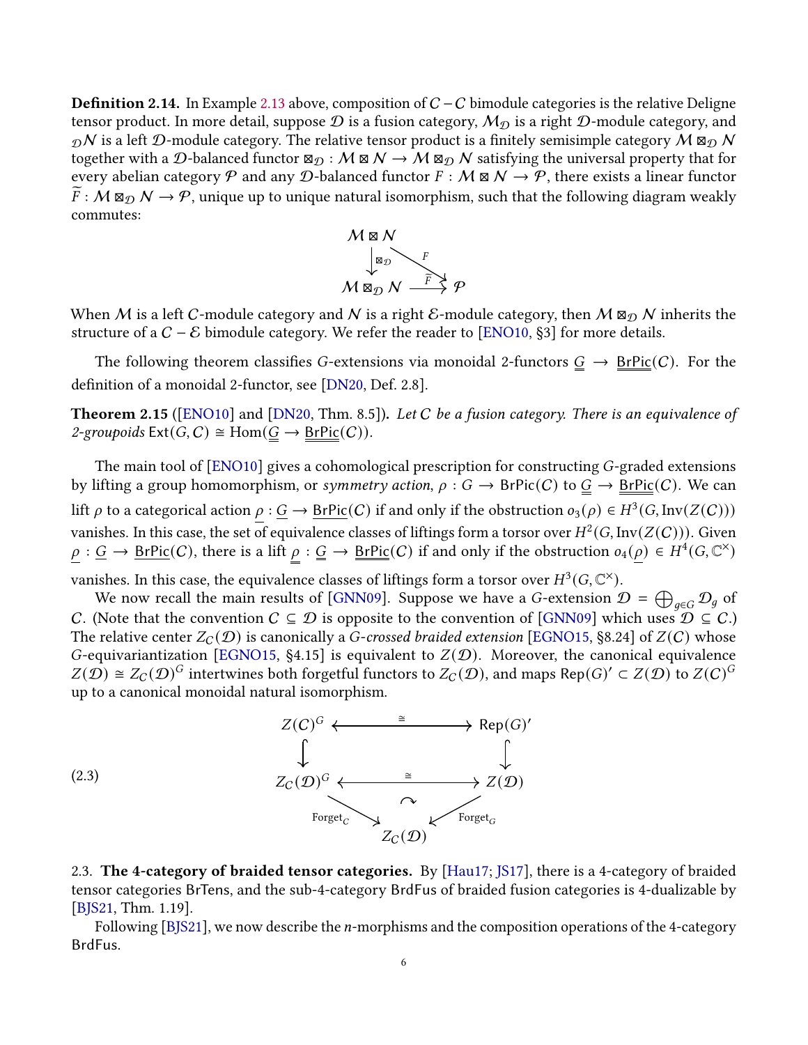**Definition 2.14.** In Example 2.13 above, composition of $\mathcal{C}-\mathcal{C}$ bimodule categories is the relative Deligne tensor product. In more detail, suppose $\mathcal{D}$ is a fusion category, $\mathcal{M}_{\mathcal{D}}$ is a right $\mathcal{D}$-module category, and ${}_{\mathcal{D}}\mathcal{N}$ is a left $\mathcal{D}$-module category. The relative tensor product is a finitely semisimple category $\mathcal{M} \boxtimes_{\mathcal{D}} \mathcal{N}$ together with a $\mathcal{D}$-balanced functor $\boxtimes_{\mathcal{D}} : \mathcal{M} \boxtimes \mathcal{N} \to \mathcal{M} \boxtimes_{\mathcal{D}} \mathcal{N}$ satisfying the universal property that for every abelian category $\mathcal{P}$ and any $\mathcal{D}$-balanced functor $F : \mathcal{M} \boxtimes \mathcal{N} \to \mathcal{P}$, there exists a linear functor $\widetilde{F} : \mathcal{M} \boxtimes_{\mathcal{D}} \mathcal{N} \to \mathcal{P}$, unique up to unique natural isomorphism, such that the following diagram weakly commutes:

$$\begin{array}{ccc} \mathcal{M} \boxtimes \mathcal{N} & & \\ \downarrow{\scriptstyle \boxtimes_{\mathcal{D}}} & \searrow^{F} & \\ \mathcal{M} \boxtimes_{\mathcal{D}} \mathcal{N} & \xrightarrow{\widetilde{F}} & \mathcal{P} \end{array}$$

When $\mathcal{M}$ is a left $\mathcal{C}$-module category and $\mathcal{N}$ is a right $\mathcal{E}$-module category, then $\mathcal{M} \boxtimes_{\mathcal{D}} \mathcal{N}$ inherits the structure of a $\mathcal{C} - \mathcal{E}$ bimodule category. We refer the reader to [ENO10, §3] for more details.

The following theorem classifies $G$-extensions via monoidal 2-functors $\underline{\underline{G}} \to \underline{\underline{\mathrm{BrPic}}}(\mathcal{C})$. For the definition of a monoidal 2-functor, see [DN20, Def. 2.8].

**Theorem 2.15** ([ENO10] and [DN20, Thm. 8.5])**.** *Let $\mathcal{C}$ be a fusion category. There is an equivalence of 2-groupoids $\mathrm{Ext}(G, \mathcal{C}) \cong \mathrm{Hom}(\underline{\underline{G}} \to \underline{\underline{\mathrm{BrPic}}}(\mathcal{C}))$.*

The main tool of [ENO10] gives a cohomological prescription for constructing $G$-graded extensions by lifting a group homomorphism, or *symmetry action*, $\rho : G \to \mathrm{BrPic}(\mathcal{C})$ to $\underline{\underline{G}} \to \underline{\underline{\mathrm{BrPic}}}(\mathcal{C})$. We can lift $\rho$ to a categorical action $\underline{\rho} : \underline{G} \to \underline{\mathrm{BrPic}}(\mathcal{C})$ if and only if the obstruction $o_3(\rho) \in H^3(G, \mathrm{Inv}(Z(\mathcal{C})))$ vanishes. In this case, the set of equivalence classes of liftings form a torsor over $H^2(G, \mathrm{Inv}(Z(\mathcal{C})))$. Given $\underline{\rho} : \underline{G} \to \underline{\mathrm{BrPic}}(\mathcal{C})$, there is a lift $\underline{\underline{\rho}} : \underline{\underline{G}} \to \underline{\underline{\mathrm{BrPic}}}(\mathcal{C})$ if and only if the obstruction $o_4(\underline{\rho}) \in H^4(G, \mathbb{C}^\times)$ vanishes. In this case, the equivalence classes of liftings form a torsor over $H^3(G, \mathbb{C}^\times)$.

We now recall the main results of [GNN09]. Suppose we have a $G$-extension $\mathcal{D} = \bigoplus_{g \in G} \mathcal{D}_g$ of $\mathcal{C}$. (Note that the convention $\mathcal{C} \subseteq \mathcal{D}$ is opposite to the convention of [GNN09] which uses $\mathcal{D} \subseteq \mathcal{C}$.) The relative center $Z_{\mathcal{C}}(\mathcal{D})$ is canonically a *$G$-crossed braided extension* [EGNO15, §8.24] of $Z(\mathcal{C})$ whose $G$-equivariantization [EGNO15, §4.15] is equivalent to $Z(\mathcal{D})$. Moreover, the canonical equivalence $Z(\mathcal{D}) \cong Z_{\mathcal{C}}(\mathcal{D})^G$ intertwines both forgetful functors to $Z_{\mathcal{C}}(\mathcal{D})$, and maps $\mathrm{Rep}(G)' \subset Z(\mathcal{D})$ to $Z(\mathcal{C})^G$ up to a canonical monoidal natural isomorphism.

$$(2.3) \qquad \begin{array}{ccc} Z(\mathcal{C})^G & \xleftrightarrow{\ \cong\ } & \mathrm{Rep}(G)' \\ \big\downarrow & & \big\downarrow \\ Z_{\mathcal{C}}(\mathcal{D})^G & \xleftrightarrow{\ \cong\ } & Z(\mathcal{D}) \\ & \curvearrowright & \\ {\scriptstyle \mathrm{Forget}_{\mathcal{C}}} \searrow & & \swarrow {\scriptstyle \mathrm{Forget}_G} \\ & Z_{\mathcal{C}}(\mathcal{D}) & \end{array}$$

2.3. **The 4-category of braided tensor categories.** By [Hau17; JS17], there is a 4-category of braided tensor categories BrTens, and the sub-4-category BrdFus of braided fusion categories is 4-dualizable by [BJS21, Thm. 1.19].

Following [BJS21], we now describe the $n$-morphisms and the composition operations of the 4-category BrdFus.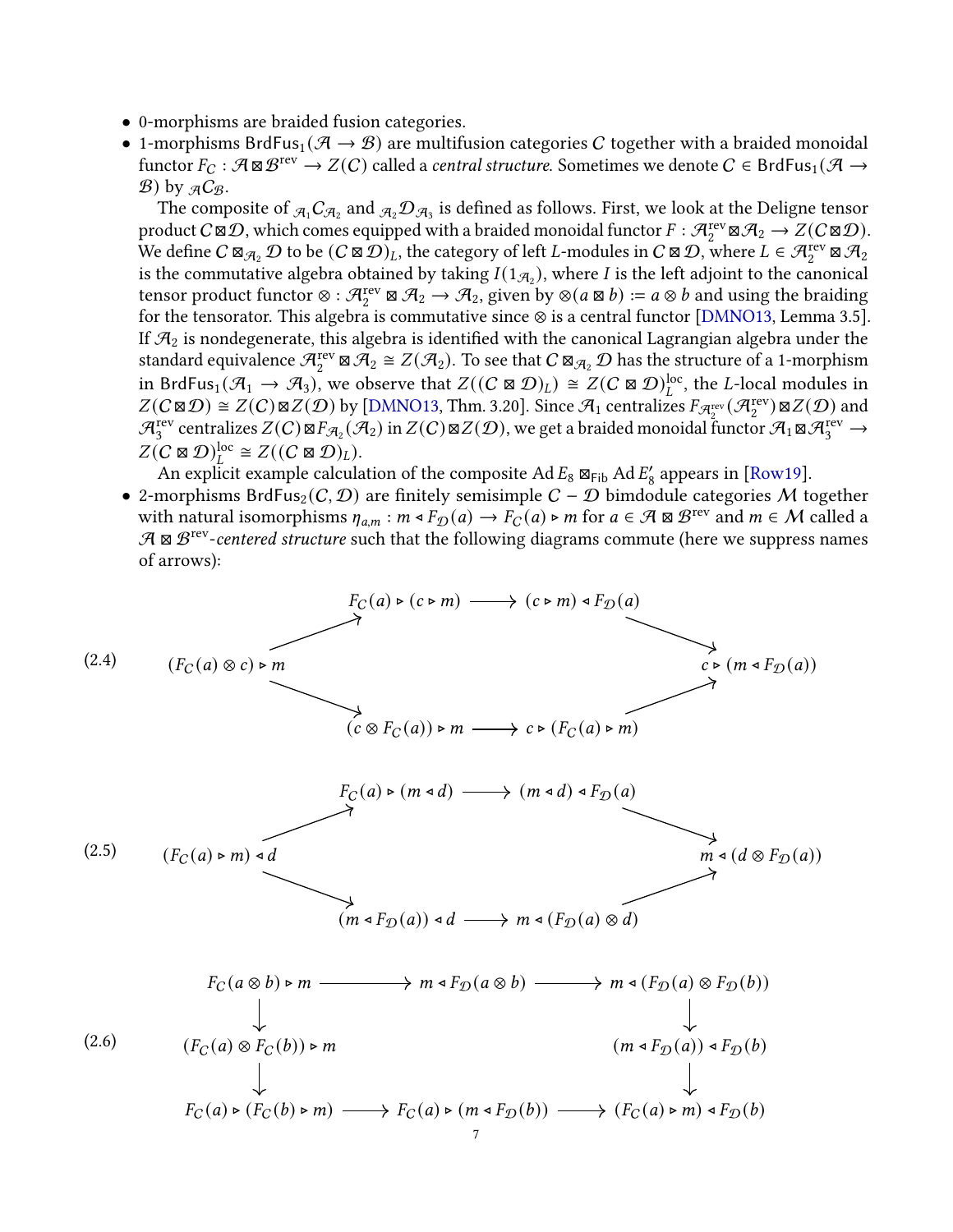- 0-morphisms are braided fusion categories.
- 1-morphisms $\mathsf{BrdFus}_1(\mathcal{A} \to \mathcal{B})$ are multifusion categories $C$ together with a braided monoidal functor $F_C : \mathcal{A} \boxtimes \mathcal{B}^{\text{rev}} \to Z(C)$ called a *central structure*. Sometimes we denote $C \in \mathsf{BrdFus}_1(\mathcal{A} \to \mathcal{B})$ by ${}_{\mathcal{A}}C_{\mathcal{B}}$.

  The composite of ${}_{\mathcal{A}_1}C_{\mathcal{A}_2}$ and ${}_{\mathcal{A}_2}\mathcal{D}_{\mathcal{A}_3}$ is defined as follows. First, we look at the Deligne tensor product $C \boxtimes \mathcal{D}$, which comes equipped with a braided monoidal functor $F : \mathcal{A}_2^{\text{rev}} \boxtimes \mathcal{A}_2 \to Z(C \boxtimes \mathcal{D})$. We define $C \boxtimes_{\mathcal{A}_2} \mathcal{D}$ to be $(C \boxtimes \mathcal{D})_L$, the category of left $L$-modules in $C \boxtimes \mathcal{D}$, where $L \in \mathcal{A}_2^{\text{rev}} \boxtimes \mathcal{A}_2$ is the commutative algebra obtained by taking $I(1_{\mathcal{A}_2})$, where $I$ is the left adjoint to the canonical tensor product functor $\otimes : \mathcal{A}_2^{\text{rev}} \boxtimes \mathcal{A}_2 \to \mathcal{A}_2$, given by $\otimes(a \boxtimes b) := a \otimes b$ and using the braiding for the tensorator. This algebra is commutative since $\otimes$ is a central functor [DMNO13, Lemma 3.5]. If $\mathcal{A}_2$ is nondegenerate, this algebra is identified with the canonical Lagrangian algebra under the standard equivalence $\mathcal{A}_2^{\text{rev}} \boxtimes \mathcal{A}_2 \cong Z(\mathcal{A}_2)$. To see that $C \boxtimes_{\mathcal{A}_2} \mathcal{D}$ has the structure of a 1-morphism in $\mathsf{BrdFus}_1(\mathcal{A}_1 \to \mathcal{A}_3)$, we observe that $Z((C \boxtimes \mathcal{D})_L) \cong Z(C \boxtimes \mathcal{D})_L^{\text{loc}}$, the $L$-local modules in $Z(C \boxtimes \mathcal{D}) \cong Z(C) \boxtimes Z(\mathcal{D})$ by [DMNO13, Thm. 3.20]. Since $\mathcal{A}_1$ centralizes $F_{\mathcal{A}_2^{\text{rev}}}(\mathcal{A}_2^{\text{rev}}) \boxtimes Z(\mathcal{D})$ and $\mathcal{A}_3^{\text{rev}}$ centralizes $Z(C) \boxtimes F_{\mathcal{A}_2}(\mathcal{A}_2)$ in $Z(C) \boxtimes Z(\mathcal{D})$, we get a braided monoidal functor $\mathcal{A}_1 \boxtimes \mathcal{A}_3^{\text{rev}} \to Z(C \boxtimes \mathcal{D})_L^{\text{loc}} \cong Z((C \boxtimes \mathcal{D})_L)$.

  An explicit example calculation of the composite $\operatorname{Ad} E_8 \boxtimes_{\mathsf{Fib}} \operatorname{Ad} E_8'$ appears in [Row19].
- 2-morphisms $\mathsf{BrdFus}_2(C, \mathcal{D})$ are finitely semisimple $C - \mathcal{D}$ bimdodule categories $\mathcal{M}$ together with natural isomorphisms $\eta_{a,m} : m \triangleleft F_{\mathcal{D}}(a) \to F_C(a) \triangleright m$ for $a \in \mathcal{A} \boxtimes \mathcal{B}^{\text{rev}}$ and $m \in \mathcal{M}$ called a $\mathcal{A} \boxtimes \mathcal{B}^{\text{rev}}$-*centered structure* such that the following diagrams commute (here we suppress names of arrows):

$$(2.4)\qquad \begin{array}{ccccc} & F_C(a) \triangleright (c \triangleright m) & \longrightarrow & (c \triangleright m) \triangleleft F_{\mathcal{D}}(a) & \\ \nearrow & & & & \searrow \\ (F_C(a) \otimes c) \triangleright m & & & & c \triangleright (m \triangleleft F_{\mathcal{D}}(a)) \\ \searrow & & & & \nearrow \\ & (c \otimes F_C(a)) \triangleright m & \longrightarrow & c \triangleright (F_C(a) \triangleright m) & \end{array}$$

$$(2.5)\qquad \begin{array}{ccccc} & F_C(a) \triangleright (m \triangleleft d) & \longrightarrow & (m \triangleleft d) \triangleleft F_{\mathcal{D}}(a) & \\ \nearrow & & & & \searrow \\ (F_C(a) \triangleright m) \triangleleft d & & & & m \triangleleft (d \otimes F_{\mathcal{D}}(a)) \\ \searrow & & & & \nearrow \\ & (m \triangleleft F_{\mathcal{D}}(a)) \triangleleft d & \longrightarrow & m \triangleleft (F_{\mathcal{D}}(a) \otimes d) & \end{array}$$

$$(2.6)\qquad \begin{array}{ccccc} F_C(a \otimes b) \triangleright m & \longrightarrow & m \triangleleft F_{\mathcal{D}}(a \otimes b) & \longrightarrow & m \triangleleft (F_{\mathcal{D}}(a) \otimes F_{\mathcal{D}}(b)) \\ \downarrow & & & & \downarrow \\ (F_C(a) \otimes F_C(b)) \triangleright m & & & & (m \triangleleft F_{\mathcal{D}}(a)) \triangleleft F_{\mathcal{D}}(b) \\ \downarrow & & & & \downarrow \\ F_C(a) \triangleright (F_C(b) \triangleright m) & \longrightarrow & F_C(a) \triangleright (m \triangleleft F_{\mathcal{D}}(b)) & \longrightarrow & (F_C(a) \triangleright m) \triangleleft F_{\mathcal{D}}(b) \end{array}$$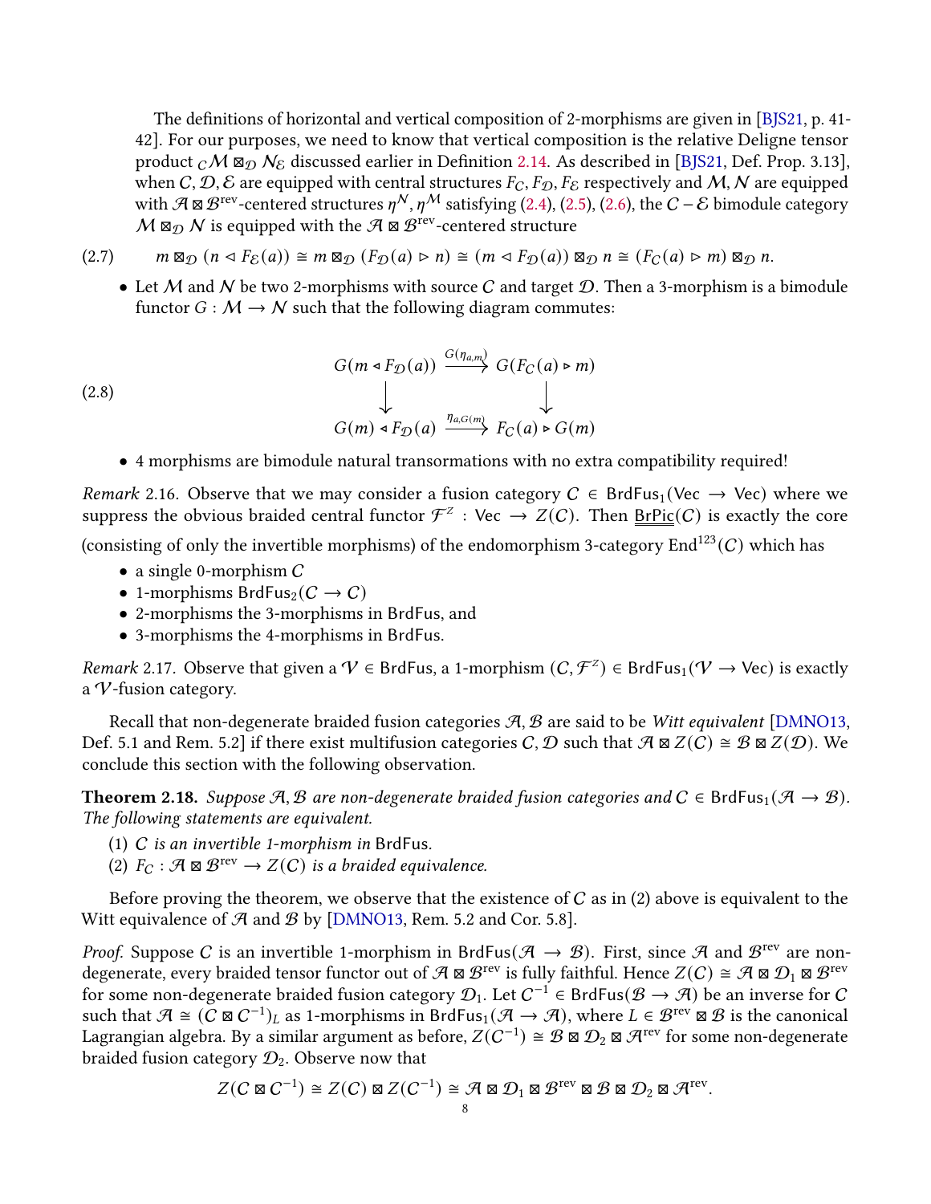The definitions of horizontal and vertical composition of 2-morphisms are given in [BJS21, p. 41-42]. For our purposes, we need to know that vertical composition is the relative Deligne tensor product ${}_{\mathcal{C}}\mathcal{M} \boxtimes_{\mathcal{D}} \mathcal{N}_{\mathcal{E}}$ discussed earlier in Definition 2.14. As described in [BJS21, Def. Prop. 3.13], when $\mathcal{C}, \mathcal{D}, \mathcal{E}$ are equipped with central structures $F_{\mathcal{C}}, F_{\mathcal{D}}, F_{\mathcal{E}}$ respectively and $\mathcal{M}, \mathcal{N}$ are equipped with $\mathcal{A} \boxtimes \mathcal{B}^{\text{rev}}$-centered structures $\eta^{\mathcal{N}}, \eta^{\mathcal{M}}$ satisfying (2.4), (2.5), (2.6), the $\mathcal{C} - \mathcal{E}$ bimodule category $\mathcal{M} \boxtimes_{\mathcal{D}} \mathcal{N}$ is equipped with the $\mathcal{A} \boxtimes \mathcal{B}^{\text{rev}}$-centered structure

$$m \boxtimes_{\mathcal{D}} (n \triangleleft F_{\mathcal{E}}(a)) \cong m \boxtimes_{\mathcal{D}} (F_{\mathcal{D}}(a) \triangleright n) \cong (m \triangleleft F_{\mathcal{D}}(a)) \boxtimes_{\mathcal{D}} n \cong (F_{\mathcal{C}}(a) \triangleright m) \boxtimes_{\mathcal{D}} n. \tag{2.7}$$

- Let $\mathcal{M}$ and $\mathcal{N}$ be two 2-morphisms with source $\mathcal{C}$ and target $\mathcal{D}$. Then a 3-morphism is a bimodule functor $G : \mathcal{M} \to \mathcal{N}$ such that the following diagram commutes:

$$\begin{array}{ccc} G(m \triangleleft F_{\mathcal{D}}(a)) & \xrightarrow{G(\eta_{a,m})} & G(F_{\mathcal{C}}(a) \triangleright m) \\ \downarrow & & \downarrow \\ G(m) \triangleleft F_{\mathcal{D}}(a) & \xrightarrow{\eta_{a,G(m)}} & F_{\mathcal{C}}(a) \triangleright G(m) \end{array} \tag{2.8}$$

- 4 morphisms are bimodule natural transformations with no extra compatibility required!

*Remark* 2.16. Observe that we may consider a fusion category $\mathcal{C} \in \mathsf{BrdFus}_1(\mathsf{Vec} \to \mathsf{Vec})$ where we suppress the obvious braided central functor $\mathcal{F}^Z : \mathsf{Vec} \to Z(\mathcal{C})$. Then $\underline{\underline{\mathrm{BrPic}}}(\mathcal{C})$ is exactly the core (consisting of only the invertible morphisms) of the endomorphism 3-category $\mathrm{End}^{123}(\mathcal{C})$ which has

- a single 0-morphism $\mathcal{C}$
- 1-morphisms $\mathsf{BrdFus}_2(\mathcal{C} \to \mathcal{C})$
- 2-morphisms the 3-morphisms in $\mathsf{BrdFus}$, and
- 3-morphisms the 4-morphisms in $\mathsf{BrdFus}$.

*Remark* 2.17. Observe that given a $\mathcal{V} \in \mathsf{BrdFus}$, a 1-morphism $(\mathcal{C}, \mathcal{F}^Z) \in \mathsf{BrdFus}_1(\mathcal{V} \to \mathsf{Vec})$ is exactly a $\mathcal{V}$-fusion category.

Recall that non-degenerate braided fusion categories $\mathcal{A}, \mathcal{B}$ are said to be *Witt equivalent* [DMNO13, Def. 5.1 and Rem. 5.2] if there exist multifusion categories $\mathcal{C}, \mathcal{D}$ such that $\mathcal{A} \boxtimes Z(\mathcal{C}) \cong \mathcal{B} \boxtimes Z(\mathcal{D})$. We conclude this section with the following observation.

**Theorem 2.18.** *Suppose $\mathcal{A}, \mathcal{B}$ are non-degenerate braided fusion categories and $\mathcal{C} \in \mathsf{BrdFus}_1(\mathcal{A} \to \mathcal{B})$. The following statements are equivalent.*

1. *$\mathcal{C}$ is an invertible 1-morphism in $\mathsf{BrdFus}$.*
2. *$F_{\mathcal{C}} : \mathcal{A} \boxtimes \mathcal{B}^{\text{rev}} \to Z(\mathcal{C})$ is a braided equivalence.*

Before proving the theorem, we observe that the existence of $\mathcal{C}$ as in (2) above is equivalent to the Witt equivalence of $\mathcal{A}$ and $\mathcal{B}$ by [DMNO13, Rem. 5.2 and Cor. 5.8].

*Proof.* Suppose $\mathcal{C}$ is an invertible 1-morphism in $\mathsf{BrdFus}(\mathcal{A} \to \mathcal{B})$. First, since $\mathcal{A}$ and $\mathcal{B}^{\text{rev}}$ are non-degenerate, every braided tensor functor out of $\mathcal{A} \boxtimes \mathcal{B}^{\text{rev}}$ is fully faithful. Hence $Z(\mathcal{C}) \cong \mathcal{A} \boxtimes \mathcal{D}_1 \boxtimes \mathcal{B}^{\text{rev}}$ for some non-degenerate braided fusion category $\mathcal{D}_1$. Let $\mathcal{C}^{-1} \in \mathsf{BrdFus}(\mathcal{B} \to \mathcal{A})$ be an inverse for $\mathcal{C}$ such that $\mathcal{A} \cong (\mathcal{C} \boxtimes \mathcal{C}^{-1})_L$ as 1-morphisms in $\mathsf{BrdFus}_1(\mathcal{A} \to \mathcal{A})$, where $L \in \mathcal{B}^{\text{rev}} \boxtimes \mathcal{B}$ is the canonical Lagrangian algebra. By a similar argument as before, $Z(\mathcal{C}^{-1}) \cong \mathcal{B} \boxtimes \mathcal{D}_2 \boxtimes \mathcal{A}^{\text{rev}}$ for some non-degenerate braided fusion category $\mathcal{D}_2$. Observe now that

$$Z(\mathcal{C} \boxtimes \mathcal{C}^{-1}) \cong Z(\mathcal{C}) \boxtimes Z(\mathcal{C}^{-1}) \cong \mathcal{A} \boxtimes \mathcal{D}_1 \boxtimes \mathcal{B}^{\text{rev}} \boxtimes \mathcal{B} \boxtimes \mathcal{D}_2 \boxtimes \mathcal{A}^{\text{rev}}.$$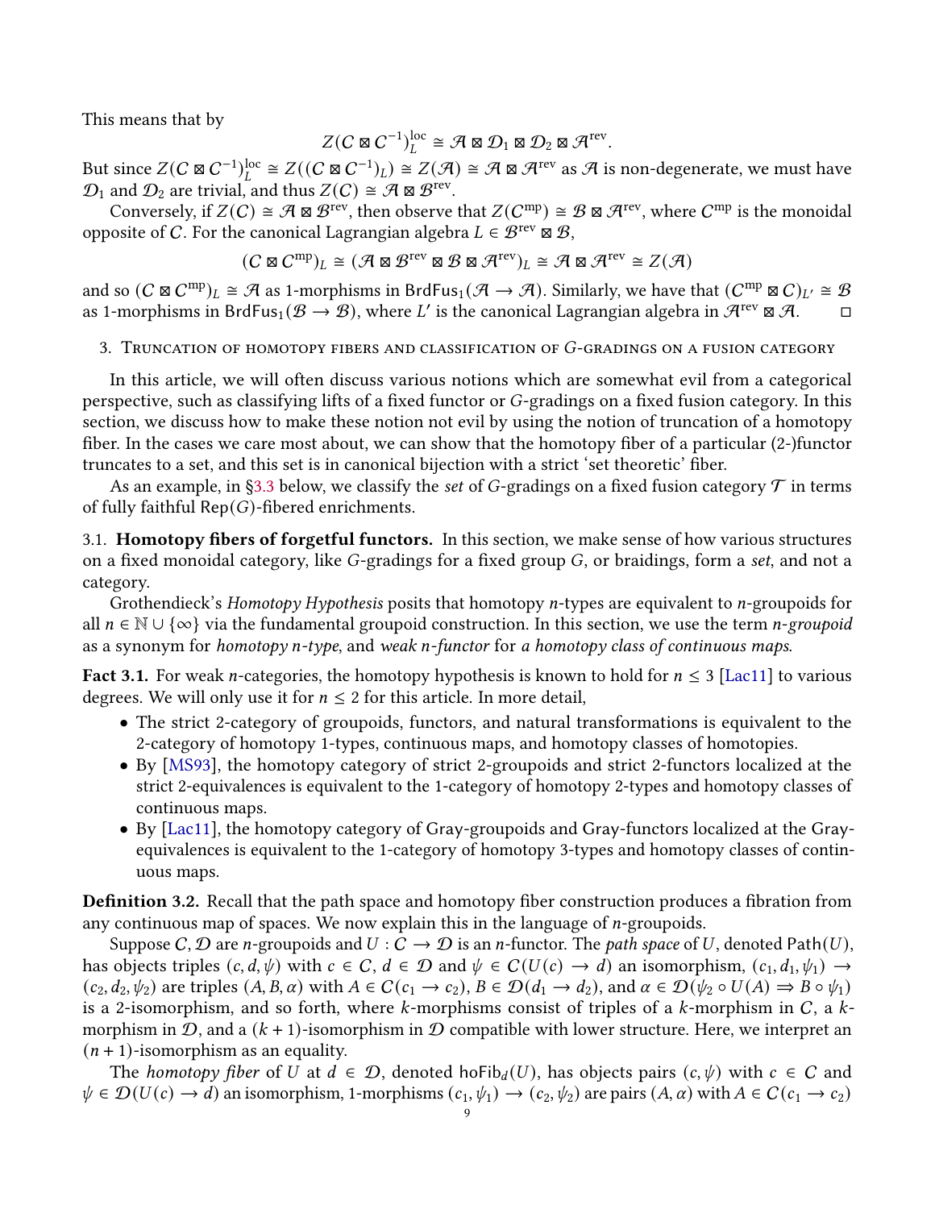This means that by

$$Z(\mathcal{C} \boxtimes \mathcal{C}^{-1})_L^{\text{loc}} \cong \mathcal{A} \boxtimes \mathcal{D}_1 \boxtimes \mathcal{D}_2 \boxtimes \mathcal{A}^{\text{rev}}.$$

But since $Z(\mathcal{C} \boxtimes \mathcal{C}^{-1})_L^{\text{loc}} \cong Z((\mathcal{C} \boxtimes \mathcal{C}^{-1})_L) \cong Z(\mathcal{A}) \cong \mathcal{A} \boxtimes \mathcal{A}^{\text{rev}}$ as $\mathcal{A}$ is non-degenerate, we must have $\mathcal{D}_1$ and $\mathcal{D}_2$ are trivial, and thus $Z(\mathcal{C}) \cong \mathcal{A} \boxtimes \mathcal{B}^{\text{rev}}$.

Conversely, if $Z(\mathcal{C}) \cong \mathcal{A} \boxtimes \mathcal{B}^{\text{rev}}$, then observe that $Z(\mathcal{C}^{\text{mp}}) \cong \mathcal{B} \boxtimes \mathcal{A}^{\text{rev}}$, where $\mathcal{C}^{\text{mp}}$ is the monoidal opposite of $\mathcal{C}$. For the canonical Lagrangian algebra $L \in \mathcal{B}^{\text{rev}} \boxtimes \mathcal{B}$,

$$(\mathcal{C} \boxtimes \mathcal{C}^{\text{mp}})_L \cong (\mathcal{A} \boxtimes \mathcal{B}^{\text{rev}} \boxtimes \mathcal{B} \boxtimes \mathcal{A}^{\text{rev}})_L \cong \mathcal{A} \boxtimes \mathcal{A}^{\text{rev}} \cong Z(\mathcal{A})$$

and so $(\mathcal{C} \boxtimes \mathcal{C}^{\text{mp}})_L \cong \mathcal{A}$ as 1-morphisms in $\mathsf{BrdFus}_1(\mathcal{A} \to \mathcal{A})$. Similarly, we have that $(\mathcal{C}^{\text{mp}} \boxtimes \mathcal{C})_{L'} \cong \mathcal{B}$ as 1-morphisms in $\mathsf{BrdFus}_1(\mathcal{B} \to \mathcal{B})$, where $L'$ is the canonical Lagrangian algebra in $\mathcal{A}^{\text{rev}} \boxtimes \mathcal{A}$. □

## 3. Truncation of homotopy fibers and classification of $G$-gradings on a fusion category

In this article, we will often discuss various notions which are somewhat evil from a categorical perspective, such as classifying lifts of a fixed functor or $G$-gradings on a fixed fusion category. In this section, we discuss how to make these notion not evil by using the notion of truncation of a homotopy fiber. In the cases we care most about, we can show that the homotopy fiber of a particular (2-)functor truncates to a set, and this set is in canonical bijection with a strict 'set theoretic' fiber.

As an example, in §3.3 below, we classify the *set* of $G$-gradings on a fixed fusion category $\mathcal{T}$ in terms of fully faithful $\mathsf{Rep}(G)$-fibered enrichments.

### 3.1. Homotopy fibers of forgetful functors.

In this section, we make sense of how various structures on a fixed monoidal category, like $G$-gradings for a fixed group $G$, or braidings, form a *set*, and not a category.

Grothendieck's *Homotopy Hypothesis* posits that homotopy $n$-types are equivalent to $n$-groupoids for all $n \in \mathbb{N} \cup \{\infty\}$ via the fundamental groupoid construction. In this section, we use the term *$n$-groupoid* as a synonym for *homotopy $n$-type*, and *weak $n$-functor* for *a homotopy class of continuous maps*.

**Fact 3.1.** For weak $n$-categories, the homotopy hypothesis is known to hold for $n \leq 3$ [Lac11] to various degrees. We will only use it for $n \leq 2$ for this article. In more detail,

- The strict 2-category of groupoids, functors, and natural transformations is equivalent to the 2-category of homotopy 1-types, continuous maps, and homotopy classes of homotopies.
- By [MS93], the homotopy category of strict 2-groupoids and strict 2-functors localized at the strict 2-equivalences is equivalent to the 1-category of homotopy 2-types and homotopy classes of continuous maps.
- By [Lac11], the homotopy category of Gray-groupoids and Gray-functors localized at the Gray-equivalences is equivalent to the 1-category of homotopy 3-types and homotopy classes of continuous maps.

**Definition 3.2.** Recall that the path space and homotopy fiber construction produces a fibration from any continuous map of spaces. We now explain this in the language of $n$-groupoids.

Suppose $\mathcal{C}, \mathcal{D}$ are $n$-groupoids and $U : \mathcal{C} \to \mathcal{D}$ is an $n$-functor. The *path space* of $U$, denoted $\mathsf{Path}(U)$, has objects triples $(c, d, \psi)$ with $c \in \mathcal{C}$, $d \in \mathcal{D}$ and $\psi \in \mathcal{C}(U(c) \to d)$ an isomorphism, $(c_1, d_1, \psi_1) \to (c_2, d_2, \psi_2)$ are triples $(A, B, \alpha)$ with $A \in \mathcal{C}(c_1 \to c_2)$, $B \in \mathcal{D}(d_1 \to d_2)$, and $\alpha \in \mathcal{D}(\psi_2 \circ U(A) \Rightarrow B \circ \psi_1)$ is a 2-isomorphism, and so forth, where $k$-morphisms consist of triples of a $k$-morphism in $\mathcal{C}$, a $k$-morphism in $\mathcal{D}$, and a $(k+1)$-isomorphism in $\mathcal{D}$ compatible with lower structure. Here, we interpret an $(n+1)$-isomorphism as an equality.

The *homotopy fiber* of $U$ at $d \in \mathcal{D}$, denoted $\mathsf{hoFib}_d(U)$, has objects pairs $(c, \psi)$ with $c \in \mathcal{C}$ and $\psi \in \mathcal{D}(U(c) \to d)$ an isomorphism, 1-morphisms $(c_1, \psi_1) \to (c_2, \psi_2)$ are pairs $(A, \alpha)$ with $A \in \mathcal{C}(c_1 \to c_2)$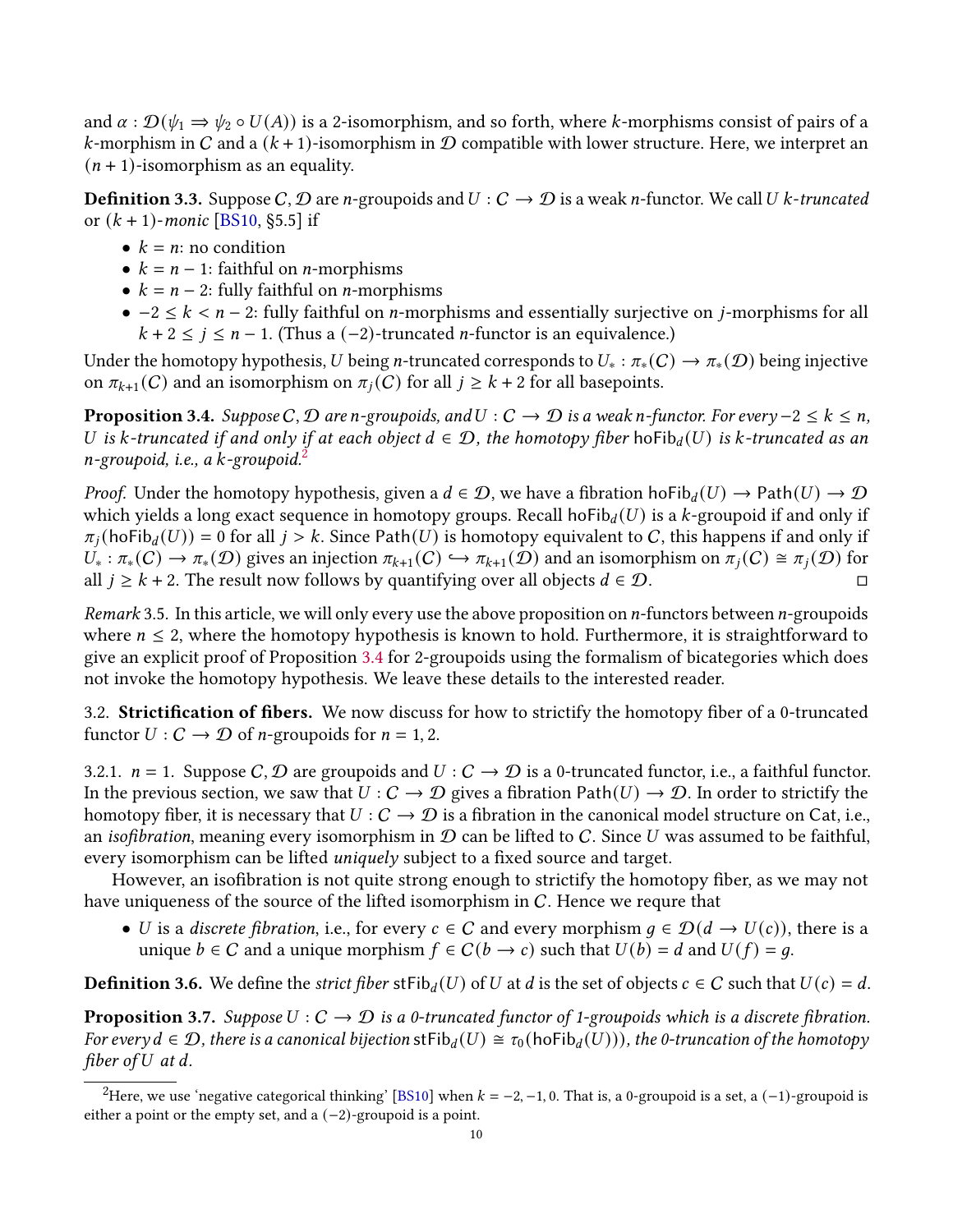and $\alpha : \mathcal{D}(\psi_1 \Rightarrow \psi_2 \circ U(A))$ is a 2-isomorphism, and so forth, where $k$-morphisms consist of pairs of a $k$-morphism in $C$ and a $(k+1)$-isomorphism in $\mathcal{D}$ compatible with lower structure. Here, we interpret an $(n+1)$-isomorphism as an equality.

**Definition 3.3.** Suppose $C, \mathcal{D}$ are $n$-groupoids and $U : C \to \mathcal{D}$ is a weak $n$-functor. We call $U$ *$k$-truncated* or *$(k+1)$-monic* [BS10, §5.5] if

- $k = n$: no condition
- $k = n-1$: faithful on $n$-morphisms
- $k = n-2$: fully faithful on $n$-morphisms
- $-2 \leq k < n-2$: fully faithful on $n$-morphisms and essentially surjective on $j$-morphisms for all $k+2 \leq j \leq n-1$. (Thus a $(-2)$-truncated $n$-functor is an equivalence.)

Under the homotopy hypothesis, $U$ being $n$-truncated corresponds to $U_* : \pi_*(C) \to \pi_*(\mathcal{D})$ being injective on $\pi_{k+1}(C)$ and an isomorphism on $\pi_j(C)$ for all $j \geq k+2$ for all basepoints.

**Proposition 3.4.** *Suppose $C, \mathcal{D}$ are $n$-groupoids, and $U : C \to \mathcal{D}$ is a weak $n$-functor. For every $-2 \leq k \leq n$, $U$ is $k$-truncated if and only if at each object $d \in \mathcal{D}$, the homotopy fiber $\mathsf{hoFib}_d(U)$ is $k$-truncated as an $n$-groupoid, i.e., a $k$-groupoid.*[2]

*Proof.* Under the homotopy hypothesis, given a $d \in \mathcal{D}$, we have a fibration $\mathsf{hoFib}_d(U) \to \mathsf{Path}(U) \to \mathcal{D}$ which yields a long exact sequence in homotopy groups. Recall $\mathsf{hoFib}_d(U)$ is a $k$-groupoid if and only if $\pi_j(\mathsf{hoFib}_d(U)) = 0$ for all $j > k$. Since $\mathsf{Path}(U)$ is homotopy equivalent to $C$, this happens if and only if $U_* : \pi_*(C) \to \pi_*(\mathcal{D})$ gives an injection $\pi_{k+1}(C) \hookrightarrow \pi_{k+1}(\mathcal{D})$ and an isomorphism on $\pi_j(C) \cong \pi_j(\mathcal{D})$ for all $j \geq k+2$. The result now follows by quantifying over all objects $d \in \mathcal{D}$. □

*Remark* 3.5. In this article, we will only every use the above proposition on $n$-functors between $n$-groupoids where $n \leq 2$, where the homotopy hypothesis is known to hold. Furthermore, it is straightforward to give an explicit proof of Proposition 3.4 for 2-groupoids using the formalism of bicategories which does not invoke the homotopy hypothesis. We leave these details to the interested reader.

### 3.2. Strictification of fibers.

We now discuss for how to strictify the homotopy fiber of a 0-truncated functor $U : C \to \mathcal{D}$ of $n$-groupoids for $n = 1, 2$.

3.2.1. $n = 1$. Suppose $C, \mathcal{D}$ are groupoids and $U : C \to \mathcal{D}$ is a 0-truncated functor, i.e., a faithful functor. In the previous section, we saw that $U : C \to \mathcal{D}$ gives a fibration $\mathsf{Path}(U) \to \mathcal{D}$. In order to strictify the homotopy fiber, it is necessary that $U : C \to \mathcal{D}$ is a fibration in the canonical model structure on Cat, i.e., an *isofibration*, meaning every isomorphism in $\mathcal{D}$ can be lifted to $C$. Since $U$ was assumed to be faithful, every isomorphism can be lifted *uniquely* subject to a fixed source and target.

However, an isofibration is not quite strong enough to strictify the homotopy fiber, as we may not have uniqueness of the source of the lifted isomorphism in $C$. Hence we requre that

- $U$ is a *discrete fibration*, i.e., for every $c \in C$ and every morphism $g \in \mathcal{D}(d \to U(c))$, there is a unique $b \in C$ and a unique morphism $f \in C(b \to c)$ such that $U(b) = d$ and $U(f) = g$.

**Definition 3.6.** We define the *strict fiber* $\mathsf{stFib}_d(U)$ of $U$ at $d$ is the set of objects $c \in C$ such that $U(c) = d$.

**Proposition 3.7.** *Suppose $U : C \to \mathcal{D}$ is a 0-truncated functor of 1-groupoids which is a discrete fibration. For every $d \in \mathcal{D}$, there is a canonical bijection $\mathsf{stFib}_d(U) \cong \tau_0(\mathsf{hoFib}_d(U)))$, the 0-truncation of the homotopy fiber of $U$ at $d$.*

[2] Here, we use 'negative categorical thinking' [BS10] when $k = -2, -1, 0$. That is, a 0-groupoid is a set, a $(-1)$-groupoid is either a point or the empty set, and a $(-2)$-groupoid is a point.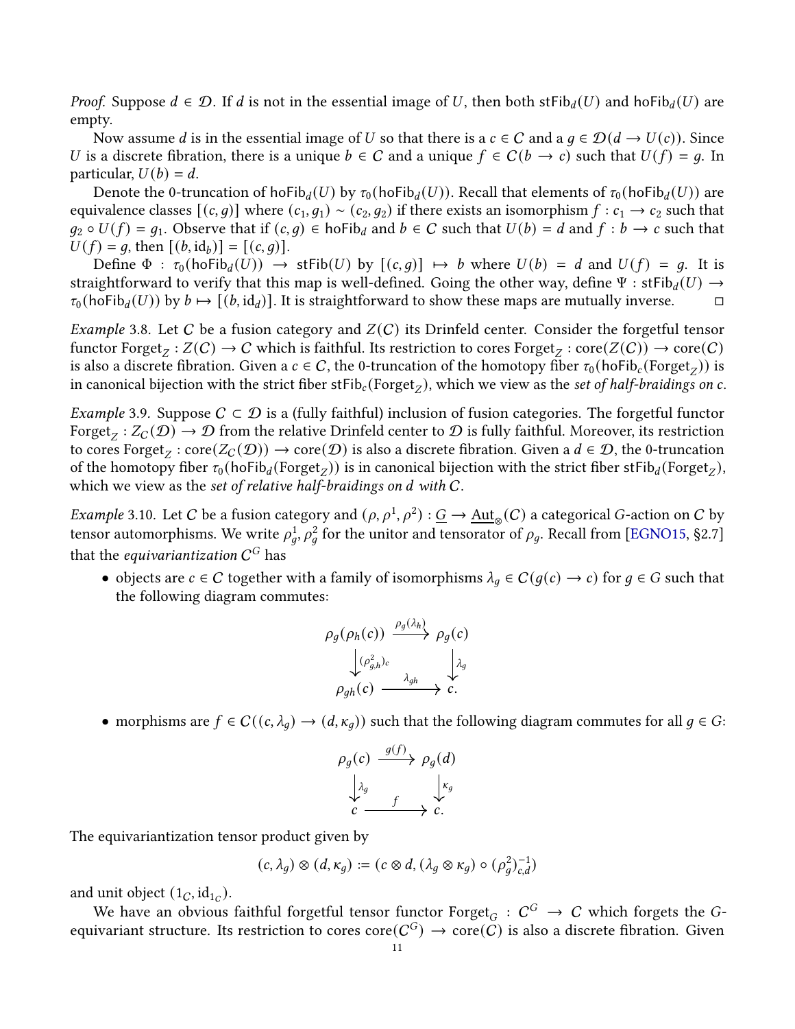*Proof.* Suppose $d \in \mathcal{D}$. If $d$ is not in the essential image of $U$, then both $\mathsf{stFib}_d(U)$ and $\mathsf{hoFib}_d(U)$ are empty.

Now assume $d$ is in the essential image of $U$ so that there is a $c \in C$ and a $g \in \mathcal{D}(d \to U(c))$. Since $U$ is a discrete fibration, there is a unique $b \in C$ and a unique $f \in C(b \to c)$ such that $U(f) = g$. In particular, $U(b) = d$.

Denote the 0-truncation of $\mathsf{hoFib}_d(U)$ by $\tau_0(\mathsf{hoFib}_d(U))$. Recall that elements of $\tau_0(\mathsf{hoFib}_d(U))$ are equivalence classes $[(c, g)]$ where $(c_1, g_1) \sim (c_2, g_2)$ if there exists an isomorphism $f : c_1 \to c_2$ such that $g_2 \circ U(f) = g_1$. Observe that if $(c, g) \in \mathsf{hoFib}_d$ and $b \in C$ such that $U(b) = d$ and $f : b \to c$ such that $U(f) = g$, then $[(b, \mathrm{id}_b)] = [(c, g)]$.

Define $\Phi : \tau_0(\mathsf{hoFib}_d(U)) \to \mathsf{stFib}(U)$ by $[(c, g)] \mapsto b$ where $U(b) = d$ and $U(f) = g$. It is straightforward to verify that this map is well-defined. Going the other way, define $\Psi : \mathsf{stFib}_d(U) \to \tau_0(\mathsf{hoFib}_d(U))$ by $b \mapsto [(b, \mathrm{id}_d)]$. It is straightforward to show these maps are mutually inverse. □

*Example* 3.8. Let $C$ be a fusion category and $Z(C)$ its Drinfeld center. Consider the forgetful tensor functor $\mathrm{Forget}_Z : Z(C) \to C$ which is faithful. Its restriction to cores $\mathrm{Forget}_Z : \mathrm{core}(Z(C)) \to \mathrm{core}(C)$ is also a discrete fibration. Given a $c \in C$, the 0-truncation of the homotopy fiber $\tau_0(\mathsf{hoFib}_c(\mathrm{Forget}_Z))$ is in canonical bijection with the strict fiber $\mathsf{stFib}_c(\mathrm{Forget}_Z)$, which we view as the *set of half-braidings on* $c$.

*Example* 3.9. Suppose $C \subset \mathcal{D}$ is a (fully faithful) inclusion of fusion categories. The forgetful functor $\mathrm{Forget}_Z : Z_C(\mathcal{D}) \to \mathcal{D}$ from the relative Drinfeld center to $\mathcal{D}$ is fully faithful. Moreover, its restriction to cores $\mathrm{Forget}_Z : \mathrm{core}(Z_C(\mathcal{D})) \to \mathrm{core}(\mathcal{D})$ is also a discrete fibration. Given a $d \in \mathcal{D}$, the 0-truncation of the homotopy fiber $\tau_0(\mathsf{hoFib}_d(\mathrm{Forget}_Z))$ is in canonical bijection with the strict fiber $\mathsf{stFib}_d(\mathrm{Forget}_Z)$, which we view as the *set of relative half-braidings on* $d$ *with* $C$.

*Example* 3.10. Let $C$ be a fusion category and $(\rho, \rho^1, \rho^2) : \underline{G} \to \underline{\mathrm{Aut}}_\otimes(C)$ a categorical $G$-action on $C$ by tensor automorphisms. We write $\rho^1_g, \rho^2_g$ for the unitor and tensorator of $\rho_g$. Recall from [EGNO15, §2.7] that the *equivariantization* $C^G$ has

- objects are $c \in C$ together with a family of isomorphisms $\lambda_g \in C(g(c) \to c)$ for $g \in G$ such that the following diagram commutes:

$$\begin{array}{ccc} \rho_g(\rho_h(c)) & \xrightarrow{\rho_g(\lambda_h)} & \rho_g(c) \\ \downarrow{\scriptstyle (\rho^2_{g,h})_c} & & \downarrow{\scriptstyle \lambda_g} \\ \rho_{gh}(c) & \xrightarrow{\lambda_{gh}} & c. \end{array}$$

- morphisms are $f \in C((c, \lambda_g) \to (d, \kappa_g))$ such that the following diagram commutes for all $g \in G$:

$$\begin{array}{ccc} \rho_g(c) & \xrightarrow{g(f)} & \rho_g(d) \\ \downarrow{\scriptstyle \lambda_g} & & \downarrow{\scriptstyle \kappa_g} \\ c & \xrightarrow{f} & c. \end{array}$$

The equivariantization tensor product given by

$$(c, \lambda_g) \otimes (d, \kappa_g) := (c \otimes d, (\lambda_g \otimes \kappa_g) \circ (\rho^2_g)^{-1}_{c,d})$$

and unit object $(1_C, \mathrm{id}_{1_C})$.

We have an obvious faithful forgetful tensor functor $\mathrm{Forget}_G : C^G \to C$ which forgets the $G$-equivariant structure. Its restriction to cores $\mathrm{core}(C^G) \to \mathrm{core}(C)$ is also a discrete fibration. Given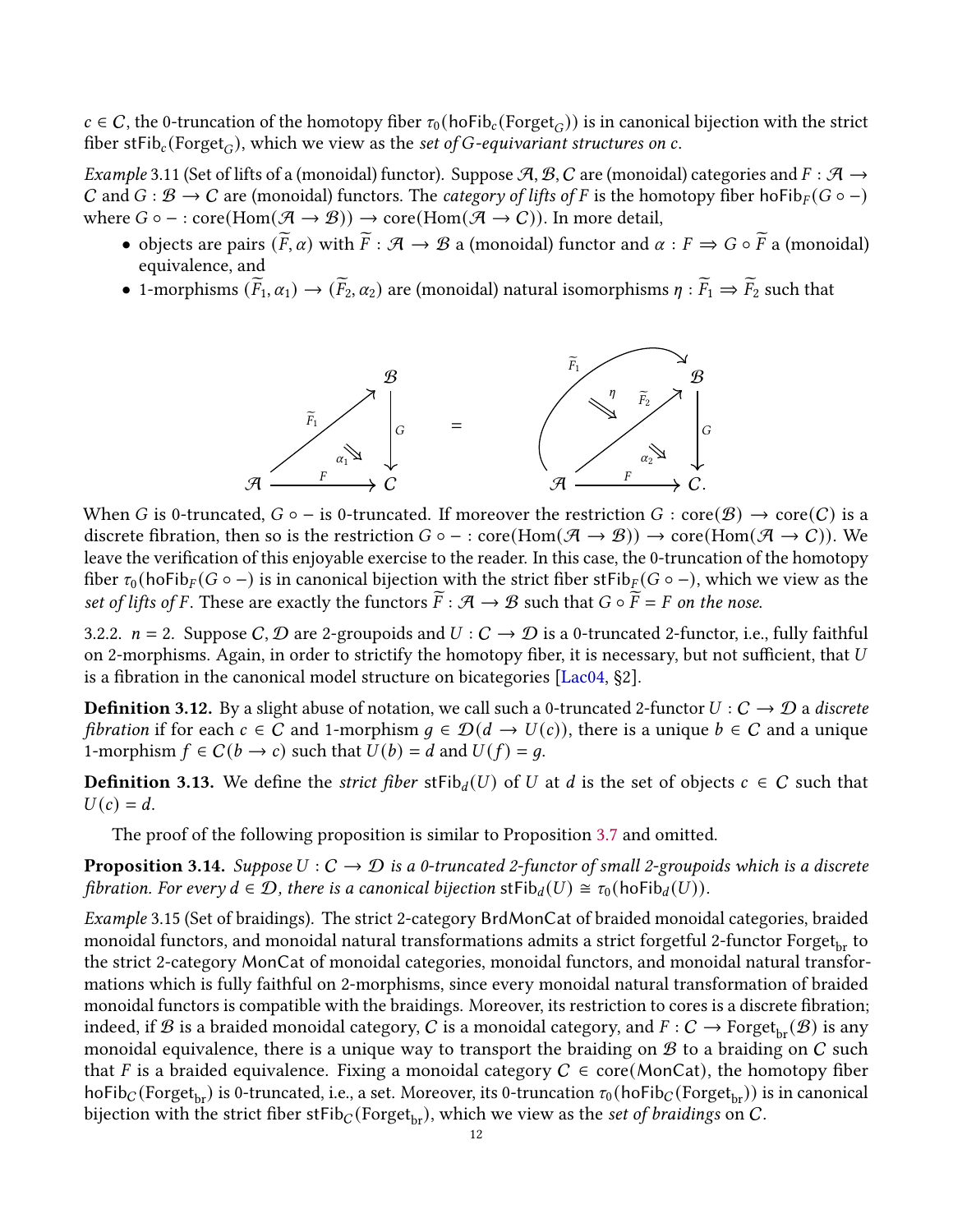$c \in \mathcal{C}$, the 0-truncation of the homotopy fiber $\tau_0(\mathsf{hoFib}_c(\mathsf{Forget}_G))$ is in canonical bijection with the strict fiber $\mathsf{stFib}_c(\mathsf{Forget}_G)$, which we view as the *set of $G$-equivariant structures on $c$*.

*Example* 3.11 (Set of lifts of a (monoidal) functor). Suppose $\mathcal{A}, \mathcal{B}, \mathcal{C}$ are (monoidal) categories and $F : \mathcal{A} \to \mathcal{C}$ and $G : \mathcal{B} \to \mathcal{C}$ are (monoidal) functors. The *category of lifts of $F$* is the homotopy fiber $\mathsf{hoFib}_F(G \circ -)$ where $G \circ - : \mathrm{core}(\mathrm{Hom}(\mathcal{A} \to \mathcal{B})) \to \mathrm{core}(\mathrm{Hom}(\mathcal{A} \to \mathcal{C}))$. In more detail,

- objects are pairs $(\widetilde{F}, \alpha)$ with $\widetilde{F} : \mathcal{A} \to \mathcal{B}$ a (monoidal) functor and $\alpha : F \Rightarrow G \circ \widetilde{F}$ a (monoidal) equivalence, and
- 1-morphisms $(\widetilde{F}_1, \alpha_1) \to (\widetilde{F}_2, \alpha_2)$ are (monoidal) natural isomorphisms $\eta : \widetilde{F}_1 \Rightarrow \widetilde{F}_2$ such that

$$
\begin{array}{c}
\text{(triangle } \mathcal{A} \xrightarrow{\widetilde{F}_1} \mathcal{B} \xrightarrow{G} \mathcal{C},\ \mathcal{A} \xrightarrow{F} \mathcal{C},\ \alpha_1 \Rightarrow) 
\end{array}
=
\begin{array}{c}
\text{(} \eta : \widetilde{F}_1 \Rightarrow \widetilde{F}_2,\ \text{triangle } \mathcal{A} \xrightarrow{\widetilde{F}_2} \mathcal{B} \xrightarrow{G} \mathcal{C},\ \mathcal{A} \xrightarrow{F} \mathcal{C},\ \alpha_2 \Rightarrow) 
\end{array}
$$

When $G$ is 0-truncated, $G \circ -$ is 0-truncated. If moreover the restriction $G : \mathrm{core}(\mathcal{B}) \to \mathrm{core}(\mathcal{C})$ is a discrete fibration, then so is the restriction $G \circ - : \mathrm{core}(\mathrm{Hom}(\mathcal{A} \to \mathcal{B})) \to \mathrm{core}(\mathrm{Hom}(\mathcal{A} \to \mathcal{C}))$. We leave the verification of this enjoyable exercise to the reader. In this case, the 0-truncation of the homotopy fiber $\tau_0(\mathsf{hoFib}_F(G \circ -)$ is in canonical bijection with the strict fiber $\mathsf{stFib}_F(G \circ -)$, which we view as the *set of lifts of $F$*. These are exactly the functors $\widetilde{F} : \mathcal{A} \to \mathcal{B}$ such that $G \circ \widetilde{F} = F$ *on the nose*.

3.2.2. $n = 2$. Suppose $\mathcal{C}, \mathcal{D}$ are 2-groupoids and $U : \mathcal{C} \to \mathcal{D}$ is a 0-truncated 2-functor, i.e., fully faithful on 2-morphisms. Again, in order to strictify the homotopy fiber, it is necessary, but not sufficient, that $U$ is a fibration in the canonical model structure on bicategories [Lac04, §2].

**Definition 3.12.** By a slight abuse of notation, we call such a 0-truncated 2-functor $U : \mathcal{C} \to \mathcal{D}$ a *discrete fibration* if for each $c \in \mathcal{C}$ and 1-morphism $g \in \mathcal{D}(d \to U(c))$, there is a unique $b \in \mathcal{C}$ and a unique 1-morphism $f \in \mathcal{C}(b \to c)$ such that $U(b) = d$ and $U(f) = g$.

**Definition 3.13.** We define the *strict fiber* $\mathsf{stFib}_d(U)$ of $U$ at $d$ is the set of objects $c \in \mathcal{C}$ such that $U(c) = d$.

The proof of the following proposition is similar to Proposition 3.7 and omitted.

**Proposition 3.14.** *Suppose $U : \mathcal{C} \to \mathcal{D}$ is a 0-truncated 2-functor of small 2-groupoids which is a discrete fibration. For every $d \in \mathcal{D}$, there is a canonical bijection $\mathsf{stFib}_d(U) \cong \tau_0(\mathsf{hoFib}_d(U))$.*

*Example* 3.15 (Set of braidings). The strict 2-category $\mathsf{BrdMonCat}$ of braided monoidal categories, braided monoidal functors, and monoidal natural transformations admits a strict forgetful 2-functor $\mathsf{Forget}_{\mathrm{br}}$ to the strict 2-category $\mathsf{MonCat}$ of monoidal categories, monoidal functors, and monoidal natural transformations which is fully faithful on 2-morphisms, since every monoidal natural transformation of braided monoidal functors is compatible with the braidings. Moreover, its restriction to cores is a discrete fibration; indeed, if $\mathcal{B}$ is a braided monoidal category, $\mathcal{C}$ is a monoidal category, and $F : \mathcal{C} \to \mathsf{Forget}_{\mathrm{br}}(\mathcal{B})$ is any monoidal equivalence, there is a unique way to transport the braiding on $\mathcal{B}$ to a braiding on $\mathcal{C}$ such that $F$ is a braided equivalence. Fixing a monoidal category $\mathcal{C} \in \mathrm{core}(\mathsf{MonCat})$, the homotopy fiber $\mathsf{hoFib}_{\mathcal{C}}(\mathsf{Forget}_{\mathrm{br}})$ is 0-truncated, i.e., a set. Moreover, its 0-truncation $\tau_0(\mathsf{hoFib}_{\mathcal{C}}(\mathsf{Forget}_{\mathrm{br}}))$ is in canonical bijection with the strict fiber $\mathsf{stFib}_{\mathcal{C}}(\mathsf{Forget}_{\mathrm{br}})$, which we view as the *set of braidings* on $\mathcal{C}$.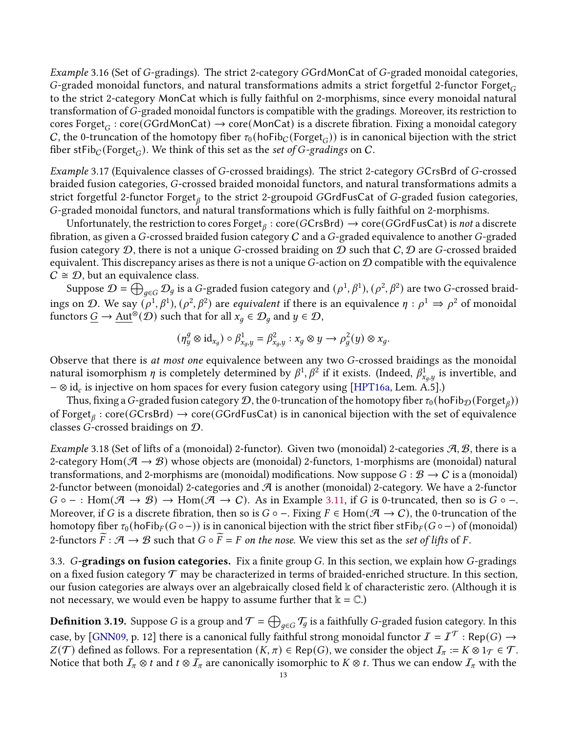*Example* 3.16 (Set of $G$-gradings). The strict 2-category $G\mathsf{GrdMonCat}$ of $G$-graded monoidal categories, $G$-graded monoidal functors, and natural transformations admits a strict forgetful 2-functor $\mathsf{Forget}_G$ to the strict 2-category $\mathsf{MonCat}$ which is fully faithful on 2-morphisms, since every monoidal natural transformation of $G$-graded monoidal functors is compatible with the gradings. Moreover, its restriction to cores $\mathsf{Forget}_G : \mathrm{core}(G\mathsf{GrdMonCat}) \to \mathrm{core}(\mathsf{MonCat})$ is a discrete fibration. Fixing a monoidal category $C$, the 0-truncation of the homotopy fiber $\tau_0(\mathsf{hoFib}_C(\mathsf{Forget}_G))$ is in canonical bijection with the strict fiber $\mathsf{stFib}_C(\mathsf{Forget}_G)$. We think of this set as the *set of $G$-gradings* on $C$.

*Example* 3.17 (Equivalence classes of $G$-crossed braidings). The strict 2-category $G\mathsf{CrsBrd}$ of $G$-crossed braided fusion categories, $G$-crossed braided monoidal functors, and natural transformations admits a strict forgetful 2-functor $\mathsf{Forget}_\beta$ to the strict 2-groupoid $G\mathsf{GrdFusCat}$ of $G$-graded fusion categories, $G$-graded monoidal functors, and natural transformations which is fully faithful on 2-morphisms.

Unfortunately, the restriction to cores $\mathsf{Forget}_\beta : \mathrm{core}(G\mathsf{CrsBrd}) \to \mathrm{core}(G\mathsf{GrdFusCat})$ is *not* a discrete fibration, as given a $G$-crossed braided fusion category $C$ and a $G$-graded equivalence to another $G$-graded fusion category $\mathcal{D}$, there is not a unique $G$-crossed braiding on $\mathcal{D}$ such that $C, \mathcal{D}$ are $G$-crossed braided equivalent. This discrepancy arises as there is not a unique $G$-action on $\mathcal{D}$ compatible with the equivalence $C \cong \mathcal{D}$, but an equivalence class.

Suppose $\mathcal{D} = \bigoplus_{g\in G} \mathcal{D}_g$ is a $G$-graded fusion category and $(\rho^1, \beta^1), (\rho^2, \beta^2)$ are two $G$-crossed braidings on $\mathcal{D}$. We say $(\rho^1, \beta^1), (\rho^2, \beta^2)$ are *equivalent* if there is an equivalence $\eta : \rho^1 \Rightarrow \rho^2$ of monoidal functors $\underline{G} \to \underline{\mathrm{Aut}}^{\otimes}(\mathcal{D})$ such that for all $x_g \in \mathcal{D}_g$ and $y \in \mathcal{D}$,

$$(\eta^g_y \otimes \mathrm{id}_{x_g}) \circ \beta^1_{x_g,y} = \beta^2_{x_g,y} : x_g \otimes y \to \rho^2_g(y) \otimes x_g.$$

Observe that there is *at most one* equivalence between any two $G$-crossed braidings as the monoidal natural isomorphism $\eta$ is completely determined by $\beta^1, \beta^2$ if it exists. (Indeed, $\beta^1_{x_g,y}$ is invertible, and $- \otimes \mathrm{id}_c$ is injective on hom spaces for every fusion category using [HPT16a, Lem. A.5].)

Thus, fixing a $G$-graded fusion category $\mathcal{D}$, the 0-truncation of the homotopy fiber $\tau_0(\mathsf{hoFib}_{\mathcal{D}}(\mathsf{Forget}_\beta))$ of $\mathsf{Forget}_\beta : \mathrm{core}(G\mathsf{CrsBrd}) \to \mathrm{core}(G\mathsf{GrdFusCat})$ is in canonical bijection with the set of equivalence classes $G$-crossed braidings on $\mathcal{D}$.

*Example* 3.18 (Set of lifts of a (monoidal) 2-functor). Given two (monoidal) 2-categories $\mathcal{A}, \mathcal{B}$, there is a 2-category $\mathrm{Hom}(\mathcal{A} \to \mathcal{B})$ whose objects are (monoidal) 2-functors, 1-morphisms are (monoidal) natural transformations, and 2-morphisms are (monoidal) modifications. Now suppose $G : \mathcal{B} \to C$ is a (monoidal) 2-functor between (monoidal) 2-categories and $\mathcal{A}$ is another (monoidal) 2-category. We have a 2-functor $G \circ - : \mathrm{Hom}(\mathcal{A} \to \mathcal{B}) \to \mathrm{Hom}(\mathcal{A} \to C)$. As in Example 3.11, if $G$ is 0-truncated, then so is $G \circ -$. Moreover, if $G$ is a discrete fibration, then so is $G \circ -$. Fixing $F \in \mathrm{Hom}(\mathcal{A} \to C)$, the 0-truncation of the homotopy fiber $\tau_0(\mathsf{hoFib}_F(G\circ -))$ is in canonical bijection with the strict fiber $\mathsf{stFib}_F(G\circ -)$ of (monoidal) 2-functors $\widetilde{F} : \mathcal{A} \to \mathcal{B}$ such that $G \circ \widetilde{F} = F$ *on the nose*. We view this set as the *set of lifts* of $F$.

## 3.3. $G$-gradings on fusion categories.

Fix a finite group $G$. In this section, we explain how $G$-gradings on a fixed fusion category $\mathcal{T}$ may be characterized in terms of braided-enriched structure. In this section, our fusion categories are always over an algebraically closed field $\Bbbk$ of characteristic zero. (Although it is not necessary, we would even be happy to assume further that $\Bbbk = \mathbb{C}$.)

**Definition 3.19.** Suppose $G$ is a group and $\mathcal{T} = \bigoplus_{g\in G} \mathcal{T}_g$ is a faithfully $G$-graded fusion category. In this case, by [GNN09, p. 12] there is a canonical fully faithful strong monoidal functor $\mathcal{I} = \mathcal{I}^{\mathcal{T}} : \mathrm{Rep}(G) \to Z(\mathcal{T})$ defined as follows. For a representation $(K, \pi) \in \mathrm{Rep}(G)$, we consider the object $\mathcal{I}_\pi := K \otimes 1_{\mathcal{T}} \in \mathcal{T}$. Notice that both $\mathcal{I}_\pi \otimes t$ and $t \otimes \mathcal{I}_\pi$ are canonically isomorphic to $K \otimes t$. Thus we can endow $\mathcal{I}_\pi$ with the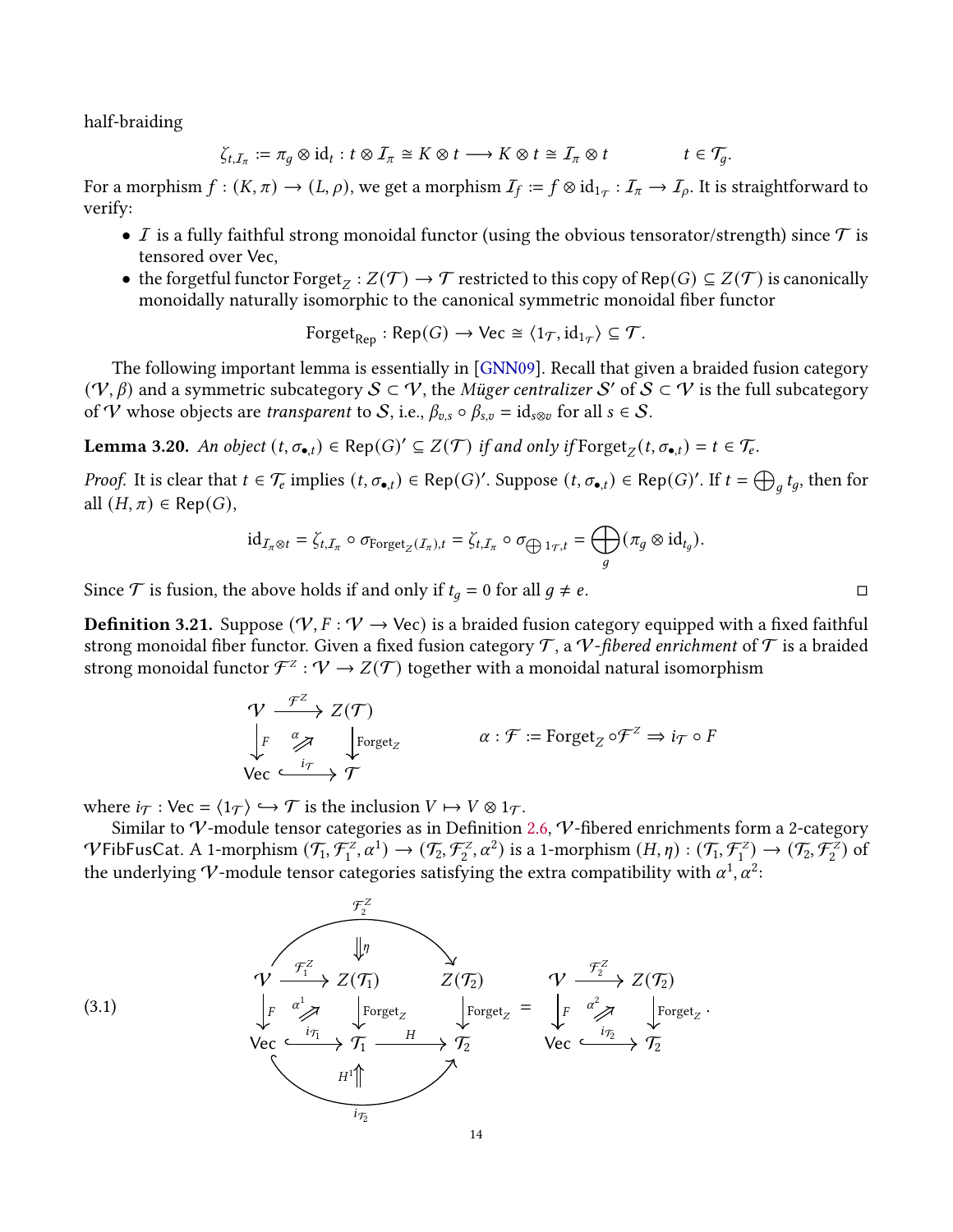half-braiding

$$\zeta_{t,\mathcal{I}_\pi} := \pi_g \otimes \mathrm{id}_t : t \otimes \mathcal{I}_\pi \cong K \otimes t \longrightarrow K \otimes t \cong \mathcal{I}_\pi \otimes t \qquad\qquad t \in \mathcal{T}_g.$$

For a morphism $f : (K, \pi) \to (L, \rho)$, we get a morphism $\mathcal{I}_f := f \otimes \mathrm{id}_{1_\mathcal{T}} : \mathcal{I}_\pi \to \mathcal{I}_\rho$. It is straightforward to verify:

- $\mathcal{I}$ is a fully faithful strong monoidal functor (using the obvious tensorator/strength) since $\mathcal{T}$ is tensored over Vec,
- the forgetful functor $\mathrm{Forget}_Z : Z(\mathcal{T}) \to \mathcal{T}$ restricted to this copy of $\mathrm{Rep}(G) \subseteq Z(\mathcal{T})$ is canonically monoidally naturally isomorphic to the canonical symmetric monoidal fiber functor

$$\mathrm{Forget}_{\mathrm{Rep}} : \mathrm{Rep}(G) \to \mathsf{Vec} \cong \langle 1_\mathcal{T}, \mathrm{id}_{1_\mathcal{T}} \rangle \subseteq \mathcal{T}.$$

The following important lemma is essentially in [GNN09]. Recall that given a braided fusion category $(\mathcal{V}, \beta)$ and a symmetric subcategory $\mathcal{S} \subset \mathcal{V}$, the *Müger centralizer* $\mathcal{S}'$ of $\mathcal{S} \subset \mathcal{V}$ is the full subcategory of $\mathcal{V}$ whose objects are *transparent* to $\mathcal{S}$, i.e., $\beta_{v,s} \circ \beta_{s,v} = \mathrm{id}_{s\otimes v}$ for all $s \in \mathcal{S}$.

**Lemma 3.20.** *An object $(t, \sigma_{\bullet,t}) \in \mathrm{Rep}(G)' \subseteq Z(\mathcal{T})$ if and only if $\mathrm{Forget}_Z(t, \sigma_{\bullet,t}) = t \in \mathcal{T}_e$.*

*Proof.* It is clear that $t \in \mathcal{T}_e$ implies $(t, \sigma_{\bullet,t}) \in \mathrm{Rep}(G)'$. Suppose $(t, \sigma_{\bullet,t}) \in \mathrm{Rep}(G)'$. If $t = \bigoplus_g t_g$, then for all $(H, \pi) \in \mathrm{Rep}(G)$,

$$\mathrm{id}_{\mathcal{I}_\pi \otimes t} = \zeta_{t,\mathcal{I}_\pi} \circ \sigma_{\mathrm{Forget}_Z(\mathcal{I}_\pi),t} = \zeta_{t,\mathcal{I}_\pi} \circ \sigma_{\bigoplus 1_\mathcal{T},t} = \bigoplus_g (\pi_g \otimes \mathrm{id}_{t_g}).$$

Since $\mathcal{T}$ is fusion, the above holds if and only if $t_g = 0$ for all $g \neq e$. □

**Definition 3.21.** Suppose $(\mathcal{V}, F : \mathcal{V} \to \mathsf{Vec})$ is a braided fusion category equipped with a fixed faithful strong monoidal fiber functor. Given a fixed fusion category $\mathcal{T}$, a *$\mathcal{V}$-fibered enrichment* of $\mathcal{T}$ is a braided strong monoidal functor $\mathcal{F}^Z : \mathcal{V} \to Z(\mathcal{T})$ together with a monoidal natural isomorphism

$$\begin{array}{ccc} \mathcal{V} & \xrightarrow{\mathcal{F}^Z} & Z(\mathcal{T}) \\ \downarrow F & \overset{\alpha}{\nearrow} & \downarrow \mathrm{Forget}_Z \\ \mathsf{Vec} & \xhookrightarrow{i_\mathcal{T}} & \mathcal{T} \end{array} \qquad\qquad \alpha : \mathcal{F} := \mathrm{Forget}_Z \circ \mathcal{F}^Z \Rightarrow i_\mathcal{T} \circ F$$

where $i_\mathcal{T} : \mathsf{Vec} = \langle 1_\mathcal{T} \rangle \hookrightarrow \mathcal{T}$ is the inclusion $V \mapsto V \otimes 1_\mathcal{T}$.

Similar to $\mathcal{V}$-module tensor categories as in Definition 2.6, $\mathcal{V}$-fibered enrichments form a 2-category $\mathcal{V}\mathsf{FibFusCat}$. A 1-morphism $(\mathcal{T}_1, \mathcal{F}_1^Z, \alpha^1) \to (\mathcal{T}_2, \mathcal{F}_2^Z, \alpha^2)$ is a 1-morphism $(H, \eta) : (\mathcal{T}_1, \mathcal{F}_1^Z) \to (\mathcal{T}_2, \mathcal{F}_2^Z)$ of the underlying $\mathcal{V}$-module tensor categories satisfying the extra compatibility with $\alpha^1, \alpha^2$:

$$(3.1)\qquad \begin{array}{ccccc} & & \overset{\mathcal{F}_2^Z}{\frown} \;\Downarrow\eta & & \\ \mathcal{V} & \xrightarrow{\mathcal{F}_1^Z} & Z(\mathcal{T}_1) & & Z(\mathcal{T}_2) \\ \downarrow F & \overset{\alpha^1}{\nearrow} & \downarrow \mathrm{Forget}_Z & & \downarrow \mathrm{Forget}_Z \\ \mathsf{Vec} & \xhookrightarrow{i_{\mathcal{T}_1}} & \mathcal{T}_1 & \xrightarrow{H} & \mathcal{T}_2 \\ & & \underset{i_{\mathcal{T}_2}}{\smile} \;\Uparrow H^1 & & \end{array} \;=\; \begin{array}{ccc} \mathcal{V} & \xrightarrow{\mathcal{F}_2^Z} & Z(\mathcal{T}_2) \\ \downarrow F & \overset{\alpha^2}{\nearrow} & \downarrow \mathrm{Forget}_Z \\ \mathsf{Vec} & \xhookrightarrow{i_{\mathcal{T}_2}} & \mathcal{T}_2 \end{array}.$$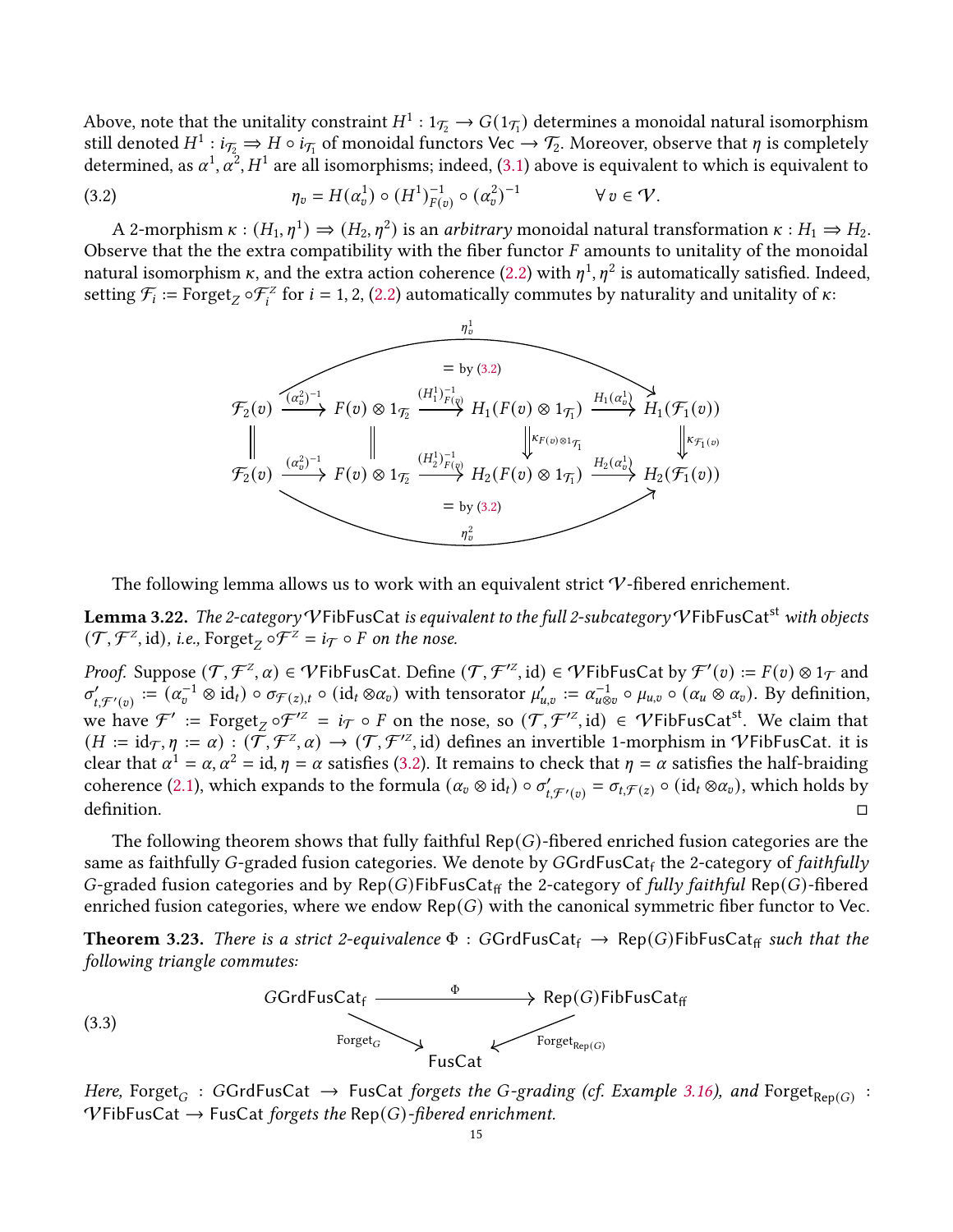Above, note that the unitality constraint $H^1 : 1_{\mathcal{T}_2} \to G(1_{\mathcal{T}_1})$ determines a monoidal natural isomorphism still denoted $H^1 : i_{\mathcal{T}_2} \Rightarrow H \circ i_{\mathcal{T}_1}$ of monoidal functors $\mathsf{Vec} \to \mathcal{T}_2$. Moreover, observe that $\eta$ is completely determined, as $\alpha^1, \alpha^2, H^1$ are all isomorphisms; indeed, (3.1) above is equivalent to which is equivalent to

$$\eta_v = H(\alpha^1_v) \circ (H^1)^{-1}_{F(v)} \circ (\alpha^2_v)^{-1} \qquad \forall\, v \in \mathcal{V}. \tag{3.2}$$

A 2-morphism $\kappa : (H_1, \eta^1) \Rightarrow (H_2, \eta^2)$ is an *arbitrary* monoidal natural transformation $\kappa : H_1 \Rightarrow H_2$. Observe that the the extra compatibility with the fiber functor $F$ amounts to unitality of the monoidal natural isomorphism $\kappa$, and the extra action coherence (2.2) with $\eta^1, \eta^2$ is automatically satisfied. Indeed, setting $\mathcal{F}_i := \mathrm{Forget}_Z \circ \mathcal{F}_i^Z$ for $i = 1, 2$, (2.2) automatically commutes by naturality and unitality of $\kappa$:

$$\begin{array}{ccccccc}
\mathcal{F}_2(v) & \xrightarrow{(\alpha^2_v)^{-1}} & F(v) \otimes 1_{\mathcal{T}_2} & \xrightarrow{(H^1_1)^{-1}_{F(v)}} & H_1(F(v) \otimes 1_{\mathcal{T}_1}) & \xrightarrow{H_1(\alpha^1_v)} & H_1(\mathcal{F}_1(v)) \\
\Vert & & \Vert & & \Downarrow \kappa_{F(v)\otimes 1_{\mathcal{T}_1}} & & \Downarrow \kappa_{\mathcal{F}_1(v)} \\
\mathcal{F}_2(v) & \xrightarrow{(\alpha^2_v)^{-1}} & F(v) \otimes 1_{\mathcal{T}_2} & \xrightarrow{(H^1_2)^{-1}_{F(v)}} & H_2(F(v) \otimes 1_{\mathcal{T}_1}) & \xrightarrow{H_2(\alpha^1_v)} & H_2(\mathcal{F}_1(v))
\end{array}$$

(The top row composes to $\eta^1_v$ and the bottom row composes to $\eta^2_v$, each "= by (3.2)".)

The following lemma allows us to work with an equivalent strict $\mathcal{V}$-fibered enrichement.

**Lemma 3.22.** *The 2-category $\mathcal{V}\mathsf{FibFusCat}$ is equivalent to the full 2-subcategory $\mathcal{V}\mathsf{FibFusCat}^{\mathrm{st}}$ with objects $(\mathcal{T}, \mathcal{F}^Z, \mathrm{id})$, i.e., $\mathrm{Forget}_Z \circ \mathcal{F}^Z = i_{\mathcal{T}} \circ F$ on the nose.*

*Proof.* Suppose $(\mathcal{T}, \mathcal{F}^Z, \alpha) \in \mathcal{V}\mathsf{FibFusCat}$. Define $(\mathcal{T}, \mathcal{F}'^Z, \mathrm{id}) \in \mathcal{V}\mathsf{FibFusCat}$ by $\mathcal{F}'(v) := F(v) \otimes 1_{\mathcal{T}}$ and $\sigma'_{t,\mathcal{F}'(v)} := (\alpha_v^{-1} \otimes \mathrm{id}_t) \circ \sigma_{\mathcal{F}(z),t} \circ (\mathrm{id}_t \otimes \alpha_v)$ with tensorator $\mu'_{u,v} := \alpha^{-1}_{u\otimes v} \circ \mu_{u,v} \circ (\alpha_u \otimes \alpha_v)$. By definition, we have $\mathcal{F}' := \mathrm{Forget}_Z \circ \mathcal{F}'^Z = i_{\mathcal{T}} \circ F$ on the nose, so $(\mathcal{T}, \mathcal{F}'^Z, \mathrm{id}) \in \mathcal{V}\mathsf{FibFusCat}^{\mathrm{st}}$. We claim that $(H := \mathrm{id}_{\mathcal{T}}, \eta := \alpha) : (\mathcal{T}, \mathcal{F}^Z, \alpha) \to (\mathcal{T}, \mathcal{F}'^Z, \mathrm{id})$ defines an invertible 1-morphism in $\mathcal{V}\mathsf{FibFusCat}$. it is clear that $\alpha^1 = \alpha, \alpha^2 = \mathrm{id}, \eta = \alpha$ satisfies (3.2). It remains to check that $\eta = \alpha$ satisfies the half-braiding coherence (2.1), which expands to the formula $(\alpha_v \otimes \mathrm{id}_t) \circ \sigma'_{t,\mathcal{F}'(v)} = \sigma_{t,\mathcal{F}(z)} \circ (\mathrm{id}_t \otimes \alpha_v)$, which holds by definition. $\square$

The following theorem shows that fully faithful $\mathsf{Rep}(G)$-fibered enriched fusion categories are the same as faithfully $G$-graded fusion categories. We denote by $G\mathsf{GrdFusCat}_{\mathsf{f}}$ the 2-category of *faithfully* $G$-graded fusion categories and by $\mathsf{Rep}(G)\mathsf{FibFusCat}_{\mathsf{ff}}$ the 2-category of *fully faithful* $\mathsf{Rep}(G)$-fibered enriched fusion categories, where we endow $\mathsf{Rep}(G)$ with the canonical symmetric fiber functor to $\mathsf{Vec}$.

**Theorem 3.23.** *There is a strict 2-equivalence $\Phi : G\mathsf{GrdFusCat}_{\mathsf{f}} \to \mathsf{Rep}(G)\mathsf{FibFusCat}_{\mathsf{ff}}$ such that the following triangle commutes:*

$$\begin{array}{ccc}
G\mathsf{GrdFusCat}_{\mathsf{f}} & \xrightarrow{\Phi} & \mathsf{Rep}(G)\mathsf{FibFusCat}_{\mathsf{ff}} \\
& {\scriptstyle \mathrm{Forget}_G} \searrow \quad \swarrow {\scriptstyle \mathrm{Forget}_{\mathsf{Rep}(G)}} & \\
& \mathsf{FusCat} &
\end{array} \tag{3.3}$$

*Here, $\mathrm{Forget}_G : G\mathsf{GrdFusCat} \to \mathsf{FusCat}$ forgets the $G$-grading (cf. Example 3.16), and $\mathrm{Forget}_{\mathsf{Rep}(G)} : \mathcal{V}\mathsf{FibFusCat} \to \mathsf{FusCat}$ forgets the $\mathsf{Rep}(G)$-fibered enrichment.*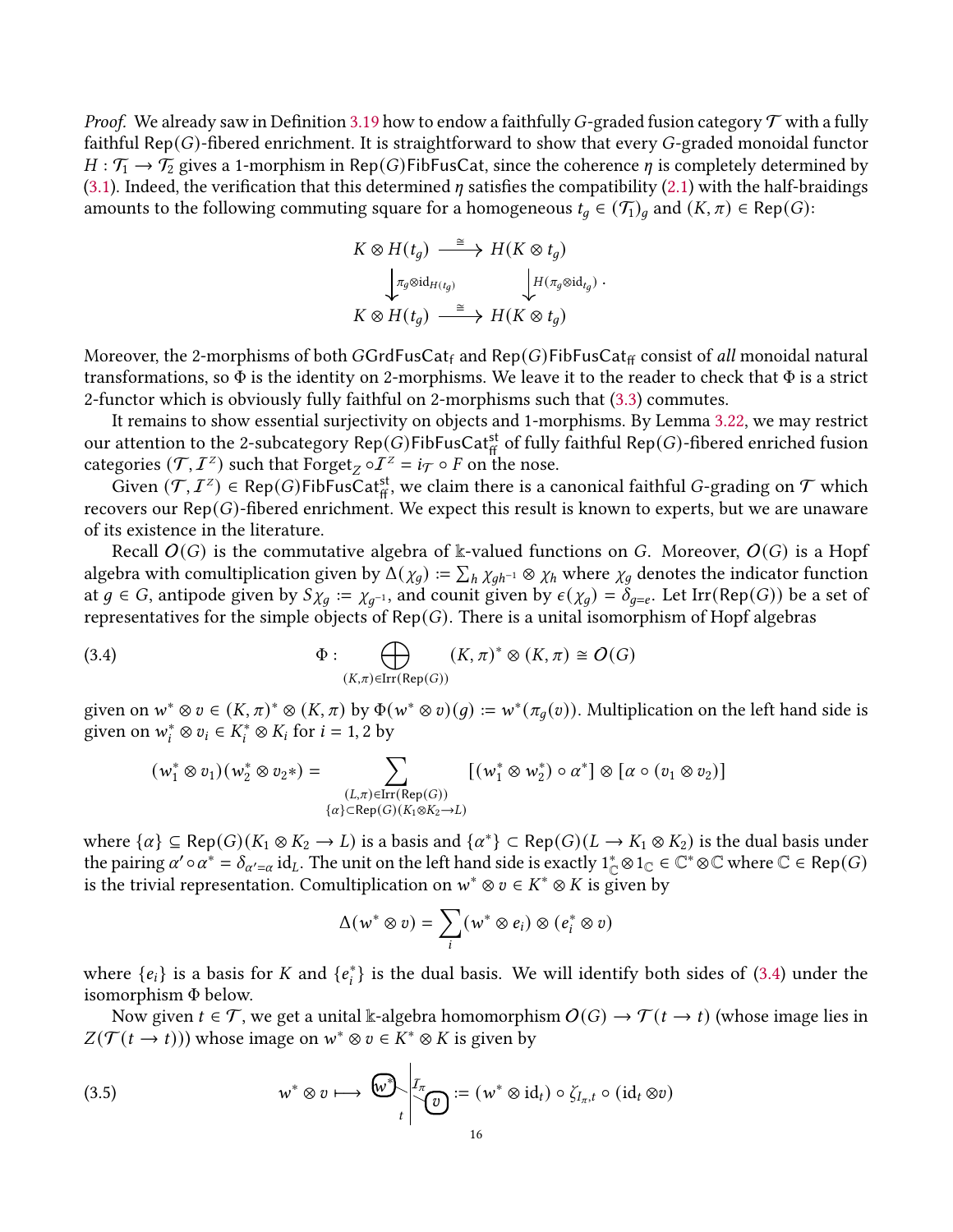*Proof.* We already saw in Definition 3.19 how to endow a faithfully $G$-graded fusion category $\mathcal{T}$ with a fully faithful $\mathsf{Rep}(G)$-fibered enrichment. It is straightforward to show that every $G$-graded monoidal functor $H : \mathcal{T}_1 \to \mathcal{T}_2$ gives a 1-morphism in $\mathsf{Rep}(G)\mathsf{FibFusCat}$, since the coherence $\eta$ is completely determined by (3.1). Indeed, the verification that this determined $\eta$ satisfies the compatibility (2.1) with the half-braidings amounts to the following commuting square for a homogeneous $t_g \in (\mathcal{T}_1)_g$ and $(K, \pi) \in \mathsf{Rep}(G)$:

$$\begin{array}{ccc} K \otimes H(t_g) & \xrightarrow{\cong} & H(K \otimes t_g) \\ \Big\downarrow{\scriptstyle \pi_g \otimes \mathrm{id}_{H(t_g)}} & & \Big\downarrow{\scriptstyle H(\pi_g \otimes \mathrm{id}_{t_g})} \\ K \otimes H(t_g) & \xrightarrow{\cong} & H(K \otimes t_g) \end{array}.$$

Moreover, the 2-morphisms of both $G\mathsf{GrdFusCat}_{\mathsf{f}}$ and $\mathsf{Rep}(G)\mathsf{FibFusCat}_{\mathsf{ff}}$ consist of *all* monoidal natural transformations, so $\Phi$ is the identity on 2-morphisms. We leave it to the reader to check that $\Phi$ is a strict 2-functor which is obviously fully faithful on 2-morphisms such that (3.3) commutes.

It remains to show essential surjectivity on objects and 1-morphisms. By Lemma 3.22, we may restrict our attention to the 2-subcategory $\mathsf{Rep}(G)\mathsf{FibFusCat}^{\mathsf{st}}_{\mathsf{ff}}$ of fully faithful $\mathsf{Rep}(G)$-fibered enriched fusion categories $(\mathcal{T}, \mathcal{I}^Z)$ such that $\mathsf{Forget}_Z \circ \mathcal{I}^Z = i_{\mathcal{T}} \circ F$ on the nose.

Given $(\mathcal{T}, \mathcal{I}^Z) \in \mathsf{Rep}(G)\mathsf{FibFusCat}^{\mathsf{st}}_{\mathsf{ff}}$, we claim there is a canonical faithful $G$-grading on $\mathcal{T}$ which recovers our $\mathsf{Rep}(G)$-fibered enrichment. We expect this result is known to experts, but we are unaware of its existence in the literature.

Recall $\mathcal{O}(G)$ is the commutative algebra of $\Bbbk$-valued functions on $G$. Moreover, $\mathcal{O}(G)$ is a Hopf algebra with comultiplication given by $\Delta(\chi_g) := \sum_h \chi_{gh^{-1}} \otimes \chi_h$ where $\chi_g$ denotes the indicator function at $g \in G$, antipode given by $S\chi_g := \chi_{g^{-1}}$, and counit given by $\epsilon(\chi_g) = \delta_{g=e}$. Let $\mathrm{Irr}(\mathsf{Rep}(G))$ be a set of representatives for the simple objects of $\mathsf{Rep}(G)$. There is a unital isomorphism of Hopf algebras

$$\Phi : \bigoplus_{(K,\pi) \in \mathrm{Irr}(\mathsf{Rep}(G))} (K, \pi)^* \otimes (K, \pi) \cong \mathcal{O}(G) \tag{3.4}$$

given on $w^* \otimes v \in (K, \pi)^* \otimes (K, \pi)$ by $\Phi(w^* \otimes v)(g) := w^*(\pi_g(v))$. Multiplication on the left hand side is given on $w_i^* \otimes v_i \in K_i^* \otimes K_i$ for $i = 1, 2$ by

$$(w_1^* \otimes v_1)(w_2^* \otimes v_2*) = \sum_{\substack{(L,\pi) \in \mathrm{Irr}(\mathsf{Rep}(G)) \\ \{\alpha\} \subset \mathsf{Rep}(G)(K_1 \otimes K_2 \to L)}} [(w_1^* \otimes w_2^*) \circ \alpha^*] \otimes [\alpha \circ (v_1 \otimes v_2)]$$

where $\{\alpha\} \subseteq \mathsf{Rep}(G)(K_1 \otimes K_2 \to L)$ is a basis and $\{\alpha^*\} \subset \mathsf{Rep}(G)(L \to K_1 \otimes K_2)$ is the dual basis under the pairing $\alpha' \circ \alpha^* = \delta_{\alpha'=\alpha} \mathrm{id}_L$. The unit on the left hand side is exactly $1_{\mathbb{C}}^* \otimes 1_{\mathbb{C}} \in \mathbb{C}^* \otimes \mathbb{C}$ where $\mathbb{C} \in \mathsf{Rep}(G)$ is the trivial representation. Comultiplication on $w^* \otimes v \in K^* \otimes K$ is given by

$$\Delta(w^* \otimes v) = \sum_i (w^* \otimes e_i) \otimes (e_i^* \otimes v)$$

where $\{e_i\}$ is a basis for $K$ and $\{e_i^*\}$ is the dual basis. We will identify both sides of (3.4) under the isomorphism $\Phi$ below.

Now given $t \in \mathcal{T}$, we get a unital $\Bbbk$-algebra homomorphism $\mathcal{O}(G) \to \mathcal{T}(t \to t)$ (whose image lies in $Z(\mathcal{T}(t \to t))$) whose image on $w^* \otimes v \in K^* \otimes K$ is given by

$$w^* \otimes v \longmapsto [\text{diagram}] := (w^* \otimes \mathrm{id}_t) \circ \zeta_{\mathcal{I}_\pi, t} \circ (\mathrm{id}_t \otimes v) \tag{3.5}$$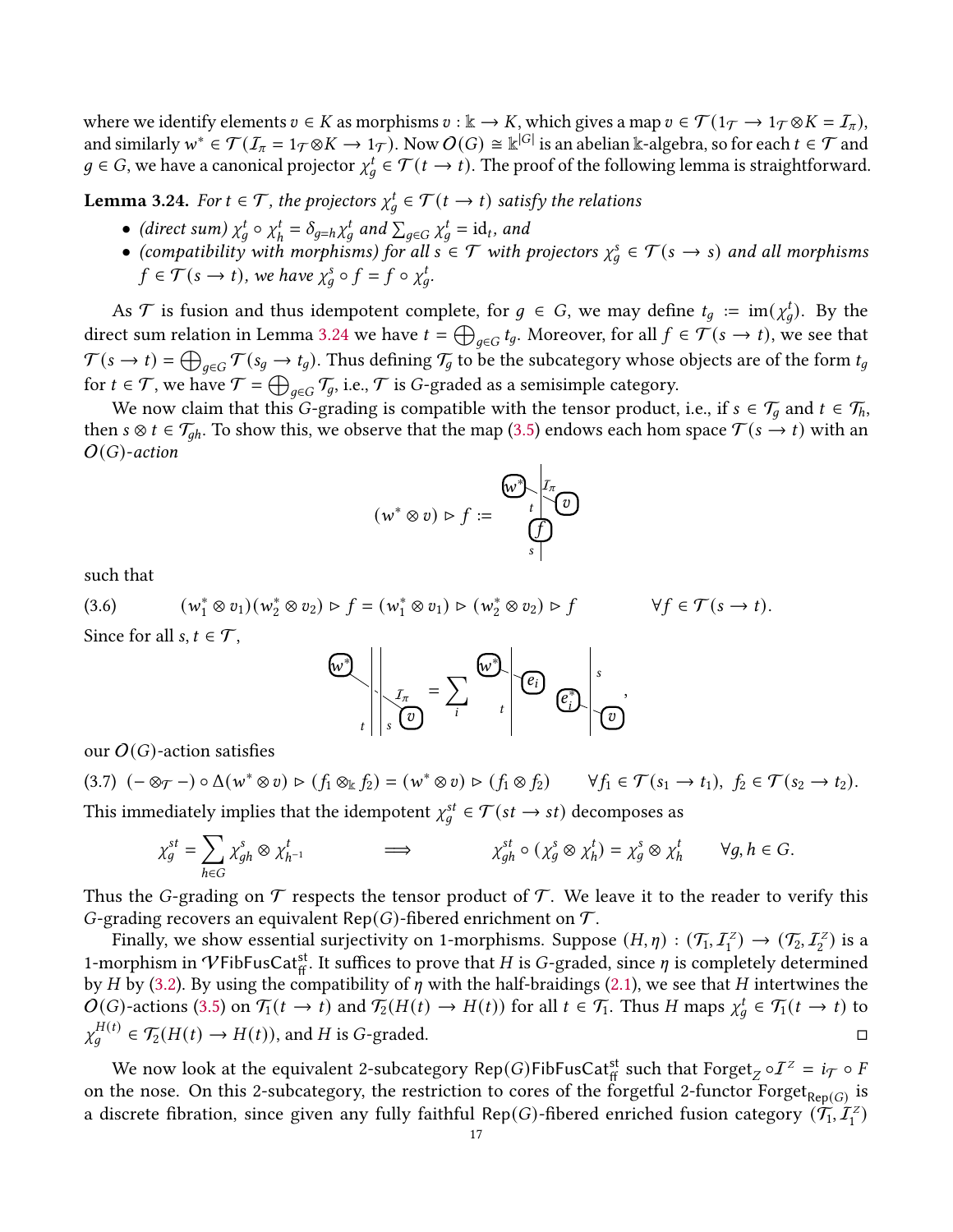where we identify elements $v \in K$ as morphisms $v : \Bbbk \to K$, which gives a map $v \in \mathcal{T}(1_\mathcal{T} \to 1_\mathcal{T} \otimes K = \mathcal{I}_\pi)$, and similarly $w^* \in \mathcal{T}(\mathcal{I}_\pi = 1_\mathcal{T} \otimes K \to 1_\mathcal{T})$. Now $\mathcal{O}(G) \cong \Bbbk^{|G|}$ is an abelian $\Bbbk$-algebra, so for each $t \in \mathcal{T}$ and $g \in G$, we have a canonical projector $\chi_g^t \in \mathcal{T}(t \to t)$. The proof of the following lemma is straightforward.

**Lemma 3.24.** *For $t \in \mathcal{T}$, the projectors $\chi_g^t \in \mathcal{T}(t \to t)$ satisfy the relations*

- *(direct sum) $\chi_g^t \circ \chi_h^t = \delta_{g=h}\chi_g^t$ and $\sum_{g \in G} \chi_g^t = \mathrm{id}_t$, and*
- *(compatibility with morphisms) for all $s \in \mathcal{T}$ with projectors $\chi_g^s \in \mathcal{T}(s \to s)$ and all morphisms $f \in \mathcal{T}(s \to t)$, we have $\chi_g^s \circ f = f \circ \chi_g^t$.*

As $\mathcal{T}$ is fusion and thus idempotent complete, for $g \in G$, we may define $t_g := \mathrm{im}(\chi_g^t)$. By the direct sum relation in Lemma 3.24 we have $t = \bigoplus_{g \in G} t_g$. Moreover, for all $f \in \mathcal{T}(s \to t)$, we see that $\mathcal{T}(s \to t) = \bigoplus_{g \in G} \mathcal{T}(s_g \to t_g)$. Thus defining $\mathcal{T}_g$ to be the subcategory whose objects are of the form $t_g$ for $t \in \mathcal{T}$, we have $\mathcal{T} = \bigoplus_{g \in G} \mathcal{T}_g$, i.e., $\mathcal{T}$ is $G$-graded as a semisimple category.

We now claim that this $G$-grading is compatible with the tensor product, i.e., if $s \in \mathcal{T}_g$ and $t \in \mathcal{T}_h$, then $s \otimes t \in \mathcal{T}_{gh}$. To show this, we observe that the map (3.5) endows each hom space $\mathcal{T}(s \to t)$ with an $\mathcal{O}(G)$-*action*

$$(w^* \otimes v) \triangleright f := [\text{diagram}]$$

such that

$$(3.6) \qquad (w_1^* \otimes v_1)(w_2^* \otimes v_2) \triangleright f = (w_1^* \otimes v_1) \triangleright (w_2^* \otimes v_2) \triangleright f \qquad \forall f \in \mathcal{T}(s \to t).$$

Since for all $s, t \in \mathcal{T}$,

$$[\text{diagram}] = \sum_i [\text{diagram}],$$

our $\mathcal{O}(G)$-action satisfies

$$(3.7) \quad (- \otimes_\mathcal{T} -) \circ \Delta(w^* \otimes v) \triangleright (f_1 \otimes_\Bbbk f_2) = (w^* \otimes v) \triangleright (f_1 \otimes f_2) \qquad \forall f_1 \in \mathcal{T}(s_1 \to t_1),\ f_2 \in \mathcal{T}(s_2 \to t_2).$$

This immediately implies that the idempotent $\chi_g^{st} \in \mathcal{T}(st \to st)$ decomposes as

$$\chi_g^{st} = \sum_{h \in G} \chi_{gh}^s \otimes \chi_{h^{-1}}^t \qquad \Longrightarrow \qquad \chi_{gh}^{st} \circ (\chi_g^s \otimes \chi_h^t) = \chi_g^s \otimes \chi_h^t \qquad \forall g, h \in G.$$

Thus the $G$-grading on $\mathcal{T}$ respects the tensor product of $\mathcal{T}$. We leave it to the reader to verify this $G$-grading recovers an equivalent $\mathrm{Rep}(G)$-fibered enrichment on $\mathcal{T}$.

Finally, we show essential surjectivity on 1-morphisms. Suppose $(H, \eta) : (\mathcal{T}_1, \mathcal{I}_1^Z) \to (\mathcal{T}_2, \mathcal{I}_2^Z)$ is a 1-morphism in $\mathcal{V}\mathsf{FibFusCat}^{\mathrm{st}}_{\mathrm{ff}}$. It suffices to prove that $H$ is $G$-graded, since $\eta$ is completely determined by $H$ by (3.2). By using the compatibility of $\eta$ with the half-braidings (2.1), we see that $H$ intertwines the $\mathcal{O}(G)$-actions (3.5) on $\mathcal{T}_1(t \to t)$ and $\mathcal{T}_2(H(t) \to H(t))$ for all $t \in \mathcal{T}_1$. Thus $H$ maps $\chi_g^t \in \mathcal{T}_1(t \to t)$ to $\chi_g^{H(t)} \in \mathcal{T}_2(H(t) \to H(t))$, and $H$ is $G$-graded. $\square$

We now look at the equivalent 2-subcategory $\mathrm{Rep}(G)\mathsf{FibFusCat}^{\mathrm{st}}_{\mathrm{ff}}$ such that $\mathrm{Forget}_Z \circ \mathcal{I}^Z = i_\mathcal{T} \circ F$ on the nose. On this 2-subcategory, the restriction to cores of the forgetful 2-functor $\mathrm{Forget}_{\mathrm{Rep}(G)}$ is a discrete fibration, since given any fully faithful $\mathrm{Rep}(G)$-fibered enriched fusion category $(\mathcal{T}_1, \mathcal{I}_1^Z)$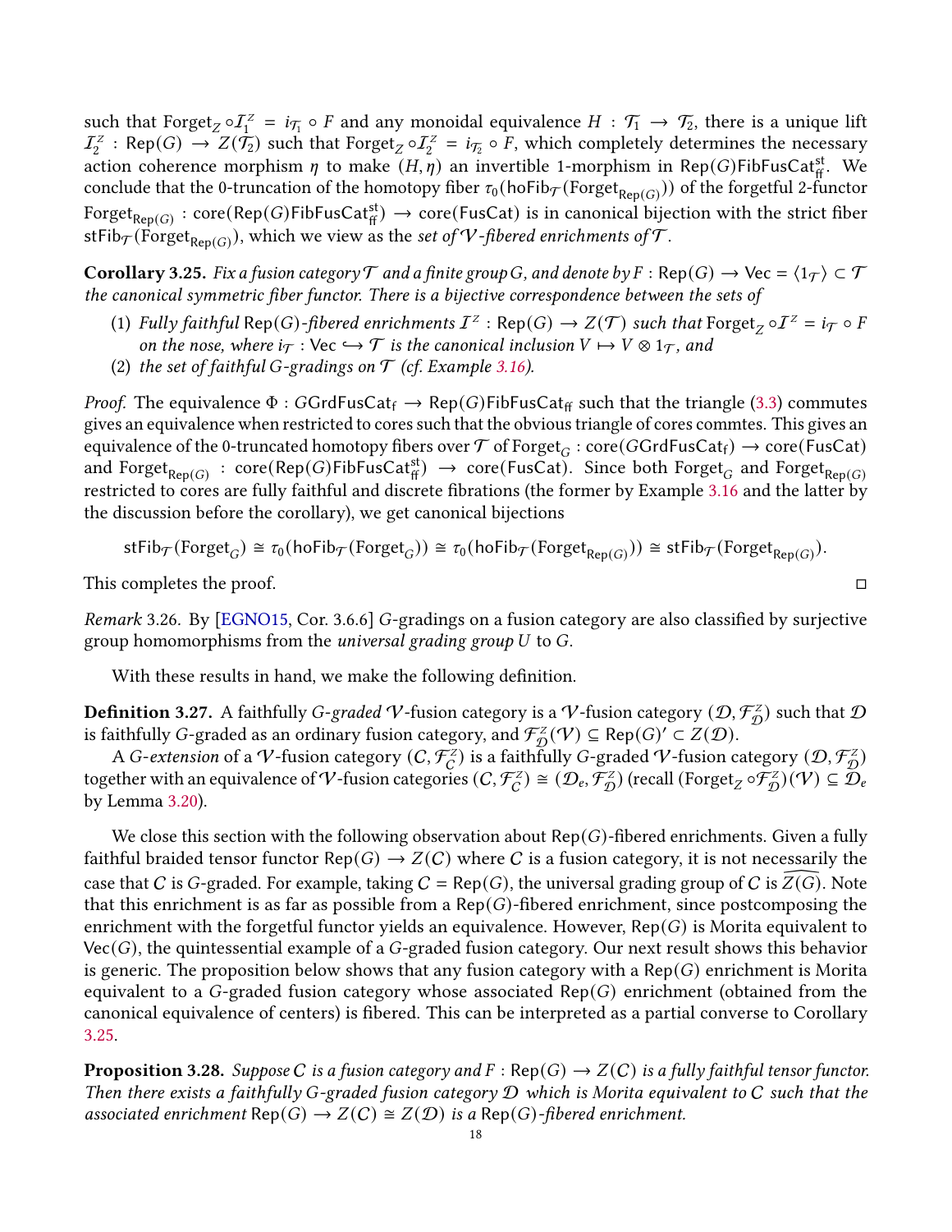such that $\mathsf{Forget}_Z \circ \mathcal{I}_1^Z = i_{\mathcal{T}_1} \circ F$ and any monoidal equivalence $H : \mathcal{T}_1 \to \mathcal{T}_2$, there is a unique lift $\mathcal{I}_2^Z : \mathsf{Rep}(G) \to Z(\mathcal{T}_2)$ such that $\mathsf{Forget}_Z \circ \mathcal{I}_2^Z = i_{\mathcal{T}_2} \circ F$, which completely determines the necessary action coherence morphism $\eta$ to make $(H, \eta)$ an invertible 1-morphism in $\mathsf{Rep}(G)\mathsf{FibFusCat}_{\mathsf{ff}}^{\mathsf{st}}$. We conclude that the 0-truncation of the homotopy fiber $\tau_0(\mathsf{hoFib}_{\mathcal{T}}(\mathsf{Forget}_{\mathsf{Rep}(G)}))$ of the forgetful 2-functor $\mathsf{Forget}_{\mathsf{Rep}(G)} : \mathsf{core}(\mathsf{Rep}(G)\mathsf{FibFusCat}_{\mathsf{ff}}^{\mathsf{st}}) \to \mathsf{core}(\mathsf{FusCat})$ is in canonical bijection with the strict fiber $\mathsf{stFib}_{\mathcal{T}}(\mathsf{Forget}_{\mathsf{Rep}(G)})$, which we view as the *set of $\mathcal{V}$-fibered enrichments of $\mathcal{T}$*.

**Corollary 3.25.** *Fix a fusion category $\mathcal{T}$ and a finite group $G$, and denote by $F : \mathsf{Rep}(G) \to \mathsf{Vec} = \langle 1_{\mathcal{T}} \rangle \subset \mathcal{T}$ the canonical symmetric fiber functor. There is a bijective correspondence between the sets of*

1. *Fully faithful $\mathsf{Rep}(G)$-fibered enrichments $\mathcal{I}^Z : \mathsf{Rep}(G) \to Z(\mathcal{T})$ such that $\mathsf{Forget}_Z \circ \mathcal{I}^Z = i_{\mathcal{T}} \circ F$ on the nose, where $i_{\mathcal{T}} : \mathsf{Vec} \hookrightarrow \mathcal{T}$ is the canonical inclusion $V \mapsto V \otimes 1_{\mathcal{T}}$, and*
2. *the set of faithful $G$-gradings on $\mathcal{T}$ (cf. Example 3.16).*

*Proof.* The equivalence $\Phi : G\mathsf{GrdFusCat}_{\mathsf{f}} \to \mathsf{Rep}(G)\mathsf{FibFusCat}_{\mathsf{ff}}$ such that the triangle (3.3) commutes gives an equivalence when restricted to cores such that the obvious triangle of cores commtes. This gives an equivalence of the 0-truncated homotopy fibers over $\mathcal{T}$ of $\mathsf{Forget}_G : \mathsf{core}(G\mathsf{GrdFusCat}_{\mathsf{f}}) \to \mathsf{core}(\mathsf{FusCat})$ and $\mathsf{Forget}_{\mathsf{Rep}(G)} : \mathsf{core}(\mathsf{Rep}(G)\mathsf{FibFusCat}_{\mathsf{ff}}^{\mathsf{st}}) \to \mathsf{core}(\mathsf{FusCat})$. Since both $\mathsf{Forget}_G$ and $\mathsf{Forget}_{\mathsf{Rep}(G)}$ restricted to cores are fully faithful and discrete fibrations (the former by Example 3.16 and the latter by the discussion before the corollary), we get canonical bijections

$$\mathsf{stFib}_{\mathcal{T}}(\mathsf{Forget}_G) \cong \tau_0(\mathsf{hoFib}_{\mathcal{T}}(\mathsf{Forget}_G)) \cong \tau_0(\mathsf{hoFib}_{\mathcal{T}}(\mathsf{Forget}_{\mathsf{Rep}(G)})) \cong \mathsf{stFib}_{\mathcal{T}}(\mathsf{Forget}_{\mathsf{Rep}(G)}).$$

This completes the proof. □

*Remark* 3.26. By [EGNO15, Cor. 3.6.6] $G$-gradings on a fusion category are also classified by surjective group homomorphisms from the *universal grading group* $U$ to $G$.

With these results in hand, we make the following definition.

**Definition 3.27.** A faithfully *$G$-graded $\mathcal{V}$*-fusion category is a $\mathcal{V}$-fusion category $(\mathcal{D}, \mathcal{F}_{\mathcal{D}}^Z)$ such that $\mathcal{D}$ is faithfully $G$-graded as an ordinary fusion category, and $\mathcal{F}_{\mathcal{D}}^Z(\mathcal{V}) \subseteq \mathsf{Rep}(G)' \subset Z(\mathcal{D})$.

A *$G$-extension* of a $\mathcal{V}$-fusion category $(\mathcal{C}, \mathcal{F}_{\mathcal{C}}^Z)$ is a faithfully $G$-graded $\mathcal{V}$-fusion category $(\mathcal{D}, \mathcal{F}_{\mathcal{D}}^Z)$ together with an equivalence of $\mathcal{V}$-fusion categories $(\mathcal{C}, \mathcal{F}_{\mathcal{C}}^Z) \cong (\mathcal{D}_e, \mathcal{F}_{\mathcal{D}}^Z)$ (recall $(\mathsf{Forget}_Z \circ \mathcal{F}_{\mathcal{D}}^Z)(\mathcal{V}) \subseteq \mathcal{D}_e$ by Lemma 3.20).

We close this section with the following observation about $\mathsf{Rep}(G)$-fibered enrichments. Given a fully faithful braided tensor functor $\mathsf{Rep}(G) \to Z(\mathcal{C})$ where $\mathcal{C}$ is a fusion category, it is not necessarily the case that $\mathcal{C}$ is $G$-graded. For example, taking $\mathcal{C} = \mathsf{Rep}(G)$, the universal grading group of $\mathcal{C}$ is $\widehat{Z(G)}$. Note that this enrichment is as far as possible from a $\mathsf{Rep}(G)$-fibered enrichment, since postcomposing the enrichment with the forgetful functor yields an equivalence. However, $\mathsf{Rep}(G)$ is Morita equivalent to $\mathsf{Vec}(G)$, the quintessential example of a $G$-graded fusion category. Our next result shows this behavior is generic. The proposition below shows that any fusion category with a $\mathsf{Rep}(G)$ enrichment is Morita equivalent to a $G$-graded fusion category whose associated $\mathsf{Rep}(G)$ enrichment (obtained from the canonical equivalence of centers) is fibered. This can be interpreted as a partial converse to Corollary 3.25.

**Proposition 3.28.** *Suppose $\mathcal{C}$ is a fusion category and $F : \mathsf{Rep}(G) \to Z(\mathcal{C})$ is a fully faithful tensor functor. Then there exists a faithfully $G$-graded fusion category $\mathcal{D}$ which is Morita equivalent to $\mathcal{C}$ such that the associated enrichment $\mathsf{Rep}(G) \to Z(\mathcal{C}) \cong Z(\mathcal{D})$ is a $\mathsf{Rep}(G)$-fibered enrichment.*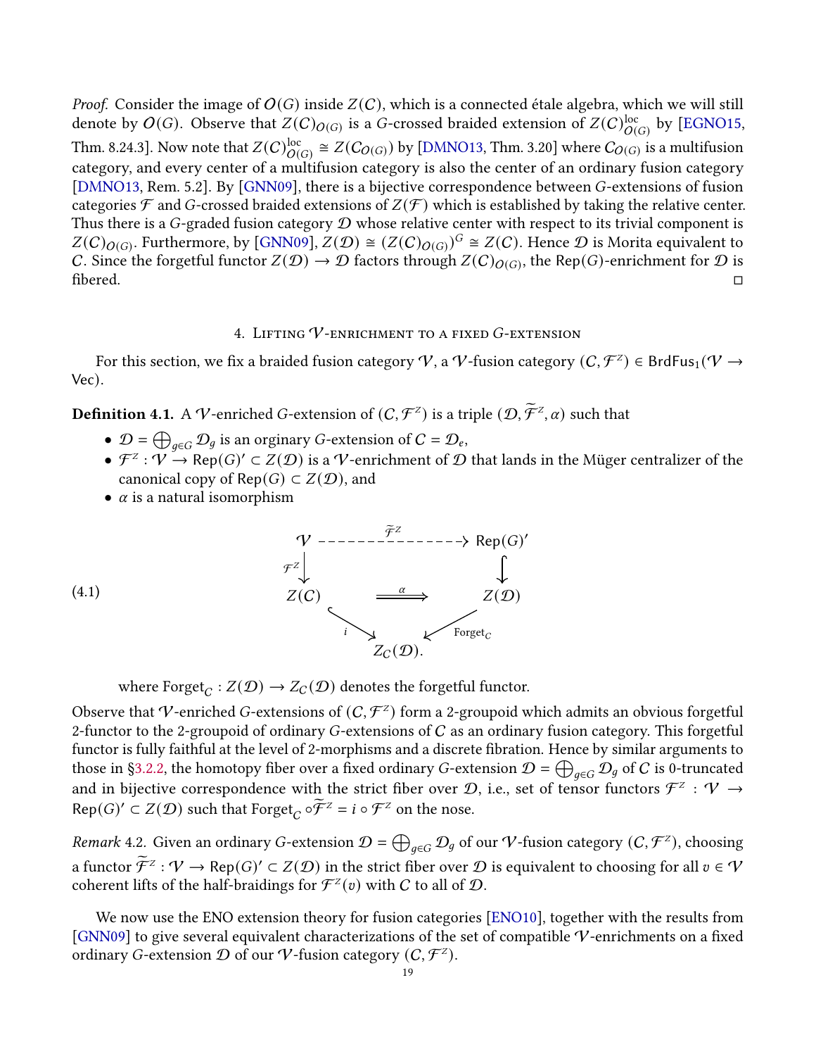*Proof.* Consider the image of $\mathcal{O}(G)$ inside $Z(\mathcal{C})$, which is a connected étale algebra, which we will still denote by $\mathcal{O}(G)$. Observe that $Z(\mathcal{C})_{\mathcal{O}(G)}$ is a $G$-crossed braided extension of $Z(\mathcal{C})^{\text{loc}}_{\mathcal{O}(G)}$ by [EGNO15, Thm. 8.24.3]. Now note that $Z(\mathcal{C})^{\text{loc}}_{\mathcal{O}(G)} \cong Z(\mathcal{C}_{\mathcal{O}(G)})$ by [DMNO13, Thm. 3.20] where $\mathcal{C}_{\mathcal{O}(G)}$ is a multifusion category, and every center of a multifusion category is also the center of an ordinary fusion category [DMNO13, Rem. 5.2]. By [GNN09], there is a bijective correspondence between $G$-extensions of fusion categories $\mathcal{F}$ and $G$-crossed braided extensions of $Z(\mathcal{F})$ which is established by taking the relative center. Thus there is a $G$-graded fusion category $\mathcal{D}$ whose relative center with respect to its trivial component is $Z(\mathcal{C})_{\mathcal{O}(G)}$. Furthermore, by [GNN09], $Z(\mathcal{D}) \cong (Z(\mathcal{C})_{\mathcal{O}(G)})^G \cong Z(\mathcal{C})$. Hence $\mathcal{D}$ is Morita equivalent to $\mathcal{C}$. Since the forgetful functor $Z(\mathcal{D}) \to \mathcal{D}$ factors through $Z(\mathcal{C})_{\mathcal{O}(G)}$, the $\operatorname{Rep}(G)$-enrichment for $\mathcal{D}$ is fibered. □

## 4. Lifting $\mathcal{V}$-enrichment to a fixed $G$-extension

For this section, we fix a braided fusion category $\mathcal{V}$, a $\mathcal{V}$-fusion category $(\mathcal{C}, \mathcal{F}^Z) \in \mathsf{BrdFus}_1(\mathcal{V} \to \mathrm{Vec})$.

**Definition 4.1.** A $\mathcal{V}$-enriched $G$-extension of $(\mathcal{C}, \mathcal{F}^Z)$ is a triple $(\mathcal{D}, \widetilde{\mathcal{F}}^Z, \alpha)$ such that

- $\mathcal{D} = \bigoplus_{g\in G} \mathcal{D}_g$ is an orginary $G$-extension of $\mathcal{C} = \mathcal{D}_e$,
- $\mathcal{F}^Z : \mathcal{V} \to \operatorname{Rep}(G)' \subset Z(\mathcal{D})$ is a $\mathcal{V}$-enrichment of $\mathcal{D}$ that lands in the Müger centralizer of the canonical copy of $\operatorname{Rep}(G) \subset Z(\mathcal{D})$, and
- $\alpha$ is a natural isomorphism

$$
\begin{array}{ccc}
\mathcal{V} & \overset{\widetilde{\mathcal{F}}^Z}{\dashrightarrow} & \operatorname{Rep}(G)' \\
{\scriptstyle \mathcal{F}^Z}\downarrow & & \downarrow \\
Z(\mathcal{C}) & \overset{\alpha}{\Longrightarrow} & Z(\mathcal{D}) \\
& {\scriptstyle i}\searrow \quad \swarrow{\scriptstyle \mathrm{Forget}_{\mathcal{C}}} & \\
& Z_{\mathcal{C}}(\mathcal{D}). &
\end{array}
\tag{4.1}
$$

where $\mathrm{Forget}_{\mathcal{C}} : Z(\mathcal{D}) \to Z_{\mathcal{C}}(\mathcal{D})$ denotes the forgetful functor.

Observe that $\mathcal{V}$-enriched $G$-extensions of $(\mathcal{C}, \mathcal{F}^Z)$ form a 2-groupoid which admits an obvious forgetful 2-functor to the 2-groupoid of ordinary $G$-extensions of $\mathcal{C}$ as an ordinary fusion category. This forgetful functor is fully faithful at the level of 2-morphisms and a discrete fibration. Hence by similar arguments to those in §3.2.2, the homotopy fiber over a fixed ordinary $G$-extension $\mathcal{D} = \bigoplus_{g\in G} \mathcal{D}_g$ of $\mathcal{C}$ is 0-truncated and in bijective correspondence with the strict fiber over $\mathcal{D}$, i.e., set of tensor functors $\mathcal{F}^Z : \mathcal{V} \to \operatorname{Rep}(G)' \subset Z(\mathcal{D})$ such that $\mathrm{Forget}_{\mathcal{C}} \circ \widetilde{\mathcal{F}}^Z = i \circ \mathcal{F}^Z$ on the nose.

*Remark* 4.2. Given an ordinary $G$-extension $\mathcal{D} = \bigoplus_{g\in G} \mathcal{D}_g$ of our $\mathcal{V}$-fusion category $(\mathcal{C}, \mathcal{F}^Z)$, choosing a functor $\widetilde{\mathcal{F}}^Z : \mathcal{V} \to \operatorname{Rep}(G)' \subset Z(\mathcal{D})$ in the strict fiber over $\mathcal{D}$ is equivalent to choosing for all $v \in \mathcal{V}$ coherent lifts of the half-braidings for $\mathcal{F}^Z(v)$ with $\mathcal{C}$ to all of $\mathcal{D}$.

We now use the ENO extension theory for fusion categories [ENO10], together with the results from [GNN09] to give several equivalent characterizations of the set of compatible $\mathcal{V}$-enrichments on a fixed ordinary $G$-extension $\mathcal{D}$ of our $\mathcal{V}$-fusion category $(\mathcal{C}, \mathcal{F}^Z)$.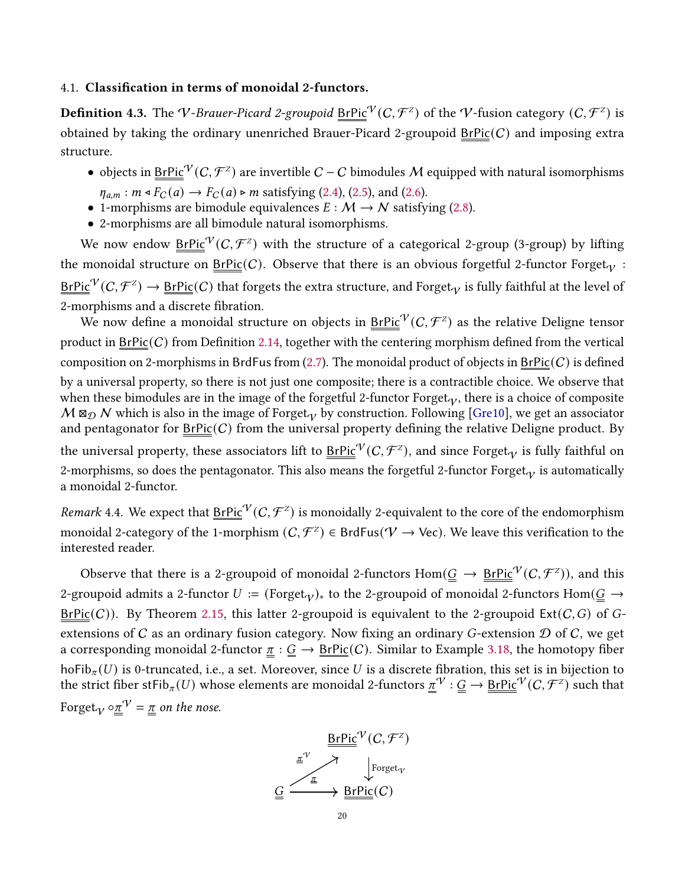### 4.1. Classification in terms of monoidal 2-functors.

**Definition 4.3.** The *$\mathcal{V}$-Brauer-Picard 2-groupoid* $\underline{\underline{\mathsf{BrPic}}}^{\mathcal{V}}(\mathcal{C}, \mathcal{F}^Z)$ of the $\mathcal{V}$-fusion category $(\mathcal{C}, \mathcal{F}^Z)$ is obtained by taking the ordinary unenriched Brauer-Picard 2-groupoid $\underline{\underline{\mathsf{BrPic}}}(\mathcal{C})$ and imposing extra structure.

- objects in $\underline{\underline{\mathsf{BrPic}}}^{\mathcal{V}}(\mathcal{C}, \mathcal{F}^Z)$ are invertible $\mathcal{C}-\mathcal{C}$ bimodules $\mathcal{M}$ equipped with natural isomorphisms $\eta_{a,m} : m \triangleleft F_{\mathcal{C}}(a) \to F_{\mathcal{C}}(a) \triangleright m$ satisfying (2.4), (2.5), and (2.6).
- 1-morphisms are bimodule equivalences $E : \mathcal{M} \to \mathcal{N}$ satisfying (2.8).
- 2-morphisms are all bimodule natural isomorphisms.

We now endow $\underline{\underline{\mathsf{BrPic}}}^{\mathcal{V}}(\mathcal{C}, \mathcal{F}^Z)$ with the structure of a categorical 2-group (3-group) by lifting the monoidal structure on $\underline{\underline{\mathsf{BrPic}}}(\mathcal{C})$. Observe that there is an obvious forgetful 2-functor $\mathsf{Forget}_{\mathcal{V}} : \underline{\underline{\mathsf{BrPic}}}^{\mathcal{V}}(\mathcal{C}, \mathcal{F}^Z) \to \underline{\underline{\mathsf{BrPic}}}(\mathcal{C})$ that forgets the extra structure, and $\mathsf{Forget}_{\mathcal{V}}$ is fully faithful at the level of 2-morphisms and a discrete fibration.

We now define a monoidal structure on objects in $\underline{\underline{\mathsf{BrPic}}}^{\mathcal{V}}(\mathcal{C}, \mathcal{F}^Z)$ as the relative Deligne tensor product in $\underline{\underline{\mathsf{BrPic}}}(\mathcal{C})$ from Definition 2.14, together with the centering morphism defined from the vertical composition on 2-morphisms in $\mathsf{BrdFus}$ from (2.7). The monoidal product of objects in $\underline{\underline{\mathsf{BrPic}}}(\mathcal{C})$ is defined by a universal property, so there is not just one composite; there is a contractible choice. We observe that when these bimodules are in the image of the forgetful 2-functor $\mathsf{Forget}_{\mathcal{V}}$, there is a choice of composite $\mathcal{M} \boxtimes_{\mathcal{D}} \mathcal{N}$ which is also in the image of $\mathsf{Forget}_{\mathcal{V}}$ by construction. Following [Gre10], we get an associator and pentagonator for $\underline{\underline{\mathsf{BrPic}}}(\mathcal{C})$ from the universal property defining the relative Deligne product. By the universal property, these associators lift to $\underline{\underline{\mathsf{BrPic}}}^{\mathcal{V}}(\mathcal{C}, \mathcal{F}^Z)$, and since $\mathsf{Forget}_{\mathcal{V}}$ is fully faithful on 2-morphisms, so does the pentagonator. This also means the forgetful 2-functor $\mathsf{Forget}_{\mathcal{V}}$ is automatically a monoidal 2-functor.

*Remark* 4.4. We expect that $\underline{\underline{\mathsf{BrPic}}}^{\mathcal{V}}(\mathcal{C}, \mathcal{F}^Z)$ is monoidally 2-equivalent to the core of the endomorphism monoidal 2-category of the 1-morphism $(\mathcal{C}, \mathcal{F}^Z) \in \mathsf{BrdFus}(\mathcal{V} \to \mathsf{Vec})$. We leave this verification to the interested reader.

Observe that there is a 2-groupoid of monoidal 2-functors $\mathsf{Hom}(\underline{\underline{G}} \to \underline{\underline{\mathsf{BrPic}}}^{\mathcal{V}}(\mathcal{C}, \mathcal{F}^Z))$, and this 2-groupoid admits a 2-functor $U := (\mathsf{Forget}_{\mathcal{V}})_*$ to the 2-groupoid of monoidal 2-functors $\mathsf{Hom}(\underline{\underline{G}} \to \underline{\underline{\mathsf{BrPic}}}(\mathcal{C}))$. By Theorem 2.15, this latter 2-groupoid is equivalent to the 2-groupoid $\mathsf{Ext}(\mathcal{C}, G)$ of $G$-extensions of $\mathcal{C}$ as an ordinary fusion category. Now fixing an ordinary $G$-extension $\mathcal{D}$ of $\mathcal{C}$, we get a corresponding monoidal 2-functor $\underline{\underline{\pi}} : \underline{\underline{G}} \to \underline{\underline{\mathsf{BrPic}}}(\mathcal{C})$. Similar to Example 3.18, the homotopy fiber $\mathsf{hoFib}_{\pi}(U)$ is 0-truncated, i.e., a set. Moreover, since $U$ is a discrete fibration, this set is in bijection to the strict fiber $\mathsf{stFib}_{\pi}(U)$ whose elements are monoidal 2-functors $\underline{\underline{\pi}}^{\mathcal{V}} : \underline{\underline{G}} \to \underline{\underline{\mathsf{BrPic}}}^{\mathcal{V}}(\mathcal{C}, \mathcal{F}^Z)$ such that $\mathsf{Forget}_{\mathcal{V}} \circ \underline{\underline{\pi}}^{\mathcal{V}} = \underline{\underline{\pi}}$ *on the nose.*

$$
\begin{array}{ccc}
 & & \underline{\underline{\mathsf{BrPic}}}^{\mathcal{V}}(\mathcal{C}, \mathcal{F}^Z) \\
 & \overset{\underline{\underline{\pi}}^{\mathcal{V}}}{\nearrow} & \big\downarrow \mathsf{Forget}_{\mathcal{V}} \\
\underline{\underline{G}} & \xrightarrow{\quad \underline{\underline{\pi}} \quad} & \underline{\underline{\mathsf{BrPic}}}(\mathcal{C})
\end{array}
$$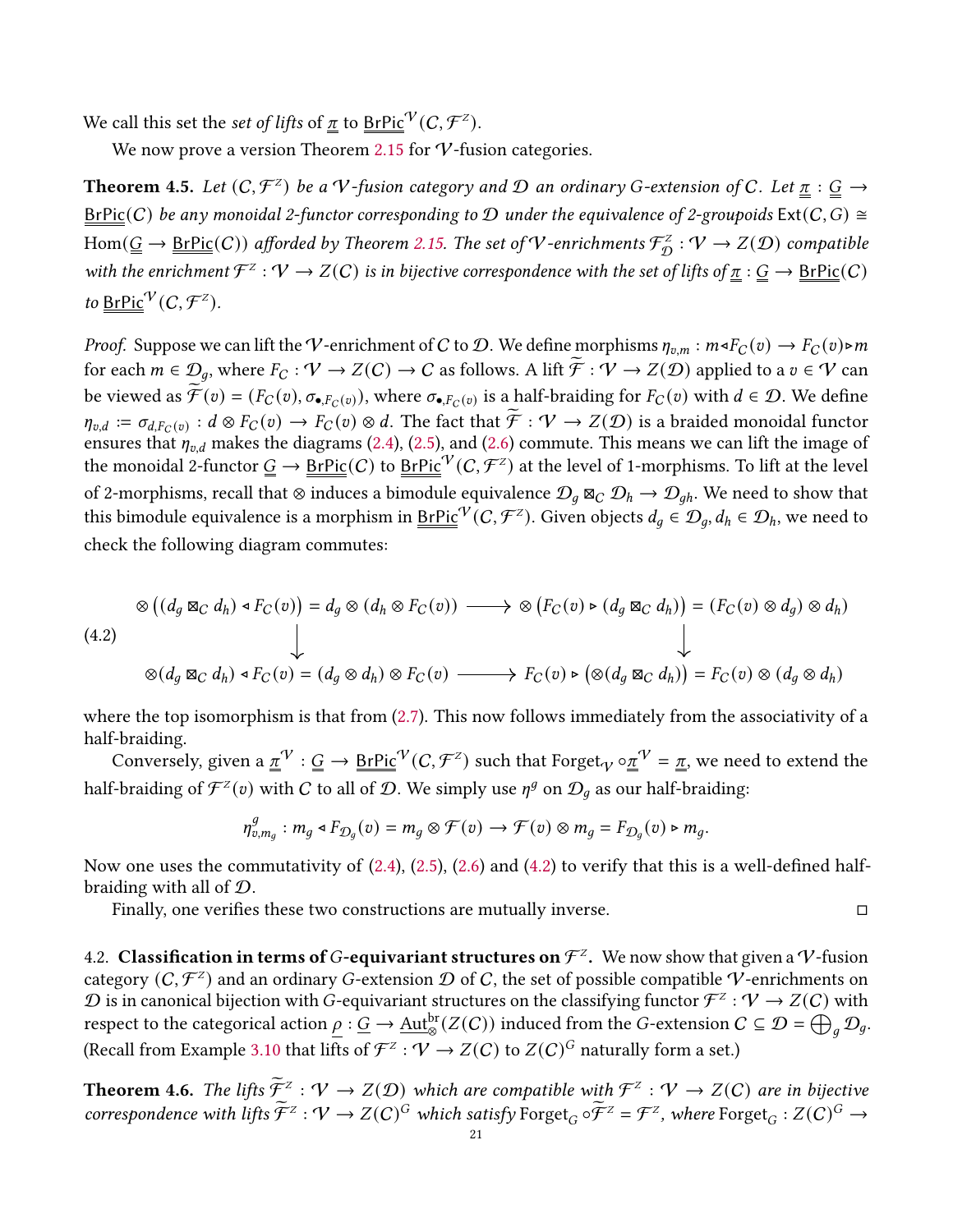We call this set the *set of lifts* of $\underline{\pi}$ to $\underline{\underline{\mathrm{BrPic}}}^{\mathcal{V}}(C, \mathcal{F}^Z)$.

We now prove a version Theorem 2.15 for $\mathcal{V}$-fusion categories.

**Theorem 4.5.** *Let $(C, \mathcal{F}^Z)$ be a $\mathcal{V}$-fusion category and $\mathcal{D}$ an ordinary $G$-extension of $C$. Let $\underline{\pi} : \underline{G} \to \underline{\underline{\mathrm{BrPic}}}(C)$ be any monoidal 2-functor corresponding to $\mathcal{D}$ under the equivalence of 2-groupoids $\mathrm{Ext}(C, G) \cong \mathrm{Hom}(\underline{G} \to \underline{\underline{\mathrm{BrPic}}}(C))$ afforded by Theorem 2.15. The set of $\mathcal{V}$-enrichments $\mathcal{F}^Z_{\mathcal{D}} : \mathcal{V} \to Z(\mathcal{D})$ compatible with the enrichment $\mathcal{F}^Z : \mathcal{V} \to Z(C)$ is in bijective correspondence with the set of lifts of $\underline{\pi} : \underline{G} \to \underline{\underline{\mathrm{BrPic}}}(C)$ to $\underline{\underline{\mathrm{BrPic}}}^{\mathcal{V}}(C, \mathcal{F}^Z)$.*

*Proof.* Suppose we can lift the $\mathcal{V}$-enrichment of $C$ to $\mathcal{D}$. We define morphisms $\eta_{v,m} : m \triangleleft F_C(v) \to F_C(v) \triangleright m$ for each $m \in \mathcal{D}_g$, where $F_C : \mathcal{V} \to Z(C) \to C$ as follows. A lift $\widetilde{\mathcal{F}} : \mathcal{V} \to Z(\mathcal{D})$ applied to a $v \in \mathcal{V}$ can be viewed as $\widetilde{\mathcal{F}}(v) = (F_C(v), \sigma_{\bullet, F_C(v)})$, where $\sigma_{\bullet, F_C(v)}$ is a half-braiding for $F_C(v)$ with $d \in \mathcal{D}$. We define $\eta_{v,d} := \sigma_{d, F_C(v)} : d \otimes F_C(v) \to F_C(v) \otimes d$. The fact that $\widetilde{\mathcal{F}} : \mathcal{V} \to Z(\mathcal{D})$ is a braided monoidal functor ensures that $\eta_{v,d}$ makes the diagrams (2.4), (2.5), and (2.6) commute. This means we can lift the image of the monoidal 2-functor $\underline{G} \to \underline{\underline{\mathrm{BrPic}}}(C)$ to $\underline{\underline{\mathrm{BrPic}}}^{\mathcal{V}}(C, \mathcal{F}^Z)$ at the level of 1-morphisms. To lift at the level of 2-morphisms, recall that $\otimes$ induces a bimodule equivalence $\mathcal{D}_g \boxtimes_C \mathcal{D}_h \to \mathcal{D}_{gh}$. We need to show that this bimodule equivalence is a morphism in $\underline{\underline{\mathrm{BrPic}}}^{\mathcal{V}}(C, \mathcal{F}^Z)$. Given objects $d_g \in \mathcal{D}_g, d_h \in \mathcal{D}_h$, we need to check the following diagram commutes:

$$
\begin{array}{ccc}
\otimes\big((d_g \boxtimes_C d_h) \triangleleft F_C(v)\big) = d_g \otimes (d_h \otimes F_C(v)) & \longrightarrow & \otimes\big(F_C(v) \triangleright (d_g \boxtimes_C d_h)\big) = (F_C(v) \otimes d_g) \otimes d_h \\
\big\downarrow & & \big\downarrow \\
\otimes(d_g \boxtimes_C d_h) \triangleleft F_C(v) = (d_g \otimes d_h) \otimes F_C(v) & \longrightarrow & F_C(v) \triangleright \big(\otimes(d_g \boxtimes_C d_h)\big) = F_C(v) \otimes (d_g \otimes d_h)
\end{array}
\tag{4.2}
$$

where the top isomorphism is that from (2.7). This now follows immediately from the associativity of a half-braiding.

Conversely, given a $\underline{\pi}^{\mathcal{V}} : \underline{G} \to \underline{\underline{\mathrm{BrPic}}}^{\mathcal{V}}(C, \mathcal{F}^Z)$ such that $\mathrm{Forget}_{\mathcal{V}} \circ \underline{\pi}^{\mathcal{V}} = \underline{\pi}$, we need to extend the half-braiding of $\mathcal{F}^Z(v)$ with $C$ to all of $\mathcal{D}$. We simply use $\eta^g$ on $\mathcal{D}_g$ as our half-braiding:

$$\eta^g_{v, m_g} : m_g \triangleleft F_{\mathcal{D}_g}(v) = m_g \otimes \mathcal{F}(v) \to \mathcal{F}(v) \otimes m_g = F_{\mathcal{D}_g}(v) \triangleright m_g.$$

Now one uses the commutativity of (2.4), (2.5), (2.6) and (4.2) to verify that this is a well-defined half-braiding with all of $\mathcal{D}$.

Finally, one verifies these two constructions are mutually inverse. $\square$

4.2. **Classification in terms of $G$-equivariant structures on $\mathcal{F}^Z$.** We now show that given a $\mathcal{V}$-fusion category $(C, \mathcal{F}^Z)$ and an ordinary $G$-extension $\mathcal{D}$ of $C$, the set of possible compatible $\mathcal{V}$-enrichments on $\mathcal{D}$ is in canonical bijection with $G$-equivariant structures on the classifying functor $\mathcal{F}^Z : \mathcal{V} \to Z(C)$ with respect to the categorical action $\underline{\rho} : \underline{G} \to \underline{\mathrm{Aut}}^{\mathrm{br}}_{\otimes}(Z(C))$ induced from the $G$-extension $C \subseteq \mathcal{D} = \bigoplus_g \mathcal{D}_g$. (Recall from Example 3.10 that lifts of $\mathcal{F}^Z : \mathcal{V} \to Z(C)$ to $Z(C)^G$ naturally form a set.)

**Theorem 4.6.** *The lifts $\widetilde{\mathcal{F}}^Z : \mathcal{V} \to Z(\mathcal{D})$ which are compatible with $\mathcal{F}^Z : \mathcal{V} \to Z(C)$ are in bijective correspondence with lifts $\widetilde{\mathcal{F}}^Z : \mathcal{V} \to Z(C)^G$ which satisfy $\mathrm{Forget}_G \circ \widetilde{\mathcal{F}}^Z = \mathcal{F}^Z$, where $\mathrm{Forget}_G : Z(C)^G \to$*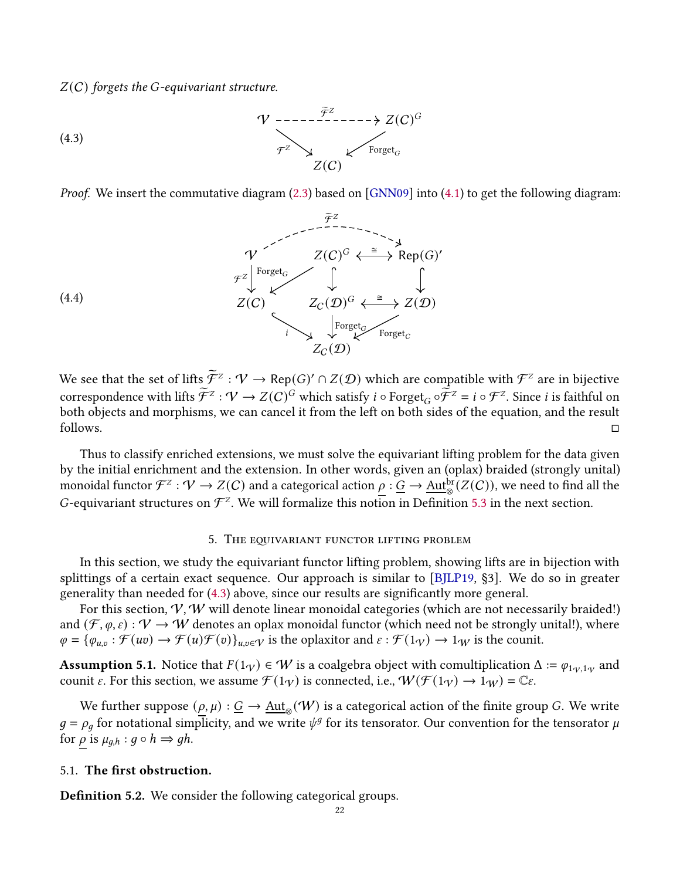*$Z(\mathcal{C})$ forgets the $G$-equivariant structure.*

$$
\begin{array}{ccc}
\mathcal{V} & \overset{\widetilde{\mathcal{F}}^Z}{\dashrightarrow} & Z(\mathcal{C})^G \\
& {\scriptstyle \mathcal{F}^Z}\searrow \quad \swarrow {\scriptstyle \mathrm{Forget}_G} & \\
& Z(\mathcal{C}) &
\end{array}
\tag{4.3}
$$

*Proof.* We insert the commutative diagram (2.3) based on [GNN09] into (4.1) to get the following diagram:

$$
\begin{array}{ccccc}
 & & \overset{\widetilde{\mathcal{F}}^Z}{\dashrightarrow} & & \\
\mathcal{V} & & Z(\mathcal{C})^G & \overset{\cong}{\longleftrightarrow} & \mathrm{Rep}(G)' \\
{\scriptstyle \mathcal{F}^Z}\downarrow & {\scriptstyle \mathrm{Forget}_G}\swarrow & \downarrow & & \downarrow \\
Z(\mathcal{C}) & & Z_{\mathcal{C}}(\mathcal{D})^G & \overset{\cong}{\longleftrightarrow} & Z(\mathcal{D}) \\
& {\scriptstyle i}\searrow & \downarrow {\scriptstyle \mathrm{Forget}_G} & \swarrow {\scriptstyle \mathrm{Forget}_C} & \\
& & Z_{\mathcal{C}}(\mathcal{D}) & &
\end{array}
\tag{4.4}
$$

We see that the set of lifts $\widetilde{\mathcal{F}}^Z : \mathcal{V} \to \mathrm{Rep}(G)' \cap Z(\mathcal{D})$ which are compatible with $\mathcal{F}^Z$ are in bijective correspondence with lifts $\widetilde{\mathcal{F}}^Z : \mathcal{V} \to Z(\mathcal{C})^G$ which satisfy $i \circ \mathrm{Forget}_G \circ \widetilde{\mathcal{F}}^Z = i \circ \mathcal{F}^Z$. Since $i$ is faithful on both objects and morphisms, we can cancel it from the left on both sides of the equation, and the result follows. $\square$

Thus to classify enriched extensions, we must solve the equivariant lifting problem for the data given by the initial enrichment and the extension. In other words, given an (oplax) braided (strongly unital) monoidal functor $\mathcal{F}^Z : \mathcal{V} \to Z(\mathcal{C})$ and a categorical action $\underline{\rho} : \underline{G} \to \underline{\mathrm{Aut}}^{\mathrm{br}}_{\otimes}(Z(\mathcal{C}))$, we need to find all the $G$-equivariant structures on $\mathcal{F}^Z$. We will formalize this notion in Definition 5.3 in the next section.

## 5. The equivariant functor lifting problem

In this section, we study the equivariant functor lifting problem, showing lifts are in bijection with splittings of a certain exact sequence. Our approach is similar to [BJLP19, §3]. We do so in greater generality than needed for (4.3) above, since our results are significantly more general.

For this section, $\mathcal{V}, \mathcal{W}$ will denote linear monoidal categories (which are not necessarily braided!) and $(\mathcal{F}, \varphi, \varepsilon) : \mathcal{V} \to \mathcal{W}$ denotes an oplax monoidal functor (which need not be strongly unital!), where $\varphi = \{\varphi_{u,v} : \mathcal{F}(uv) \to \mathcal{F}(u)\mathcal{F}(v)\}_{u,v \in \mathcal{V}}$ is the oplaxitor and $\varepsilon : \mathcal{F}(1_{\mathcal{V}}) \to 1_{\mathcal{W}}$ is the counit.

**Assumption 5.1.** Notice that $F(1_{\mathcal{V}}) \in \mathcal{W}$ is a coalgebra object with comultiplication $\Delta := \varphi_{1_{\mathcal{V}},1_{\mathcal{V}}}$ and counit $\varepsilon$. For this section, we assume $\mathcal{F}(1_{\mathcal{V}})$ is connected, i.e., $\mathcal{W}(\mathcal{F}(1_{\mathcal{V}}) \to 1_{\mathcal{W}}) = \mathbb{C}\varepsilon$.

We further suppose $(\underline{\rho}, \mu) : \underline{G} \to \underline{\mathrm{Aut}}_{\otimes}(\mathcal{W})$ is a categorical action of the finite group $G$. We write $g = \rho_g$ for notational simplicity, and we write $\psi^g$ for its tensorator. Our convention for the tensorator $\mu$ for $\underline{\rho}$ is $\mu_{g,h} : g \circ h \Rightarrow gh$.

### 5.1. The first obstruction.

**Definition 5.2.** We consider the following categorical groups.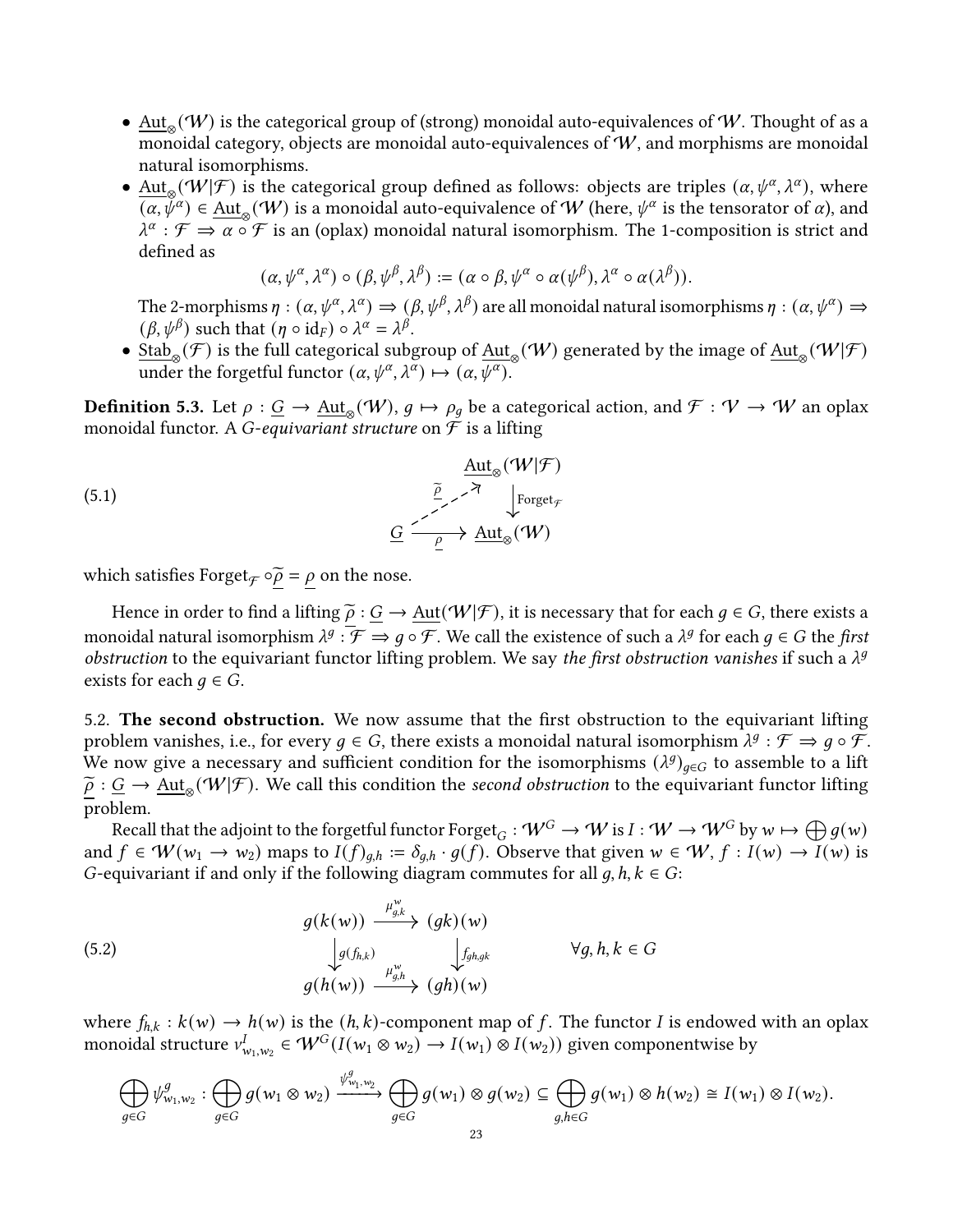- $\underline{\mathrm{Aut}}_\otimes(\mathcal{W})$ is the categorical group of (strong) monoidal auto-equivalences of $\mathcal{W}$. Thought of as a monoidal category, objects are monoidal auto-equivalences of $\mathcal{W}$, and morphisms are monoidal natural isomorphisms.
- $\underline{\mathrm{Aut}}_\otimes(\mathcal{W}|\mathcal{F})$ is the categorical group defined as follows: objects are triples $(\alpha, \psi^\alpha, \lambda^\alpha)$, where $(\alpha, \psi^\alpha) \in \underline{\mathrm{Aut}}_\otimes(\mathcal{W})$ is a monoidal auto-equivalence of $\mathcal{W}$ (here, $\psi^\alpha$ is the tensorator of $\alpha$), and $\lambda^\alpha : \mathcal{F} \Rightarrow \alpha \circ \mathcal{F}$ is an (oplax) monoidal natural isomorphism. The 1-composition is strict and defined as
$$(\alpha, \psi^\alpha, \lambda^\alpha) \circ (\beta, \psi^\beta, \lambda^\beta) := (\alpha \circ \beta, \psi^\alpha \circ \alpha(\psi^\beta), \lambda^\alpha \circ \alpha(\lambda^\beta)).$$
The 2-morphisms $\eta : (\alpha, \psi^\alpha, \lambda^\alpha) \Rightarrow (\beta, \psi^\beta, \lambda^\beta)$ are all monoidal natural isomorphisms $\eta : (\alpha, \psi^\alpha) \Rightarrow (\beta, \psi^\beta)$ such that $(\eta \circ \mathrm{id}_F) \circ \lambda^\alpha = \lambda^\beta$.
- $\underline{\mathrm{Stab}}_\otimes(\mathcal{F})$ is the full categorical subgroup of $\underline{\mathrm{Aut}}_\otimes(\mathcal{W})$ generated by the image of $\underline{\mathrm{Aut}}_\otimes(\mathcal{W}|\mathcal{F})$ under the forgetful functor $(\alpha, \psi^\alpha, \lambda^\alpha) \mapsto (\alpha, \psi^\alpha)$.

**Definition 5.3.** Let $\rho : \underline{G} \to \underline{\mathrm{Aut}}_\otimes(\mathcal{W})$, $g \mapsto \rho_g$ be a categorical action, and $\mathcal{F} : \mathcal{V} \to \mathcal{W}$ an oplax monoidal functor. A *$G$-equivariant structure* on $\mathcal{F}$ is a lifting

$$\begin{array}{ccc} & & \underline{\mathrm{Aut}}_\otimes(\mathcal{W}|\mathcal{F}) \\ & \overset{\widetilde{\rho}}{\nearrow} & \big\downarrow \mathrm{Forget}_{\mathcal{F}} \\ \underline{G} & \xrightarrow[\rho]{} & \underline{\mathrm{Aut}}_\otimes(\mathcal{W}) \end{array} \tag{5.1}$$

which satisfies $\mathrm{Forget}_{\mathcal{F}} \circ \widetilde{\rho} = \rho$ on the nose.

Hence in order to find a lifting $\widetilde{\rho} : \underline{G} \to \underline{\mathrm{Aut}}(\mathcal{W}|\mathcal{F})$, it is necessary that for each $g \in G$, there exists a monoidal natural isomorphism $\lambda^g : \mathcal{F} \Rightarrow g \circ \mathcal{F}$. We call the existence of such a $\lambda^g$ for each $g \in G$ the *first obstruction* to the equivariant functor lifting problem. We say *the first obstruction vanishes* if such a $\lambda^g$ exists for each $g \in G$.

5.2. **The second obstruction.** We now assume that the first obstruction to the equivariant lifting problem vanishes, i.e., for every $g \in G$, there exists a monoidal natural isomorphism $\lambda^g : \mathcal{F} \Rightarrow g \circ \mathcal{F}$. We now give a necessary and sufficient condition for the isomorphisms $(\lambda^g)_{g \in G}$ to assemble to a lift $\widetilde{\rho} : \underline{G} \to \underline{\mathrm{Aut}}_\otimes(\mathcal{W}|\mathcal{F})$. We call this condition the *second obstruction* to the equivariant functor lifting problem.

Recall that the adjoint to the forgetful functor $\mathrm{Forget}_G : \mathcal{W}^G \to \mathcal{W}$ is $I : \mathcal{W} \to \mathcal{W}^G$ by $w \mapsto \bigoplus g(w)$ and $f \in \mathcal{W}(w_1 \to w_2)$ maps to $I(f)_{g,h} := \delta_{g,h} \cdot g(f)$. Observe that given $w \in \mathcal{W}$, $f : I(w) \to I(w)$ is $G$-equivariant if and only if the following diagram commutes for all $g, h, k \in G$:

$$\begin{array}{ccc} g(k(w)) & \xrightarrow{\mu^w_{g,k}} & (gk)(w) \\ \big\downarrow g(f_{h,k}) & & \big\downarrow f_{gh,gk} \\ g(h(w)) & \xrightarrow{\mu^w_{g,h}} & (gh)(w) \end{array} \qquad \forall g, h, k \in G \tag{5.2}$$

where $f_{h,k} : k(w) \to h(w)$ is the $(h,k)$-component map of $f$. The functor $I$ is endowed with an oplax monoidal structure $\nu^I_{w_1,w_2} \in \mathcal{W}^G(I(w_1 \otimes w_2) \to I(w_1) \otimes I(w_2))$ given componentwise by

$$\bigoplus_{g \in G} \psi^g_{w_1,w_2} : \bigoplus_{g \in G} g(w_1 \otimes w_2) \xrightarrow{\psi^g_{w_1,w_2}} \bigoplus_{g \in G} g(w_1) \otimes g(w_2) \subseteq \bigoplus_{g,h \in G} g(w_1) \otimes h(w_2) \cong I(w_1) \otimes I(w_2).$$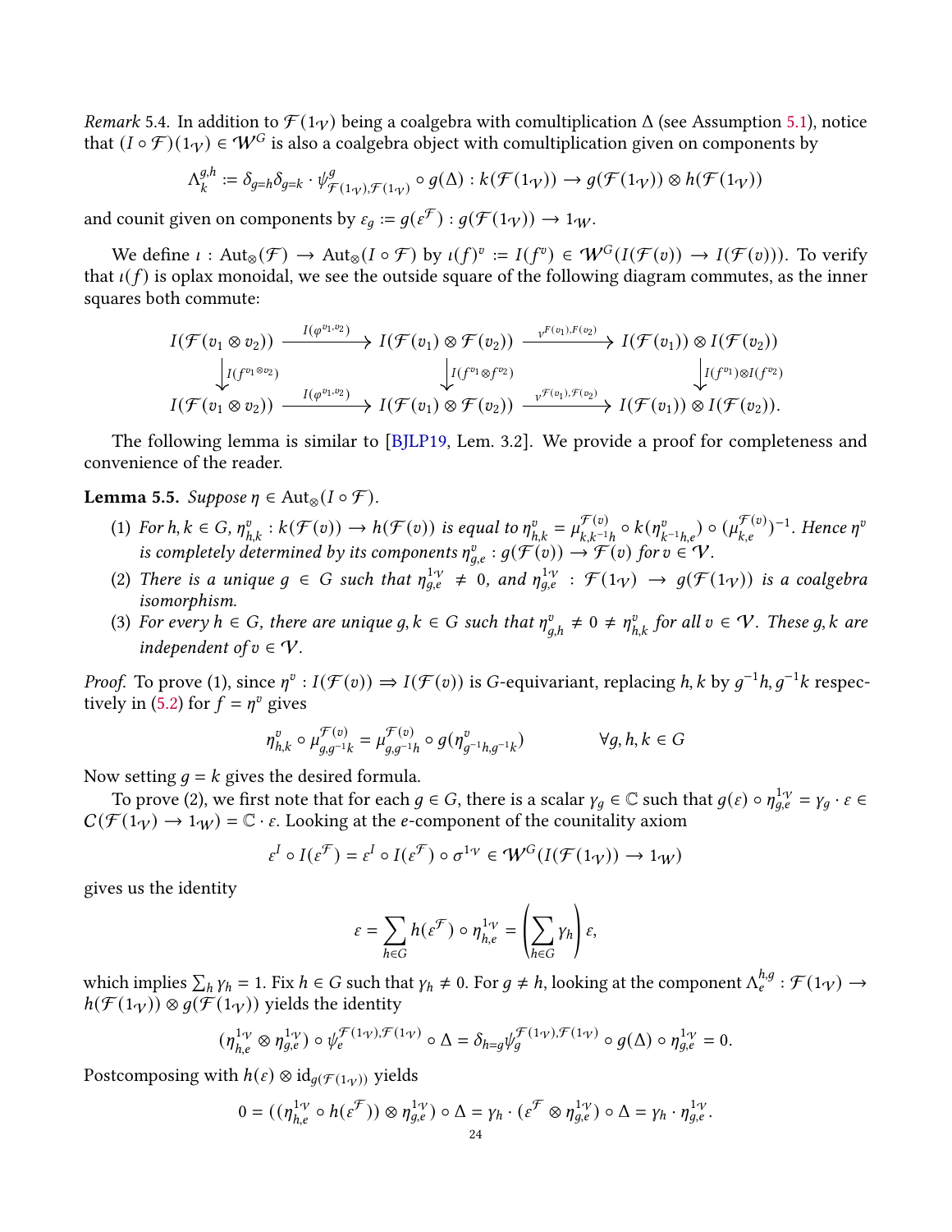*Remark* 5.4. In addition to $\mathcal{F}(1_\mathcal{V})$ being a coalgebra with comultiplication $\Delta$ (see Assumption 5.1), notice that $(I \circ \mathcal{F})(1_\mathcal{V}) \in \mathcal{W}^G$ is also a coalgebra object with comultiplication given on components by

$$\Lambda_k^{g,h} := \delta_{g=h}\delta_{g=k} \cdot \psi_{\mathcal{F}(1_\mathcal{V}),\mathcal{F}(1_\mathcal{V})}^{g} \circ g(\Delta) : k(\mathcal{F}(1_\mathcal{V})) \to g(\mathcal{F}(1_\mathcal{V})) \otimes h(\mathcal{F}(1_\mathcal{V}))$$

and counit given on components by $\varepsilon_g := g(\varepsilon^{\mathcal{F}}) : g(\mathcal{F}(1_\mathcal{V})) \to 1_\mathcal{W}$.

We define $\iota : \mathrm{Aut}_\otimes(\mathcal{F}) \to \mathrm{Aut}_\otimes(I \circ \mathcal{F})$ by $\iota(f)^v := I(f^v) \in \mathcal{W}^G(I(\mathcal{F}(v)) \to I(\mathcal{F}(v)))$. To verify that $\iota(f)$ is oplax monoidal, we see the outside square of the following diagram commutes, as the inner squares both commute:

$$\begin{array}{ccccc}
I(\mathcal{F}(v_1 \otimes v_2)) & \xrightarrow{I(\varphi^{v_1,v_2})} & I(\mathcal{F}(v_1) \otimes \mathcal{F}(v_2)) & \xrightarrow{\nu^{F(v_1),F(v_2)}} & I(\mathcal{F}(v_1)) \otimes I(\mathcal{F}(v_2)) \\
\big\downarrow I(f^{v_1 \otimes v_2}) & & \big\downarrow I(f^{v_1} \otimes f^{v_2}) & & \big\downarrow I(f^{v_1}) \otimes I(f^{v_2}) \\
I(\mathcal{F}(v_1 \otimes v_2)) & \xrightarrow{I(\varphi^{v_1,v_2})} & I(\mathcal{F}(v_1) \otimes \mathcal{F}(v_2)) & \xrightarrow{\nu^{\mathcal{F}(v_1),\mathcal{F}(v_2)}} & I(\mathcal{F}(v_1)) \otimes I(\mathcal{F}(v_2)).
\end{array}$$

The following lemma is similar to [BJLP19, Lem. 3.2]. We provide a proof for completeness and convenience of the reader.

**Lemma 5.5.** *Suppose $\eta \in \mathrm{Aut}_\otimes(I \circ \mathcal{F})$.*

1. *For $h, k \in G$, $\eta_{h,k}^v : k(\mathcal{F}(v)) \to h(\mathcal{F}(v))$ is equal to $\eta_{h,k}^v = \mu_{k,k^{-1}h}^{\mathcal{F}(v)} \circ k(\eta_{k^{-1}h,e}^v) \circ (\mu_{k,e}^{\mathcal{F}(v)})^{-1}$. Hence $\eta^v$ is completely determined by its components $\eta_{g,e}^v : g(\mathcal{F}(v)) \to \mathcal{F}(v)$ for $v \in \mathcal{V}$.*
2. *There is a unique $g \in G$ such that $\eta_{g,e}^{1_\mathcal{V}} \neq 0$, and $\eta_{g,e}^{1_\mathcal{V}} : \mathcal{F}(1_\mathcal{V}) \to g(\mathcal{F}(1_\mathcal{V}))$ is a coalgebra isomorphism.*
3. *For every $h \in G$, there are unique $g, k \in G$ such that $\eta_{g,h}^v \neq 0 \neq \eta_{h,k}^v$ for all $v \in \mathcal{V}$. These $g, k$ are independent of $v \in \mathcal{V}$.*

*Proof.* To prove (1), since $\eta^v : I(\mathcal{F}(v)) \Rightarrow I(\mathcal{F}(v))$ is $G$-equivariant, replacing $h, k$ by $g^{-1}h, g^{-1}k$ respectively in (5.2) for $f = \eta^v$ gives

$$\eta_{h,k}^v \circ \mu_{g,g^{-1}k}^{\mathcal{F}(v)} = \mu_{g,g^{-1}h}^{\mathcal{F}(v)} \circ g(\eta_{g^{-1}h,g^{-1}k}^v) \qquad \forall g, h, k \in G$$

Now setting $g = k$ gives the desired formula.

To prove (2), we first note that for each $g \in G$, there is a scalar $\gamma_g \in \mathbb{C}$ such that $g(\varepsilon) \circ \eta_{g,e}^{1_\mathcal{V}} = \gamma_g \cdot \varepsilon \in \mathcal{C}(\mathcal{F}(1_\mathcal{V}) \to 1_\mathcal{W}) = \mathbb{C} \cdot \varepsilon$. Looking at the $e$-component of the counitality axiom

$$\varepsilon^I \circ I(\varepsilon^{\mathcal{F}}) = \varepsilon^I \circ I(\varepsilon^{\mathcal{F}}) \circ \sigma^{1_\mathcal{V}} \in \mathcal{W}^G(I(\mathcal{F}(1_\mathcal{V})) \to 1_\mathcal{W})$$

gives us the identity

$$\varepsilon = \sum_{h \in G} h(\varepsilon^{\mathcal{F}}) \circ \eta_{h,e}^{1_\mathcal{V}} = \left(\sum_{h \in G} \gamma_h\right) \varepsilon,$$

which implies $\sum_h \gamma_h = 1$. Fix $h \in G$ such that $\gamma_h \neq 0$. For $g \neq h$, looking at the component $\Lambda_e^{h,g} : \mathcal{F}(1_\mathcal{V}) \to h(\mathcal{F}(1_\mathcal{V})) \otimes g(\mathcal{F}(1_\mathcal{V}))$ yields the identity

$$(\eta_{h,e}^{1_\mathcal{V}} \otimes \eta_{g,e}^{1_\mathcal{V}}) \circ \psi_e^{\mathcal{F}(1_\mathcal{V}),\mathcal{F}(1_\mathcal{V})} \circ \Delta = \delta_{h=g} \psi_g^{\mathcal{F}(1_\mathcal{V}),\mathcal{F}(1_\mathcal{V})} \circ g(\Delta) \circ \eta_{g,e}^{1_\mathcal{V}} = 0.$$

Postcomposing with $h(\varepsilon) \otimes \mathrm{id}_{g(\mathcal{F}(1_\mathcal{V}))}$ yields

$$0 = ((\eta_{h,e}^{1_\mathcal{V}} \circ h(\varepsilon^{\mathcal{F}})) \otimes \eta_{g,e}^{1_\mathcal{V}}) \circ \Delta = \gamma_h \cdot (\varepsilon^{\mathcal{F}} \otimes \eta_{g,e}^{1_\mathcal{V}}) \circ \Delta = \gamma_h \cdot \eta_{g,e}^{1_\mathcal{V}}.$$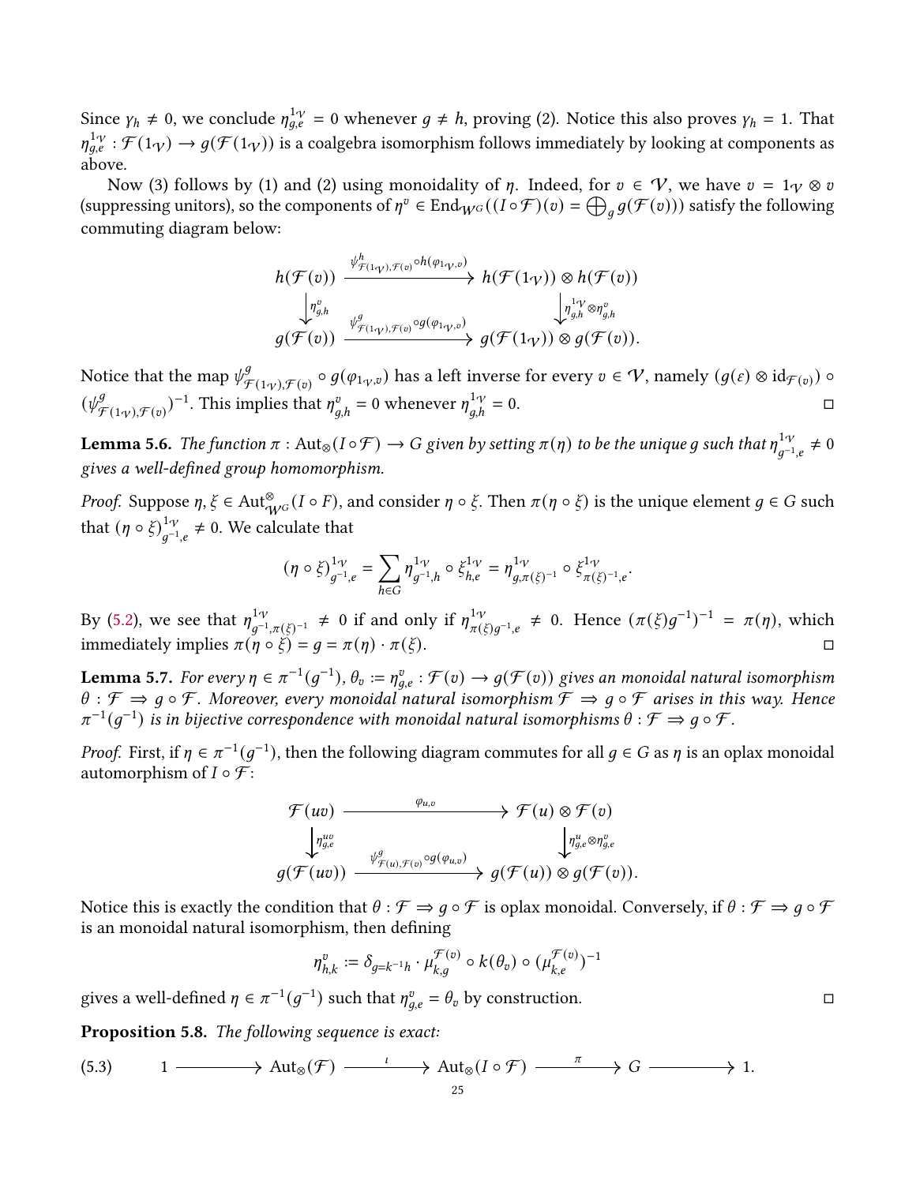Since $\gamma_h \neq 0$, we conclude $\eta^{1_\mathcal{V}}_{g,e} = 0$ whenever $g \neq h$, proving (2). Notice this also proves $\gamma_h = 1$. That $\eta^{1_\mathcal{V}}_{g,e} : \mathcal{F}(1_\mathcal{V}) \to g(\mathcal{F}(1_\mathcal{V}))$ is a coalgebra isomorphism follows immediately by looking at components as above.

Now (3) follows by (1) and (2) using monoidality of $\eta$. Indeed, for $v \in \mathcal{V}$, we have $v = 1_\mathcal{V} \otimes v$ (suppressing unitors), so the components of $\eta^v \in \operatorname{End}_{\mathcal{W}^G}((I \circ \mathcal{F})(v) = \bigoplus_g g(\mathcal{F}(v)))$ satisfy the following commuting diagram below:

$$\begin{array}{ccc}
h(\mathcal{F}(v)) & \xrightarrow{\psi^h_{\mathcal{F}(1_\mathcal{V}),\mathcal{F}(v)} \circ h(\varphi_{1_\mathcal{V},v})} & h(\mathcal{F}(1_\mathcal{V})) \otimes h(\mathcal{F}(v)) \\
\Big\downarrow \eta^v_{g,h} & & \Big\downarrow \eta^{1_\mathcal{V}}_{g,h} \otimes \eta^v_{g,h} \\
g(\mathcal{F}(v)) & \xrightarrow{\psi^g_{\mathcal{F}(1_\mathcal{V}),\mathcal{F}(v)} \circ g(\varphi_{1_\mathcal{V},v})} & g(\mathcal{F}(1_\mathcal{V})) \otimes g(\mathcal{F}(v)).
\end{array}$$

Notice that the map $\psi^g_{\mathcal{F}(1_\mathcal{V}),\mathcal{F}(v)} \circ g(\varphi_{1_\mathcal{V},v})$ has a left inverse for every $v \in \mathcal{V}$, namely $(g(\varepsilon) \otimes \mathrm{id}_{\mathcal{F}(v)}) \circ (\psi^g_{\mathcal{F}(1_\mathcal{V}),\mathcal{F}(v)})^{-1}$. This implies that $\eta^v_{g,h} = 0$ whenever $\eta^{1_\mathcal{V}}_{g,h} = 0$. □

**Lemma 5.6.** *The function $\pi : \operatorname{Aut}_\otimes(I \circ \mathcal{F}) \to G$ given by setting $\pi(\eta)$ to be the unique $g$ such that $\eta^{1_\mathcal{V}}_{g^{-1},e} \neq 0$ gives a well-defined group homomorphism.*

*Proof.* Suppose $\eta, \xi \in \operatorname{Aut}^\otimes_{\mathcal{W}^G}(I \circ F)$, and consider $\eta \circ \xi$. Then $\pi(\eta \circ \xi)$ is the unique element $g \in G$ such that $(\eta \circ \xi)^{1_\mathcal{V}}_{g^{-1},e} \neq 0$. We calculate that

$$(\eta \circ \xi)^{1_\mathcal{V}}_{g^{-1},e} = \sum_{h \in G} \eta^{1_\mathcal{V}}_{g^{-1},h} \circ \xi^{1_\mathcal{V}}_{h,e} = \eta^{1_\mathcal{V}}_{g,\pi(\xi)^{-1}} \circ \xi^{1_\mathcal{V}}_{\pi(\xi)^{-1},e}.$$

By (5.2), we see that $\eta^{1_\mathcal{V}}_{g^{-1},\pi(\xi)^{-1}} \neq 0$ if and only if $\eta^{1_\mathcal{V}}_{\pi(\xi)g^{-1},e} \neq 0$. Hence $(\pi(\xi)g^{-1})^{-1} = \pi(\eta)$, which immediately implies $\pi(\eta \circ \xi) = g = \pi(\eta) \cdot \pi(\xi)$. □

**Lemma 5.7.** *For every $\eta \in \pi^{-1}(g^{-1})$, $\theta_v := \eta^v_{g,e} : \mathcal{F}(v) \to g(\mathcal{F}(v))$ gives an monoidal natural isomorphism $\theta : \mathcal{F} \Rightarrow g \circ \mathcal{F}$. Moreover, every monoidal natural isomorphism $\mathcal{F} \Rightarrow g \circ \mathcal{F}$ arises in this way. Hence $\pi^{-1}(g^{-1})$ is in bijective correspondence with monoidal natural isomorphisms $\theta : \mathcal{F} \Rightarrow g \circ \mathcal{F}$.*

*Proof.* First, if $\eta \in \pi^{-1}(g^{-1})$, then the following diagram commutes for all $g \in G$ as $\eta$ is an oplax monoidal automorphism of $I \circ \mathcal{F}$:

$$\begin{array}{ccc}
\mathcal{F}(uv) & \xrightarrow{\varphi_{u,v}} & \mathcal{F}(u) \otimes \mathcal{F}(v) \\
\Big\downarrow \eta^{uv}_{g,e} & & \Big\downarrow \eta^u_{g,e} \otimes \eta^v_{g,e} \\
g(\mathcal{F}(uv)) & \xrightarrow{\psi^g_{\mathcal{F}(u),\mathcal{F}(v)} \circ g(\varphi_{u,v})} & g(\mathcal{F}(u)) \otimes g(\mathcal{F}(v)).
\end{array}$$

Notice this is exactly the condition that $\theta : \mathcal{F} \Rightarrow g \circ \mathcal{F}$ is oplax monoidal. Conversely, if $\theta : \mathcal{F} \Rightarrow g \circ \mathcal{F}$ is an monoidal natural isomorphism, then defining

$$\eta^v_{h,k} := \delta_{g = k^{-1}h} \cdot \mu^{\mathcal{F}(v)}_{k,g} \circ k(\theta_v) \circ (\mu^{\mathcal{F}(v)}_{k,e})^{-1}$$

gives a well-defined $\eta \in \pi^{-1}(g^{-1})$ such that $\eta^v_{g,e} = \theta_v$ by construction. □

**Proposition 5.8.** *The following sequence is exact:*

$$1 \longrightarrow \operatorname{Aut}_\otimes(\mathcal{F}) \xrightarrow{\ \iota\ } \operatorname{Aut}_\otimes(I \circ \mathcal{F}) \xrightarrow{\ \pi\ } G \longrightarrow 1. \tag{5.3}$$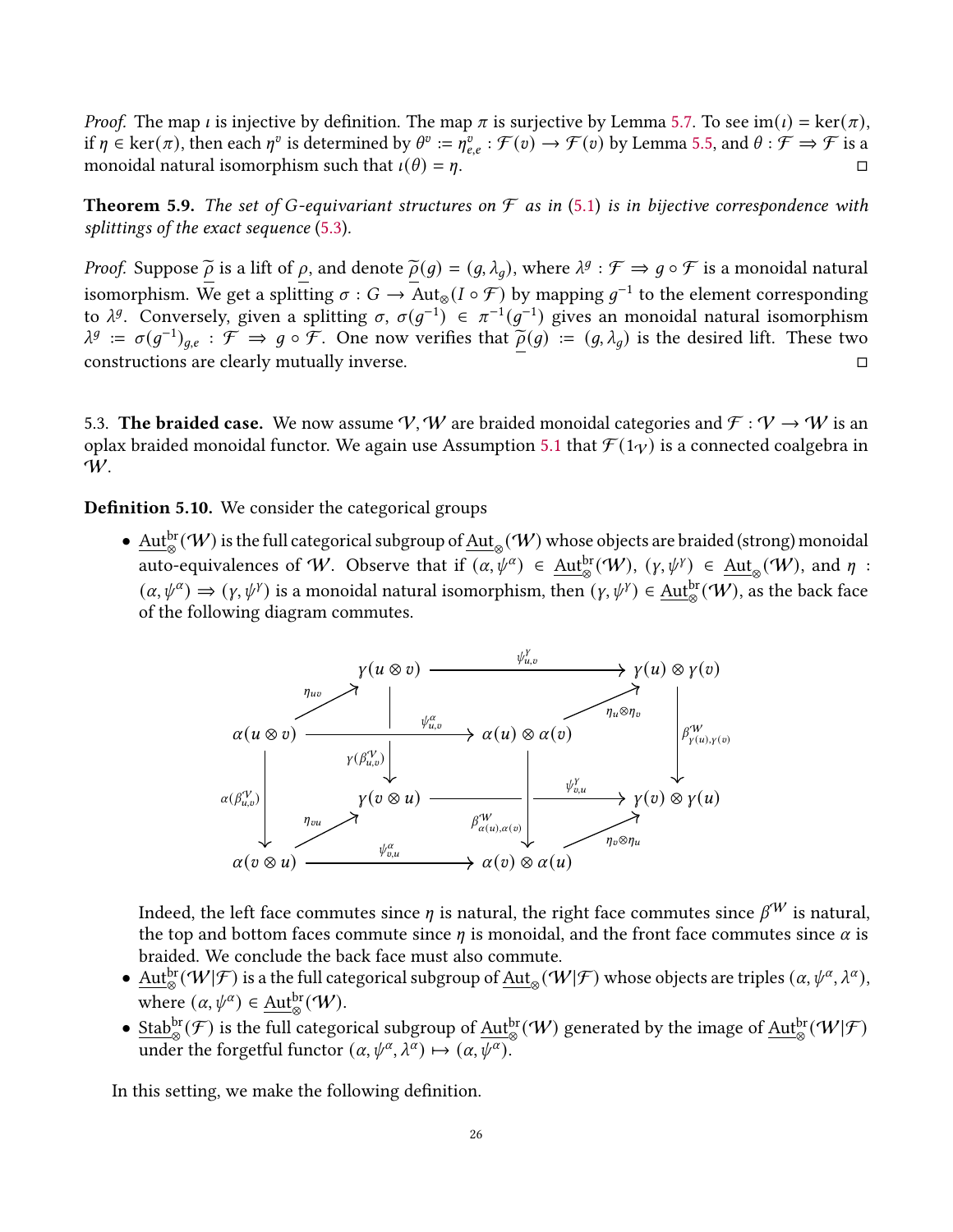*Proof.* The map $\iota$ is injective by definition. The map $\pi$ is surjective by Lemma 5.7. To see $\mathrm{im}(\iota) = \ker(\pi)$, if $\eta \in \ker(\pi)$, then each $\eta^v$ is determined by $\theta^v := \eta^v_{e,e} : \mathcal{F}(v) \to \mathcal{F}(v)$ by Lemma 5.5, and $\theta : \mathcal{F} \Rightarrow \mathcal{F}$ is a monoidal natural isomorphism such that $\iota(\theta) = \eta$. □

**Theorem 5.9.** *The set of $G$-equivariant structures on $\mathcal{F}$ as in (5.1) is in bijective correspondence with splittings of the exact sequence (5.3).*

*Proof.* Suppose $\widetilde{\underline{\rho}}$ is a lift of $\underline{\rho}$, and denote $\widetilde{\underline{\rho}}(g) = (g, \lambda_g)$, where $\lambda^g : \mathcal{F} \Rightarrow g \circ \mathcal{F}$ is a monoidal natural isomorphism. We get a splitting $\sigma : G \to \mathrm{Aut}_\otimes(I \circ \mathcal{F})$ by mapping $g^{-1}$ to the element corresponding to $\lambda^g$. Conversely, given a splitting $\sigma$, $\sigma(g^{-1}) \in \pi^{-1}(g^{-1})$ gives an monoidal natural isomorphism $\lambda^g := \sigma(g^{-1})_{g,e} : \mathcal{F} \Rightarrow g \circ \mathcal{F}$. One now verifies that $\widetilde{\underline{\rho}}(g) := (g, \lambda_g)$ is the desired lift. These two constructions are clearly mutually inverse. □

5.3. **The braided case.** We now assume $\mathcal{V}, \mathcal{W}$ are braided monoidal categories and $\mathcal{F} : \mathcal{V} \to \mathcal{W}$ is an oplax braided monoidal functor. We again use Assumption 5.1 that $\mathcal{F}(1_\mathcal{V})$ is a connected coalgebra in $\mathcal{W}$.

**Definition 5.10.** We consider the categorical groups

- $\underline{\mathrm{Aut}}^{\mathrm{br}}_\otimes(\mathcal{W})$ is the full categorical subgroup of $\underline{\mathrm{Aut}}_\otimes(\mathcal{W})$ whose objects are braided (strong) monoidal auto-equivalences of $\mathcal{W}$. Observe that if $(\alpha, \psi^\alpha) \in \underline{\mathrm{Aut}}^{\mathrm{br}}_\otimes(\mathcal{W})$, $(\gamma, \psi^\gamma) \in \underline{\mathrm{Aut}}_\otimes(\mathcal{W})$, and $\eta : (\alpha, \psi^\alpha) \Rightarrow (\gamma, \psi^\gamma)$ is a monoidal natural isomorphism, then $(\gamma, \psi^\gamma) \in \underline{\mathrm{Aut}}^{\mathrm{br}}_\otimes(\mathcal{W})$, as the back face of the following diagram commutes.

$$
\begin{array}{ccccccc}
 & & \gamma(u\otimes v) & \xrightarrow{\psi^\gamma_{u,v}} & & & \gamma(u)\otimes\gamma(v) \\
 & \nearrow^{\eta_{uv}} & & & & \nearrow^{\eta_u\otimes\eta_v} & \\
\alpha(u\otimes v) & & \xrightarrow{\psi^\alpha_{u,v}} & & \alpha(u)\otimes\alpha(v) & & \\
 & & \downarrow{\scriptstyle \gamma(\beta^\mathcal{V}_{u,v})} & & & & \downarrow{\scriptstyle \beta^\mathcal{W}_{\gamma(u),\gamma(v)}} \\
\downarrow{\scriptstyle \alpha(\beta^\mathcal{V}_{u,v})} & & \gamma(v\otimes u) & \xrightarrow{\psi^\gamma_{v,u}} & \downarrow{\scriptstyle \beta^\mathcal{W}_{\alpha(u),\alpha(v)}} & & \gamma(v)\otimes\gamma(u) \\
 & \nearrow^{\eta_{vu}} & & & & \nearrow^{\eta_v\otimes\eta_u} & \\
\alpha(v\otimes u) & & \xrightarrow{\psi^\alpha_{v,u}} & & \alpha(v)\otimes\alpha(u) & &
\end{array}
$$

  Indeed, the left face commutes since $\eta$ is natural, the right face commutes since $\beta^\mathcal{W}$ is natural, the top and bottom faces commute since $\eta$ is monoidal, and the front face commutes since $\alpha$ is braided. We conclude the back face must also commute.
- $\underline{\mathrm{Aut}}^{\mathrm{br}}_\otimes(\mathcal{W}|\mathcal{F})$ is a the full categorical subgroup of $\underline{\mathrm{Aut}}_\otimes(\mathcal{W}|\mathcal{F})$ whose objects are triples $(\alpha, \psi^\alpha, \lambda^\alpha)$, where $(\alpha, \psi^\alpha) \in \underline{\mathrm{Aut}}^{\mathrm{br}}_\otimes(\mathcal{W})$.
- $\underline{\mathrm{Stab}}^{\mathrm{br}}_\otimes(\mathcal{F})$ is the full categorical subgroup of $\underline{\mathrm{Aut}}^{\mathrm{br}}_\otimes(\mathcal{W})$ generated by the image of $\underline{\mathrm{Aut}}^{\mathrm{br}}_\otimes(\mathcal{W}|\mathcal{F})$ under the forgetful functor $(\alpha, \psi^\alpha, \lambda^\alpha) \mapsto (\alpha, \psi^\alpha)$.

In this setting, we make the following definition.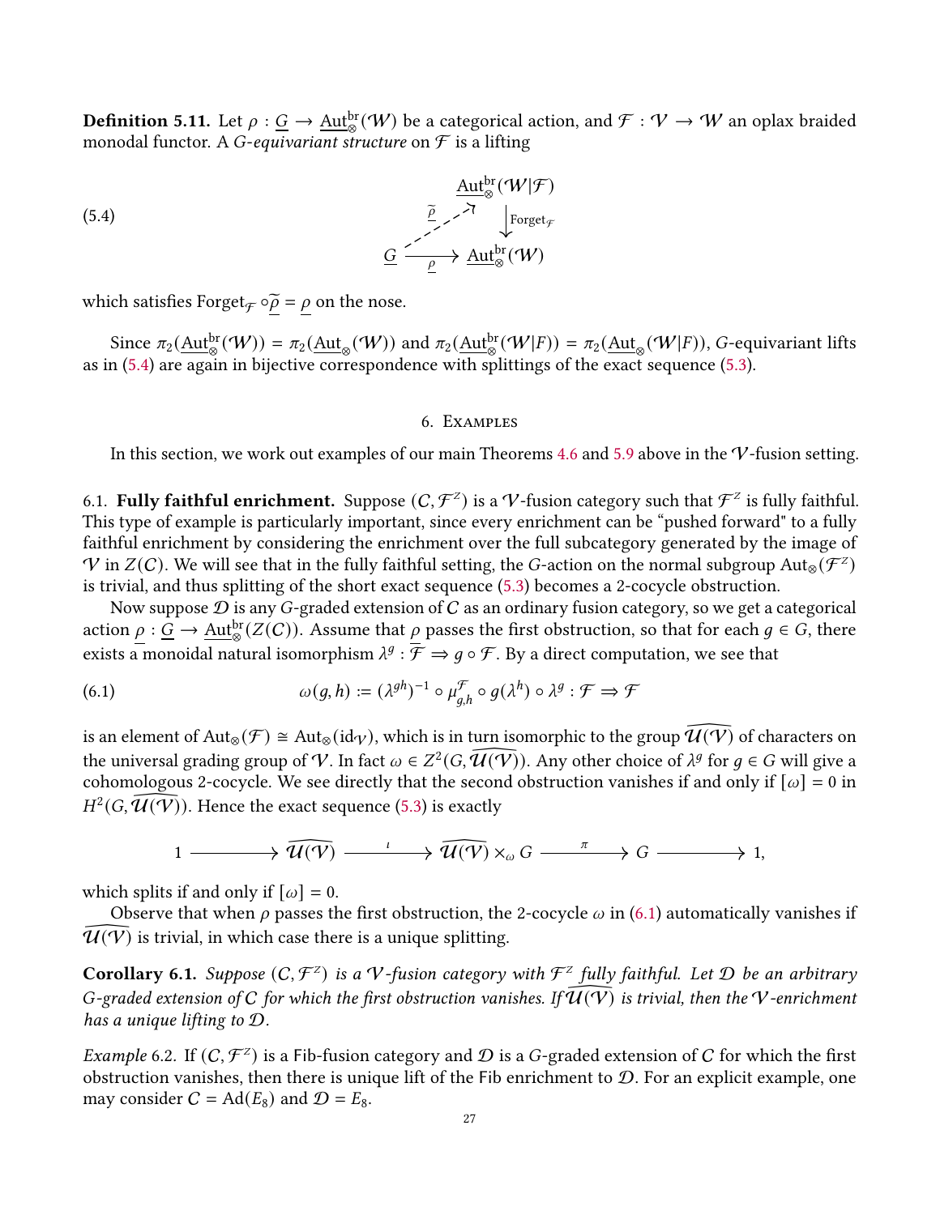**Definition 5.11.** Let $\rho : \underline{G} \to \underline{\mathrm{Aut}}_{\otimes}^{\mathrm{br}}(\mathcal{W})$ be a categorical action, and $\mathcal{F} : \mathcal{V} \to \mathcal{W}$ an oplax braided monodal functor. A *$G$-equivariant structure* on $\mathcal{F}$ is a lifting

$$\begin{array}{ccc} & & \underline{\mathrm{Aut}}_{\otimes}^{\mathrm{br}}(\mathcal{W}|\mathcal{F}) \\ & \overset{\widetilde{\underline{\rho}}}{\nearrow} & \downarrow \mathrm{Forget}_{\mathcal{F}} \\ \underline{G} & \xrightarrow[\underline{\rho}]{} & \underline{\mathrm{Aut}}_{\otimes}^{\mathrm{br}}(\mathcal{W}) \end{array} \tag{5.4}$$

which satisfies $\mathrm{Forget}_{\mathcal{F}} \circ \widetilde{\underline{\rho}} = \underline{\rho}$ on the nose.

Since $\pi_2(\underline{\mathrm{Aut}}_{\otimes}^{\mathrm{br}}(\mathcal{W})) = \pi_2(\underline{\mathrm{Aut}}_{\otimes}(\mathcal{W}))$ and $\pi_2(\underline{\mathrm{Aut}}_{\otimes}^{\mathrm{br}}(\mathcal{W}|F)) = \pi_2(\underline{\mathrm{Aut}}_{\otimes}(\mathcal{W}|F))$, $G$-equivariant lifts as in (5.4) are again in bijective correspondence with splittings of the exact sequence (5.3).

## 6. Examples

In this section, we work out examples of our main Theorems 4.6 and 5.9 above in the $\mathcal{V}$-fusion setting.

### 6.1. Fully faithful enrichment.

Suppose $(\mathcal{C}, \mathcal{F}^Z)$ is a $\mathcal{V}$-fusion category such that $\mathcal{F}^Z$ is fully faithful. This type of example is particularly important, since every enrichment can be "pushed forward" to a fully faithful enrichment by considering the enrichment over the full subcategory generated by the image of $\mathcal{V}$ in $Z(\mathcal{C})$. We will see that in the fully faithful setting, the $G$-action on the normal subgroup $\mathrm{Aut}_{\otimes}(\mathcal{F}^Z)$ is trivial, and thus splitting of the short exact sequence (5.3) becomes a 2-cocycle obstruction.

Now suppose $\mathcal{D}$ is any $G$-graded extension of $\mathcal{C}$ as an ordinary fusion category, so we get a categorical action $\underline{\rho} : \underline{G} \to \underline{\mathrm{Aut}}_{\otimes}^{\mathrm{br}}(Z(\mathcal{C}))$. Assume that $\rho$ passes the first obstruction, so that for each $g \in G$, there exists a monoidal natural isomorphism $\lambda^g : \mathcal{F} \Rightarrow g \circ \mathcal{F}$. By a direct computation, we see that

$$\omega(g, h) := (\lambda^{gh})^{-1} \circ \mu^{\mathcal{F}}_{g,h} \circ g(\lambda^h) \circ \lambda^g : \mathcal{F} \Rightarrow \mathcal{F} \tag{6.1}$$

is an element of $\mathrm{Aut}_{\otimes}(\mathcal{F}) \cong \mathrm{Aut}_{\otimes}(\mathrm{id}_{\mathcal{V}})$, which is in turn isomorphic to the group $\widehat{\mathcal{U}(\mathcal{V})}$ of characters on the universal grading group of $\mathcal{V}$. In fact $\omega \in Z^2(G, \widehat{\mathcal{U}(\mathcal{V})})$. Any other choice of $\lambda^g$ for $g \in G$ will give a cohomologous 2-cocycle. We see directly that the second obstruction vanishes if and only if $[\omega] = 0$ in $H^2(G, \widehat{\mathcal{U}(\mathcal{V})})$. Hence the exact sequence (5.3) is exactly

$$1 \longrightarrow \widehat{\mathcal{U}(\mathcal{V})} \xrightarrow{\ \iota\ } \widehat{\mathcal{U}(\mathcal{V})} \times_{\omega} G \xrightarrow{\ \pi\ } G \longrightarrow 1,$$

which splits if and only if $[\omega] = 0$.

Observe that when $\rho$ passes the first obstruction, the 2-cocycle $\omega$ in (6.1) automatically vanishes if $\widehat{\mathcal{U}(\mathcal{V})}$ is trivial, in which case there is a unique splitting.

**Corollary 6.1.** *Suppose $(\mathcal{C}, \mathcal{F}^Z)$ is a $\mathcal{V}$-fusion category with $\mathcal{F}^Z$ fully faithful. Let $\mathcal{D}$ be an arbitrary $G$-graded extension of $\mathcal{C}$ for which the first obstruction vanishes. If $\widehat{\mathcal{U}(\mathcal{V})}$ is trivial, then the $\mathcal{V}$-enrichment has a unique lifting to $\mathcal{D}$.*

*Example* 6.2. If $(\mathcal{C}, \mathcal{F}^Z)$ is a $\mathsf{Fib}$-fusion category and $\mathcal{D}$ is a $G$-graded extension of $\mathcal{C}$ for which the first obstruction vanishes, then there is unique lift of the Fib enrichment to $\mathcal{D}$. For an explicit example, one may consider $\mathcal{C} = \mathrm{Ad}(E_8)$ and $\mathcal{D} = E_8$.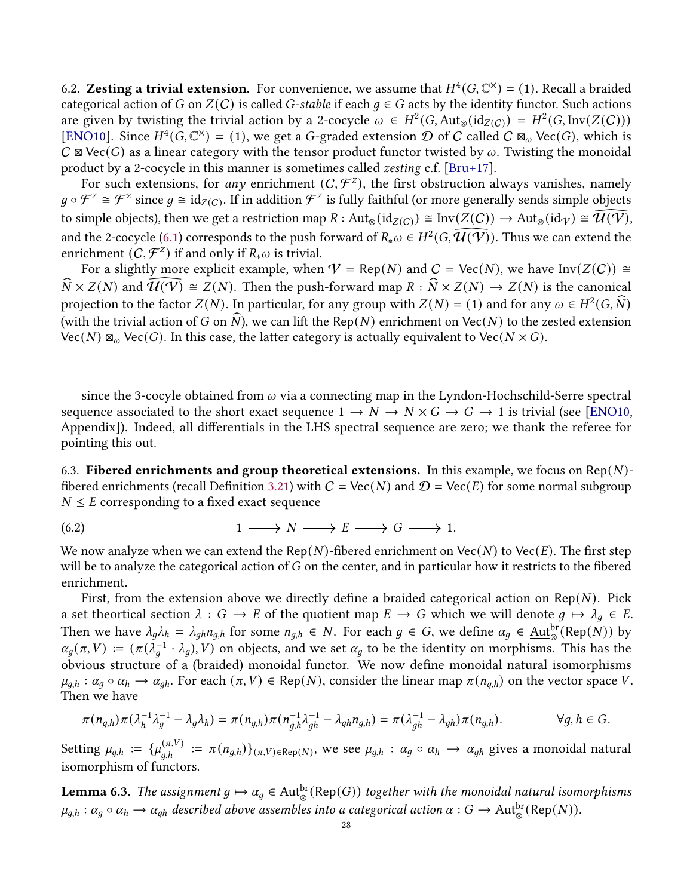6.2. **Zesting a trivial extension.** For convenience, we assume that $H^4(G,\mathbb{C}^\times) = (1)$. Recall a braided categorical action of $G$ on $Z(\mathcal{C})$ is called *$G$-stable* if each $g \in G$ acts by the identity functor. Such actions are given by twisting the trivial action by a 2-cocycle $\omega \in H^2(G, \mathrm{Aut}_\otimes(\mathrm{id}_{Z(\mathcal{C})}) = H^2(G, \mathrm{Inv}(Z(\mathcal{C})))$ [ENO10]. Since $H^4(G,\mathbb{C}^\times) = (1)$, we get a $G$-graded extension $\mathcal{D}$ of $\mathcal{C}$ called $\mathcal{C} \boxtimes_\omega \mathrm{Vec}(G)$, which is $\mathcal{C} \boxtimes \mathrm{Vec}(G)$ as a linear category with the tensor product functor twisted by $\omega$. Twisting the monoidal product by a 2-cocycle in this manner is sometimes called *zesting* c.f. [Bru+17].

For such extensions, for *any* enrichment $(\mathcal{C}, \mathcal{F}^Z)$, the first obstruction always vanishes, namely $g \circ \mathcal{F}^Z \cong \mathcal{F}^Z$ since $g \cong \mathrm{id}_{Z(\mathcal{C})}$. If in addition $\mathcal{F}^Z$ is fully faithful (or more generally sends simple objects to simple objects), then we get a restriction map $R : \mathrm{Aut}_\otimes(\mathrm{id}_{Z(\mathcal{C})}) \cong \mathrm{Inv}(Z(\mathcal{C})) \to \mathrm{Aut}_\otimes(\mathrm{id}_\mathcal{V}) \cong \widehat{\mathcal{U}(\mathcal{V})}$, and the 2-cocycle (6.1) corresponds to the push forward of $R_*\omega \in H^2(G, \widehat{\mathcal{U}(\mathcal{V})})$. Thus we can extend the enrichment $(\mathcal{C}, \mathcal{F}^Z)$ if and only if $R_*\omega$ is trivial.

For a slightly more explicit example, when $\mathcal{V} = \mathrm{Rep}(N)$ and $\mathcal{C} = \mathrm{Vec}(N)$, we have $\mathrm{Inv}(Z(\mathcal{C})) \cong \widehat{N} \times Z(N)$ and $\widehat{\mathcal{U}(\mathcal{V})} \cong Z(N)$. Then the push-forward map $R : \widehat{N} \times Z(N) \to Z(N)$ is the canonical projection to the factor $Z(N)$. In particular, for any group with $Z(N) = (1)$ and for any $\omega \in H^2(G, \widehat{N})$ (with the trivial action of $G$ on $\widehat{N}$), we can lift the $\mathrm{Rep}(N)$ enrichment on $\mathrm{Vec}(N)$ to the zested extension $\mathrm{Vec}(N) \boxtimes_\omega \mathrm{Vec}(G)$. In this case, the latter category is actually equivalent to $\mathrm{Vec}(N \times G)$.

since the 3-cocyle obtained from $\omega$ via a connecting map in the Lyndon-Hochschild-Serre spectral sequence associated to the short exact sequence $1 \to N \to N \times G \to G \to 1$ is trivial (see [ENO10, Appendix]). Indeed, all differentials in the LHS spectral sequence are zero; we thank the referee for pointing this out.

6.3. **Fibered enrichments and group theoretical extensions.** In this example, we focus on $\mathrm{Rep}(N)$-fibered enrichments (recall Definition 3.21) with $\mathcal{C} = \mathrm{Vec}(N)$ and $\mathcal{D} = \mathrm{Vec}(E)$ for some normal subgroup $N \leq E$ corresponding to a fixed exact sequence

$$1 \longrightarrow N \longrightarrow E \longrightarrow G \longrightarrow 1. \tag{6.2}$$

We now analyze when we can extend the $\mathrm{Rep}(N)$-fibered enrichment on $\mathrm{Vec}(N)$ to $\mathrm{Vec}(E)$. The first step will be to analyze the categorical action of $G$ on the center, and in particular how it restricts to the fibered enrichment.

First, from the extension above we directly define a braided categorical action on $\mathrm{Rep}(N)$. Pick a set theortical section $\lambda : G \to E$ of the quotient map $E \to G$ which we will denote $g \mapsto \lambda_g \in E$. Then we have $\lambda_g\lambda_h = \lambda_{gh}n_{g,h}$ for some $n_{g,h} \in N$. For each $g \in G$, we define $\alpha_g \in \underline{\mathrm{Aut}}^{\mathrm{br}}_\otimes(\mathrm{Rep}(N))$ by $\alpha_g(\pi, V) := (\pi(\lambda_g^{-1} \cdot \lambda_g), V)$ on objects, and we set $\alpha_g$ to be the identity on morphisms. This has the obvious structure of a (braided) monoidal functor. We now define monoidal natural isomorphisms $\mu_{g,h} : \alpha_g \circ \alpha_h \to \alpha_{gh}$. For each $(\pi, V) \in \mathrm{Rep}(N)$, consider the linear map $\pi(n_{g,h})$ on the vector space $V$. Then we have

$$\pi(n_{g,h})\pi(\lambda_h^{-1}\lambda_g^{-1} - \lambda_g\lambda_h) = \pi(n_{g,h})\pi(n_{g,h}^{-1}\lambda_{gh}^{-1} - \lambda_{gh}n_{g,h}) = \pi(\lambda_{gh}^{-1} - \lambda_{gh})\pi(n_{g,h}). \qquad \forall g, h \in G.$$

Setting $\mu_{g,h} := \{\mu_{g,h}^{(\pi,V)} := \pi(n_{g,h})\}_{(\pi,V)\in\mathrm{Rep}(N)}$, we see $\mu_{g,h} : \alpha_g \circ \alpha_h \to \alpha_{gh}$ gives a monoidal natural isomorphism of functors.

**Lemma 6.3.** *The assignment $g \mapsto \alpha_g \in \underline{\mathrm{Aut}}^{\mathrm{br}}_\otimes(\mathrm{Rep}(G))$ together with the monoidal natural isomorphisms $\mu_{g,h} : \alpha_g \circ \alpha_h \to \alpha_{gh}$ described above assembles into a categorical action $\alpha : \underline{G} \to \underline{\mathrm{Aut}}^{\mathrm{br}}_\otimes(\mathrm{Rep}(N))$.*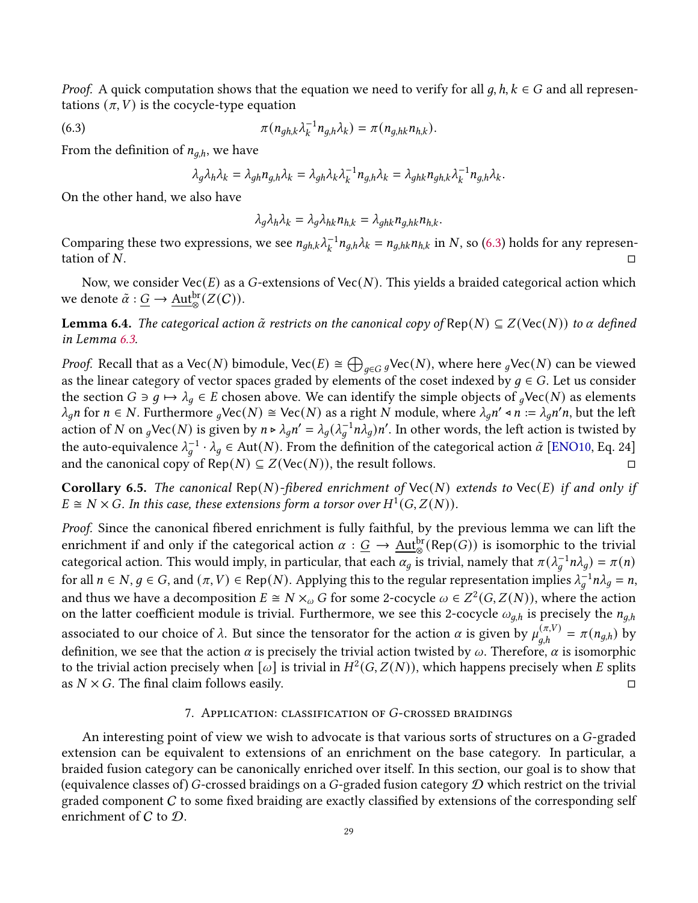*Proof.* A quick computation shows that the equation we need to verify for all $g, h, k \in G$ and all representations $(\pi, V)$ is the cocycle-type equation

$$\pi(n_{gh,k}\lambda_k^{-1}n_{g,h}\lambda_k) = \pi(n_{g,hk}n_{h,k}). \tag{6.3}$$

From the definition of $n_{g,h}$, we have

$$\lambda_g\lambda_h\lambda_k = \lambda_{gh}n_{g,h}\lambda_k = \lambda_{gh}\lambda_k\lambda_k^{-1}n_{g,h}\lambda_k = \lambda_{ghk}n_{gh,k}\lambda_k^{-1}n_{g,h}\lambda_k.$$

On the other hand, we also have

$$\lambda_g\lambda_h\lambda_k = \lambda_g\lambda_{hk}n_{h,k} = \lambda_{ghk}n_{g,hk}n_{h,k}.$$

Comparing these two expressions, we see $n_{gh,k}\lambda_k^{-1}n_{g,h}\lambda_k = n_{g,hk}n_{h,k}$ in $N$, so (6.3) holds for any representation of $N$. □

Now, we consider $\mathrm{Vec}(E)$ as a $G$-extensions of $\mathrm{Vec}(N)$. This yields a braided categorical action which we denote $\tilde{\alpha} : \underline{G} \to \underline{\mathrm{Aut}}_{\otimes}^{\mathrm{br}}(Z(\mathcal{C}))$.

**Lemma 6.4.** *The categorical action $\tilde{\alpha}$ restricts on the canonical copy of $\mathrm{Rep}(N) \subseteq Z(\mathrm{Vec}(N))$ to $\alpha$ defined in Lemma 6.3.*

*Proof.* Recall that as a $\mathrm{Vec}(N)$ bimodule, $\mathrm{Vec}(E) \cong \bigoplus_{g\in G} {}_g\mathrm{Vec}(N)$, where here ${}_g\mathrm{Vec}(N)$ can be viewed as the linear category of vector spaces graded by elements of the coset indexed by $g \in G$. Let us consider the section $G \ni g \mapsto \lambda_g \in E$ chosen above. We can identify the simple objects of ${}_g\mathrm{Vec}(N)$ as elements $\lambda_g n$ for $n \in N$. Furthermore ${}_g\mathrm{Vec}(N) \cong \mathrm{Vec}(N)$ as a right $N$ module, where $\lambda_g n' \triangleleft n := \lambda_g n' n$, but the left action of $N$ on ${}_g\mathrm{Vec}(N)$ is given by $n \triangleright \lambda_g n' = \lambda_g(\lambda_g^{-1}n\lambda_g)n'$. In other words, the left action is twisted by the auto-equivalence $\lambda_g^{-1} \cdot \lambda_g \in \mathrm{Aut}(N)$. From the definition of the categorical action $\tilde{\alpha}$ [ENO10, Eq. 24] and the canonical copy of $\mathrm{Rep}(N) \subseteq Z(\mathrm{Vec}(N))$, the result follows. □

**Corollary 6.5.** *The canonical $\mathrm{Rep}(N)$-fibered enrichment of $\mathrm{Vec}(N)$ extends to $\mathrm{Vec}(E)$ if and only if $E \cong N \times G$. In this case, these extensions form a torsor over $H^1(G, Z(N))$.*

*Proof.* Since the canonical fibered enrichment is fully faithful, by the previous lemma we can lift the enrichment if and only if the categorical action $\alpha : \underline{G} \to \underline{\mathrm{Aut}}_{\otimes}^{\mathrm{br}}(\mathrm{Rep}(G))$ is isomorphic to the trivial categorical action. This would imply, in particular, that each $\alpha_g$ is trivial, namely that $\pi(\lambda_g^{-1}n\lambda_g) = \pi(n)$ for all $n \in N$, $g \in G$, and $(\pi, V) \in \mathrm{Rep}(N)$. Applying this to the regular representation implies $\lambda_g^{-1}n\lambda_g = n$, and thus we have a decomposition $E \cong N \times_{\omega} G$ for some 2-cocycle $\omega \in Z^2(G, Z(N))$, where the action on the latter coefficient module is trivial. Furthermore, we see this 2-cocycle $\omega_{g,h}$ is precisely the $n_{g,h}$ associated to our choice of $\lambda$. But since the tensorator for the action $\alpha$ is given by $\mu_{g,h}^{(\pi,V)} = \pi(n_{g,h})$ by definition, we see that the action $\alpha$ is precisely the trivial action twisted by $\omega$. Therefore, $\alpha$ is isomorphic to the trivial action precisely when $[\omega]$ is trivial in $H^2(G, Z(N))$, which happens precisely when $E$ splits as $N \times G$. The final claim follows easily. □

## 7. Application: classification of $G$-crossed braidings

An interesting point of view we wish to advocate is that various sorts of structures on a $G$-graded extension can be equivalent to extensions of an enrichment on the base category. In particular, a braided fusion category can be canonically enriched over itself. In this section, our goal is to show that (equivalence classes of) $G$-crossed braidings on a $G$-graded fusion category $\mathcal{D}$ which restrict on the trivial graded component $\mathcal{C}$ to some fixed braiding are exactly classified by extensions of the corresponding self enrichment of $\mathcal{C}$ to $\mathcal{D}$.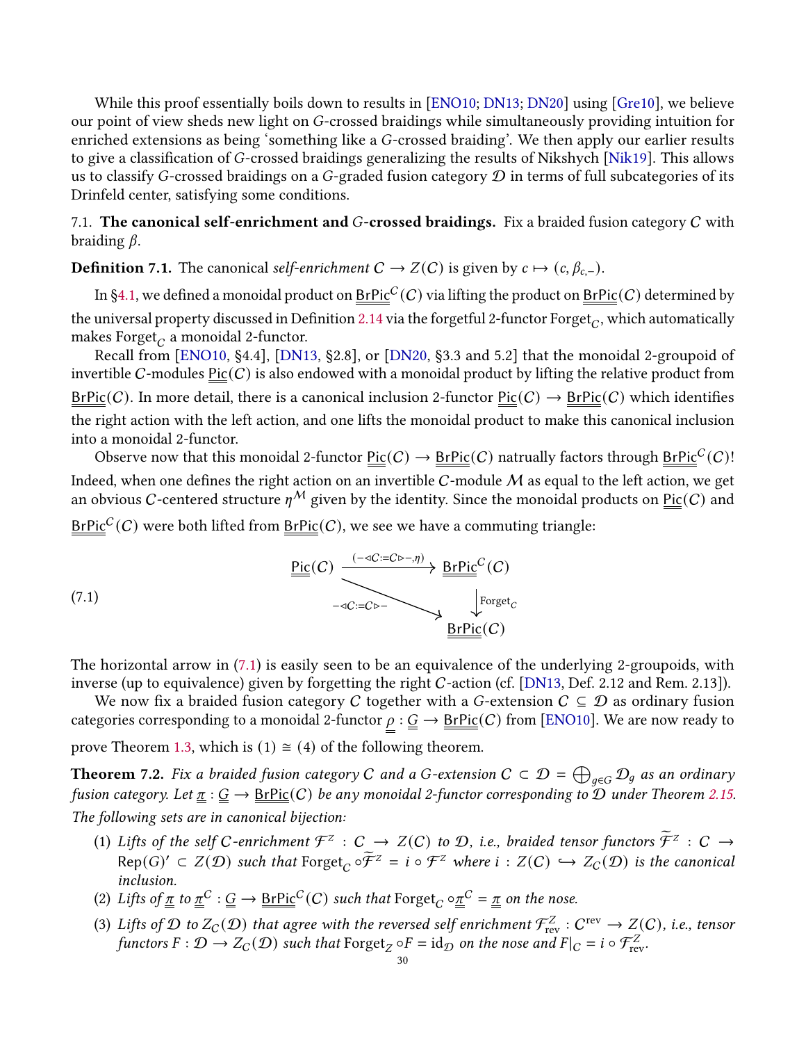While this proof essentially boils down to results in [ENO10; DN13; DN20] using [Gre10], we believe our point of view sheds new light on $G$-crossed braidings while simultaneously providing intuition for enriched extensions as being 'something like a $G$-crossed braiding'. We then apply our earlier results to give a classification of $G$-crossed braidings generalizing the results of Nikshych [Nik19]. This allows us to classify $G$-crossed braidings on a $G$-graded fusion category $\mathcal{D}$ in terms of full subcategories of its Drinfeld center, satisfying some conditions.

7.1. **The canonical self-enrichment and $G$-crossed braidings.** Fix a braided fusion category $C$ with braiding $\beta$.

**Definition 7.1.** The canonical *self-enrichment* $C \to Z(C)$ is given by $c \mapsto (c, \beta_{c,-})$.

In §4.1, we defined a monoidal product on $\underline{\underline{\mathrm{BrPic}}}^C(C)$ via lifting the product on $\underline{\underline{\mathrm{BrPic}}}(C)$ determined by the universal property discussed in Definition 2.14 via the forgetful 2-functor $\mathrm{Forget}_C$, which automatically makes $\mathrm{Forget}_C$ a monoidal 2-functor.

Recall from [ENO10, §4.4], [DN13, §2.8], or [DN20, §3.3 and 5.2] that the monoidal 2-groupoid of invertible $C$-modules $\underline{\underline{\mathrm{Pic}}}(C)$ is also endowed with a monoidal product by lifting the relative product from $\underline{\underline{\mathrm{BrPic}}}(C)$. In more detail, there is a canonical inclusion 2-functor $\underline{\underline{\mathrm{Pic}}}(C) \to \underline{\underline{\mathrm{BrPic}}}(C)$ which identifies the right action with the left action, and one lifts the monoidal product to make this canonical inclusion into a monoidal 2-functor.

Observe now that this monoidal 2-functor $\underline{\underline{\mathrm{Pic}}}(C) \to \underline{\underline{\mathrm{BrPic}}}(C)$ natrually factors through $\underline{\underline{\mathrm{BrPic}}}^C(C)$! Indeed, when one defines the right action on an invertible $C$-module $\mathcal{M}$ as equal to the left action, we get an obvious $C$-centered structure $\eta^{\mathcal{M}}$ given by the identity. Since the monoidal products on $\underline{\underline{\mathrm{Pic}}}(C)$ and $\underline{\underline{\mathrm{BrPic}}}^C(C)$ were both lifted from $\underline{\underline{\mathrm{BrPic}}}(C)$, we see we have a commuting triangle:

$$
\begin{array}{ccc}
\underline{\underline{\mathrm{Pic}}}(C) & \xrightarrow{(-\lhd C := C \rhd -,\, \eta)} & \underline{\underline{\mathrm{BrPic}}}^C(C) \\
& \searrow^{-\lhd C := C\rhd -} & \downarrow \mathrm{Forget}_C \\
& & \underline{\underline{\mathrm{BrPic}}}(C)
\end{array}
\tag{7.1}
$$

The horizontal arrow in (7.1) is easily seen to be an equivalence of the underlying 2-groupoids, with inverse (up to equivalence) given by forgetting the right $C$-action (cf. [DN13, Def. 2.12 and Rem. 2.13]).

We now fix a braided fusion category $C$ together with a $G$-extension $C \subseteq \mathcal{D}$ as ordinary fusion categories corresponding to a monoidal 2-functor $\underline{\underline{\rho}} : \underline{\underline{G}} \to \underline{\underline{\mathrm{BrPic}}}(C)$ from [ENO10]. We are now ready to prove Theorem 1.3, which is (1) ≅ (4) of the following theorem.

**Theorem 7.2.** *Fix a braided fusion category $C$ and a $G$-extension $C \subset \mathcal{D} = \bigoplus_{g\in G} \mathcal{D}_g$ as an ordinary fusion category. Let $\underline{\underline{\pi}} : \underline{\underline{G}} \to \underline{\underline{\mathrm{BrPic}}}(C)$ be any monoidal 2-functor corresponding to $\mathcal{D}$ under Theorem 2.15. The following sets are in canonical bijection:*

1. *Lifts of the self $C$-enrichment $\mathcal{F}^Z : C \to Z(C)$ to $\mathcal{D}$, i.e., braided tensor functors $\widetilde{\mathcal{F}}^Z : C \to \mathrm{Rep}(G)' \subset Z(\mathcal{D})$ such that $\mathrm{Forget}_C \circ \widetilde{\mathcal{F}}^Z = i \circ \mathcal{F}^Z$ where $i : Z(C) \hookrightarrow Z_C(\mathcal{D})$ is the canonical inclusion.*
2. *Lifts of $\underline{\underline{\pi}}$ to $\underline{\underline{\pi}}^C : \underline{\underline{G}} \to \underline{\underline{\mathrm{BrPic}}}^C(C)$ such that $\mathrm{Forget}_C \circ \underline{\underline{\pi}}^C = \underline{\underline{\pi}}$ on the nose.*
3. *Lifts of $\mathcal{D}$ to $Z_C(\mathcal{D})$ that agree with the reversed self enrichment $\mathcal{F}^Z_{\mathrm{rev}} : C^{\mathrm{rev}} \to Z(C)$, i.e., tensor functors $F : \mathcal{D} \to Z_C(\mathcal{D})$ such that $\mathrm{Forget}_Z \circ F = \mathrm{id}_{\mathcal{D}}$ on the nose and $F|_C = i \circ \mathcal{F}^Z_{\mathrm{rev}}$.*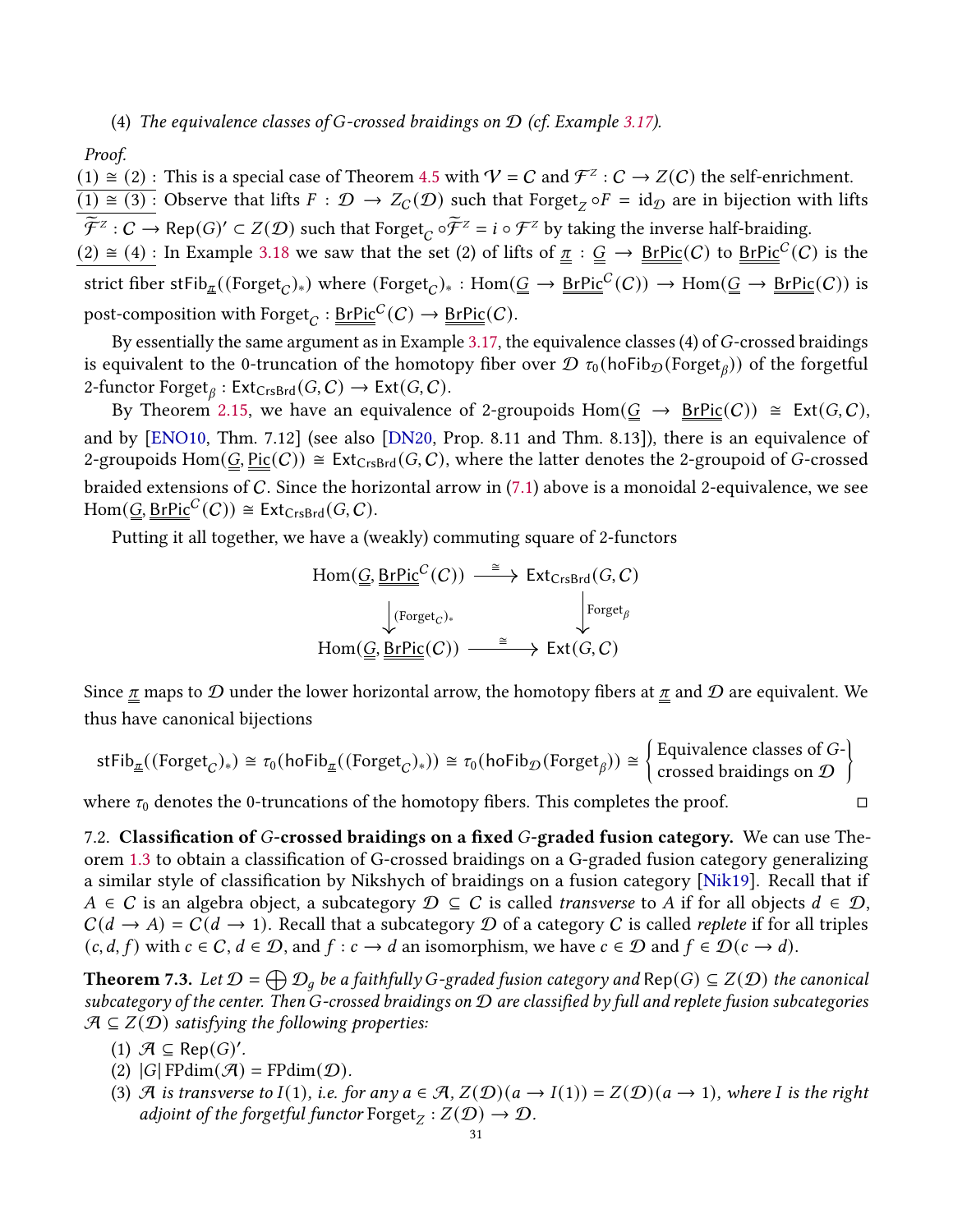(4) *The equivalence classes of G-crossed braidings on $\mathcal{D}$ (cf. Example 3.17).*

*Proof.*

$\underline{(1) \cong (2):}$ This is a special case of Theorem 4.5 with $\mathcal{V} = \mathcal{C}$ and $\mathcal{F}^Z : \mathcal{C} \to Z(\mathcal{C})$ the self-enrichment.

$\underline{(1) \cong (3):}$ Observe that lifts $F : \mathcal{D} \to Z_{\mathcal{C}}(\mathcal{D})$ such that $\mathrm{Forget}_Z \circ F = \mathrm{id}_{\mathcal{D}}$ are in bijection with lifts $\widetilde{\mathcal{F}}^Z : \mathcal{C} \to \mathsf{Rep}(G)' \subset Z(\mathcal{D})$ such that $\mathrm{Forget}_{\mathcal{C}} \circ \widetilde{\mathcal{F}}^Z = i \circ \mathcal{F}^Z$ by taking the inverse half-braiding.

$\underline{(2) \cong (4):}$ In Example 3.18 we saw that the set (2) of lifts of $\underline{\underline{\pi}} : \underline{\underline{G}} \to \underline{\underline{\mathrm{BrPic}}}(\mathcal{C})$ to $\underline{\underline{\mathrm{BrPic}}}^{\mathcal{C}}(\mathcal{C})$ is the strict fiber $\mathrm{stFib}_{\underline{\underline{\pi}}}((\mathrm{Forget}_{\mathcal{C}})_*)$ where $(\mathrm{Forget}_{\mathcal{C}})_* : \mathrm{Hom}(\underline{\underline{G}} \to \underline{\underline{\mathrm{BrPic}}}^{\mathcal{C}}(\mathcal{C})) \to \mathrm{Hom}(\underline{\underline{G}} \to \underline{\underline{\mathrm{BrPic}}}(\mathcal{C}))$ is post-composition with $\mathrm{Forget}_{\mathcal{C}} : \underline{\underline{\mathrm{BrPic}}}^{\mathcal{C}}(\mathcal{C}) \to \underline{\underline{\mathrm{BrPic}}}(\mathcal{C})$.

By essentially the same argument as in Example 3.17, the equivalence classes (4) of $G$-crossed braidings is equivalent to the 0-truncation of the homotopy fiber over $\mathcal{D}$ $\tau_0(\mathrm{hoFib}_{\mathcal{D}}(\mathrm{Forget}_\beta))$ of the forgetful 2-functor $\mathrm{Forget}_\beta : \mathsf{Ext}_{\mathsf{CrsBrd}}(G, \mathcal{C}) \to \mathsf{Ext}(G, \mathcal{C})$.

By Theorem 2.15, we have an equivalence of 2-groupoids $\mathrm{Hom}(\underline{\underline{G}} \to \underline{\underline{\mathrm{BrPic}}}(\mathcal{C})) \cong \mathsf{Ext}(G, \mathcal{C})$, and by [ENO10, Thm. 7.12] (see also [DN20, Prop. 8.11 and Thm. 8.13]), there is an equivalence of 2-groupoids $\mathrm{Hom}(\underline{\underline{G}}, \underline{\underline{\mathrm{Pic}}}(\mathcal{C})) \cong \mathsf{Ext}_{\mathsf{CrsBrd}}(G, \mathcal{C})$, where the latter denotes the 2-groupoid of $G$-crossed braided extensions of $\mathcal{C}$. Since the horizontal arrow in (7.1) above is a monoidal 2-equivalence, we see $\mathrm{Hom}(\underline{\underline{G}}, \underline{\underline{\mathrm{BrPic}}}^{\mathcal{C}}(\mathcal{C})) \cong \mathsf{Ext}_{\mathsf{CrsBrd}}(G, \mathcal{C})$.

Putting it all together, we have a (weakly) commuting square of 2-functors

$$
\begin{array}{ccc}
\mathrm{Hom}(\underline{\underline{G}}, \underline{\underline{\mathrm{BrPic}}}^{\mathcal{C}}(\mathcal{C})) & \xrightarrow{\cong} & \mathsf{Ext}_{\mathsf{CrsBrd}}(G, \mathcal{C}) \\
\Big\downarrow {\scriptstyle (\mathrm{Forget}_{\mathcal{C}})_*} & & \Big\downarrow {\scriptstyle \mathrm{Forget}_\beta} \\
\mathrm{Hom}(\underline{\underline{G}}, \underline{\underline{\mathrm{BrPic}}}(\mathcal{C})) & \xrightarrow{\cong} & \mathsf{Ext}(G, \mathcal{C})
\end{array}
$$

Since $\underline{\underline{\pi}}$ maps to $\mathcal{D}$ under the lower horizontal arrow, the homotopy fibers at $\underline{\underline{\pi}}$ and $\mathcal{D}$ are equivalent. We thus have canonical bijections

$$
\mathrm{stFib}_{\underline{\underline{\pi}}}((\mathrm{Forget}_{\mathcal{C}})_*) \cong \tau_0(\mathrm{hoFib}_{\underline{\underline{\pi}}}((\mathrm{Forget}_{\mathcal{C}})_*)) \cong \tau_0(\mathrm{hoFib}_{\mathcal{D}}(\mathrm{Forget}_\beta)) \cong \left\{ \begin{matrix} \text{Equivalence classes of } G\text{-} \\ \text{crossed braidings on } \mathcal{D} \end{matrix} \right\}
$$

where $\tau_0$ denotes the 0-truncations of the homotopy fibers. This completes the proof. $\square$

7.2. **Classification of $G$-crossed braidings on a fixed $G$-graded fusion category.** We can use Theorem 1.3 to obtain a classification of G-crossed braidings on a G-graded fusion category generalizing a similar style of classification by Nikshych of braidings on a fusion category [Nik19]. Recall that if $A \in \mathcal{C}$ is an algebra object, a subcategory $\mathcal{D} \subseteq \mathcal{C}$ is called *transverse* to $A$ if for all objects $d \in \mathcal{D}$, $\mathcal{C}(d \to A) = \mathcal{C}(d \to 1)$. Recall that a subcategory $\mathcal{D}$ of a category $\mathcal{C}$ is called *replete* if for all triples $(c, d, f)$ with $c \in \mathcal{C}$, $d \in \mathcal{D}$, and $f : c \to d$ an isomorphism, we have $c \in \mathcal{D}$ and $f \in \mathcal{D}(c \to d)$.

**Theorem 7.3.** *Let $\mathcal{D} = \bigoplus \mathcal{D}_g$ be a faithfully G-graded fusion category and $\mathsf{Rep}(G) \subseteq Z(\mathcal{D})$ the canonical subcategory of the center. Then G-crossed braidings on $\mathcal{D}$ are classified by full and replete fusion subcategories $\mathcal{A} \subseteq Z(\mathcal{D})$ satisfying the following properties:*

1. *$\mathcal{A} \subseteq \mathsf{Rep}(G)'$.*
2. *$|G| \,\mathrm{FPdim}(\mathcal{A}) = \mathrm{FPdim}(\mathcal{D})$.*
3. *$\mathcal{A}$ is transverse to $I(1)$, i.e. for any $a \in \mathcal{A}$, $Z(\mathcal{D})(a \to I(1)) = Z(\mathcal{D})(a \to 1)$, where $I$ is the right adjoint of the forgetful functor $\mathrm{Forget}_Z : Z(\mathcal{D}) \to \mathcal{D}$.*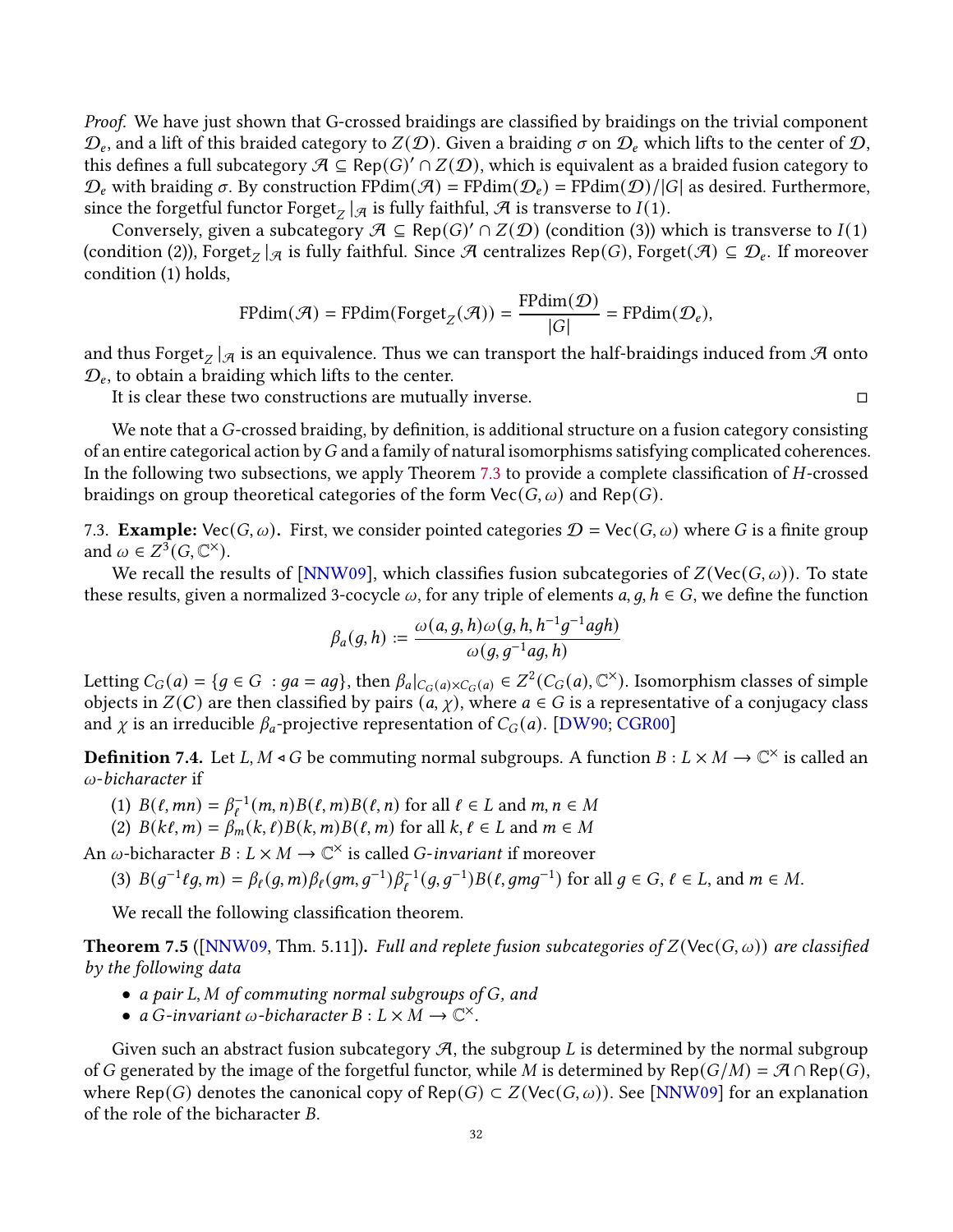*Proof.* We have just shown that G-crossed braidings are classified by braidings on the trivial component $\mathcal{D}_e$, and a lift of this braided category to $Z(\mathcal{D})$. Given a braiding $\sigma$ on $\mathcal{D}_e$ which lifts to the center of $\mathcal{D}$, this defines a full subcategory $\mathcal{A} \subseteq \mathrm{Rep}(G)' \cap Z(\mathcal{D})$, which is equivalent as a braided fusion category to $\mathcal{D}_e$ with braiding $\sigma$. By construction $\mathrm{FPdim}(\mathcal{A}) = \mathrm{FPdim}(\mathcal{D}_e) = \mathrm{FPdim}(\mathcal{D})/|G|$ as desired. Furthermore, since the forgetful functor $\mathrm{Forget}_Z|_{\mathcal{A}}$ is fully faithful, $\mathcal{A}$ is transverse to $I(1)$.

Conversely, given a subcategory $\mathcal{A} \subseteq \mathrm{Rep}(G)' \cap Z(\mathcal{D})$ (condition (3)) which is transverse to $I(1)$ (condition (2)), $\mathrm{Forget}_Z|_{\mathcal{A}}$ is fully faithful. Since $\mathcal{A}$ centralizes $\mathrm{Rep}(G)$, $\mathrm{Forget}(\mathcal{A}) \subseteq \mathcal{D}_e$. If moreover condition (1) holds,

$$\mathrm{FPdim}(\mathcal{A}) = \mathrm{FPdim}(\mathrm{Forget}_Z(\mathcal{A})) = \frac{\mathrm{FPdim}(\mathcal{D})}{|G|} = \mathrm{FPdim}(\mathcal{D}_e),$$

and thus $\mathrm{Forget}_Z|_{\mathcal{A}}$ is an equivalence. Thus we can transport the half-braidings induced from $\mathcal{A}$ onto $\mathcal{D}_e$, to obtain a braiding which lifts to the center.

It is clear these two constructions are mutually inverse. □

We note that a $G$-crossed braiding, by definition, is additional structure on a fusion category consisting of an entire categorical action by $G$ and a family of natural isomorphisms satisfying complicated coherences. In the following two subsections, we apply Theorem 7.3 to provide a complete classification of $H$-crossed braidings on group theoretical categories of the form $\mathrm{Vec}(G, \omega)$ and $\mathrm{Rep}(G)$.

7.3. **Example:** $\mathrm{Vec}(G, \omega)$**.** First, we consider pointed categories $\mathcal{D} = \mathrm{Vec}(G, \omega)$ where $G$ is a finite group and $\omega \in Z^3(G, \mathbb{C}^\times)$.

We recall the results of [NNW09], which classifies fusion subcategories of $Z(\mathrm{Vec}(G, \omega))$. To state these results, given a normalized 3-cocycle $\omega$, for any triple of elements $a, g, h \in G$, we define the function

$$\beta_a(g, h) := \frac{\omega(a, g, h)\omega(g, h, h^{-1}g^{-1}agh)}{\omega(g, g^{-1}ag, h)}$$

Letting $C_G(a) = \{g \in G \ : ga = ag\}$, then $\beta_a|_{C_G(a)\times C_G(a)} \in Z^2(C_G(a), \mathbb{C}^\times)$. Isomorphism classes of simple objects in $Z(\mathcal{C})$ are then classified by pairs $(a, \chi)$, where $a \in G$ is a representative of a conjugacy class and $\chi$ is an irreducible $\beta_a$-projective representation of $C_G(a)$. [DW90; CGR00]

**Definition 7.4.** Let $L, M \triangleleft G$ be commuting normal subgroups. A function $B : L \times M \to \mathbb{C}^\times$ is called an *$\omega$-bicharacter* if

(1) $B(\ell, mn) = \beta_\ell^{-1}(m, n)B(\ell, m)B(\ell, n)$ for all $\ell \in L$ and $m, n \in M$
(2) $B(k\ell, m) = \beta_m(k, \ell)B(k, m)B(\ell, m)$ for all $k, \ell \in L$ and $m \in M$

An $\omega$-bicharacter $B : L \times M \to \mathbb{C}^\times$ is called *$G$-invariant* if moreover

(3) $B(g^{-1}\ell g, m) = \beta_\ell(g, m)\beta_\ell(gm, g^{-1})\beta_\ell^{-1}(g, g^{-1})B(\ell, gmg^{-1})$ for all $g \in G$, $\ell \in L$, and $m \in M$.

We recall the following classification theorem.

**Theorem 7.5** ([NNW09, Thm. 5.11])**.** *Full and replete fusion subcategories of $Z(\mathrm{Vec}(G, \omega))$ are classified by the following data*

- *a pair $L, M$ of commuting normal subgroups of $G$, and*
- *a $G$-invariant $\omega$-bicharacter $B : L \times M \to \mathbb{C}^\times$.*

Given such an abstract fusion subcategory $\mathcal{A}$, the subgroup $L$ is determined by the normal subgroup of $G$ generated by the image of the forgetful functor, while $M$ is determined by $\mathrm{Rep}(G/M) = \mathcal{A} \cap \mathrm{Rep}(G)$, where $\mathrm{Rep}(G)$ denotes the canonical copy of $\mathrm{Rep}(G) \subset Z(\mathrm{Vec}(G, \omega))$. See [NNW09] for an explanation of the role of the bicharacter $B$.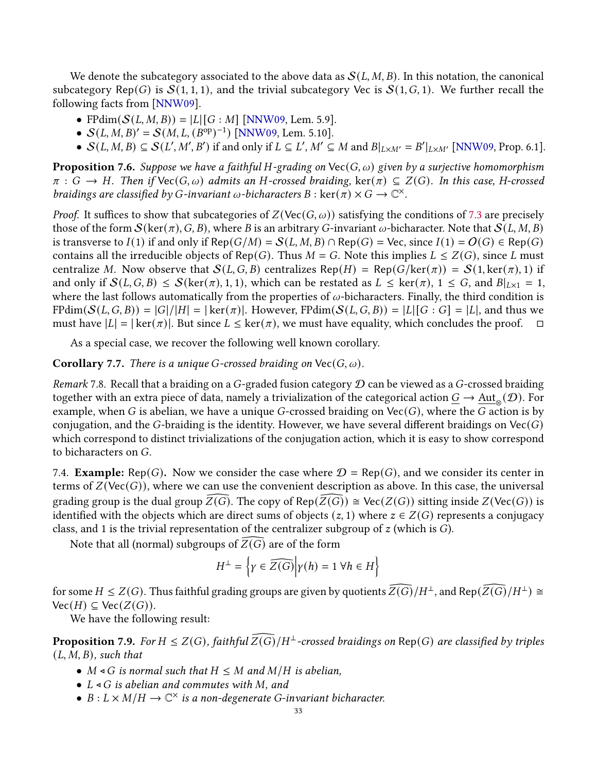We denote the subcategory associated to the above data as $\mathcal{S}(L, M, B)$. In this notation, the canonical subcategory $\mathrm{Rep}(G)$ is $\mathcal{S}(1, 1, 1)$, and the trivial subcategory Vec is $\mathcal{S}(1, G, 1)$. We further recall the following facts from [NNW09].

- $\mathrm{FPdim}(\mathcal{S}(L, M, B)) = |L|[G : M]$ [NNW09, Lem. 5.9].
- $\mathcal{S}(L, M, B)' = \mathcal{S}(M, L, (B^{\mathrm{op}})^{-1})$ [NNW09, Lem. 5.10].
- $\mathcal{S}(L, M, B) \subseteq \mathcal{S}(L', M', B')$ if and only if $L \subseteq L'$, $M' \subseteq M$ and $B|_{L\times M'} = B'|_{L\times M'}$ [NNW09, Prop. 6.1].

**Proposition 7.6.** *Suppose we have a faithful $H$-grading on $\mathrm{Vec}(G, \omega)$ given by a surjective homomorphism $\pi : G \to H$. Then if $\mathrm{Vec}(G, \omega)$ admits an $H$-crossed braiding, $\ker(\pi) \subseteq Z(G)$. In this case, $H$-crossed braidings are classified by $G$-invariant $\omega$-bicharacters $B : \ker(\pi) \times G \to \mathbb{C}^\times$.*

*Proof.* It suffices to show that subcategories of $Z(\mathrm{Vec}(G, \omega))$ satisfying the conditions of 7.3 are precisely those of the form $\mathcal{S}(\ker(\pi), G, B)$, where $B$ is an arbitrary $G$-invariant $\omega$-bicharacter. Note that $\mathcal{S}(L, M, B)$ is transverse to $I(1)$ if and only if $\mathrm{Rep}(G/M) = \mathcal{S}(L, M, B) \cap \mathrm{Rep}(G) = \mathrm{Vec}$, since $I(1) = \mathcal{O}(G) \in \mathrm{Rep}(G)$ contains all the irreducible objects of $\mathrm{Rep}(G)$. Thus $M = G$. Note this implies $L \leq Z(G)$, since $L$ must centralize $M$. Now observe that $\mathcal{S}(L, G, B)$ centralizes $\mathrm{Rep}(H) = \mathrm{Rep}(G/\ker(\pi)) = \mathcal{S}(1, \ker(\pi), 1)$ if and only if $\mathcal{S}(L, G, B) \leq \mathcal{S}(\ker(\pi), 1, 1)$, which can be restated as $L \leq \ker(\pi)$, $1 \leq G$, and $B|_{L\times 1} = 1$, where the last follows automatically from the properties of $\omega$-bicharacters. Finally, the third condition is $\mathrm{FPdim}(\mathcal{S}(L, G, B)) = |G|/|H| = |\ker(\pi)|$. However, $\mathrm{FPdim}(\mathcal{S}(L, G, B)) = |L|[G : G] = |L|$, and thus we must have $|L| = |\ker(\pi)|$. But since $L \leq \ker(\pi)$, we must have equality, which concludes the proof. □

As a special case, we recover the following well known corollary.

**Corollary 7.7.** *There is a unique $G$-crossed braiding on $\mathrm{Vec}(G, \omega)$.*

*Remark* 7.8. Recall that a braiding on a $G$-graded fusion category $\mathcal{D}$ can be viewed as a $G$-crossed braiding together with an extra piece of data, namely a trivialization of the categorical action $\underline{G} \to \underline{\mathrm{Aut}}_\otimes(\mathcal{D})$. For example, when $G$ is abelian, we have a unique $G$-crossed braiding on $\mathrm{Vec}(G)$, where the $G$ action is by conjugation, and the $G$-braiding is the identity. However, we have several different braidings on $\mathrm{Vec}(G)$ which correspond to distinct trivializations of the conjugation action, which it is easy to show correspond to bicharacters on $G$.

7.4. **Example:** $\mathrm{Rep}(G)$. Now we consider the case where $\mathcal{D} = \mathrm{Rep}(G)$, and we consider its center in terms of $Z(\mathrm{Vec}(G))$, where we can use the convenient description as above. In this case, the universal grading group is the dual group $\widehat{Z(G)}$. The copy of $\mathrm{Rep}(\widehat{Z(G)}) \cong \mathrm{Vec}(Z(G))$ sitting inside $Z(\mathrm{Vec}(G))$ is identified with the objects which are direct sums of objects $(z, 1)$ where $z \in Z(G)$ represents a conjugacy class, and 1 is the trivial representation of the centralizer subgroup of $z$ (which is $G$).

Note that all (normal) subgroups of $\widehat{Z(G)}$ are of the form

$$H^\perp = \left\{ \gamma \in \widehat{Z(G)} \middle| \gamma(h) = 1 \ \forall h \in H \right\}$$

for some $H \leq Z(G)$. Thus faithful grading groups are given by quotients $\widehat{Z(G)}/H^\perp$, and $\mathrm{Rep}(\widehat{Z(G)}/H^\perp) \cong \mathrm{Vec}(H) \subseteq \mathrm{Vec}(Z(G))$.

We have the following result:

**Proposition 7.9.** *For $H \leq Z(G)$, faithful $\widehat{Z(G)}/H^\perp$-crossed braidings on $\mathrm{Rep}(G)$ are classified by triples $(L, M, B)$, such that*

- *$M \triangleleft G$ is normal such that $H \leq M$ and $M/H$ is abelian,*
- *$L \triangleleft G$ is abelian and commutes with $M$, and*
- *$B : L \times M/H \to \mathbb{C}^\times$ is a non-degenerate $G$-invariant bicharacter.*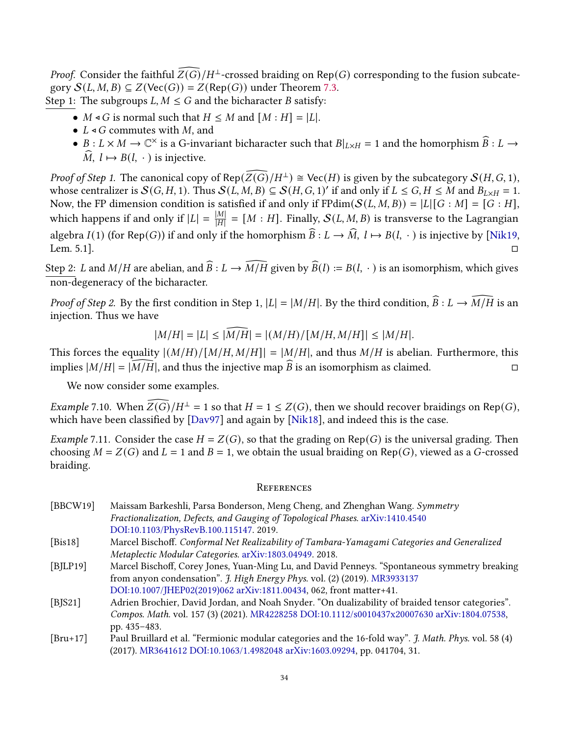*Proof.* Consider the faithful $\widehat{Z(G)}/H^\perp$-crossed braiding on $\mathsf{Rep}(G)$ corresponding to the fusion subcategory $\mathcal{S}(L,M,B) \subseteq Z(\mathsf{Vec}(G)) = Z(\mathsf{Rep}(G))$ under Theorem 7.3.

Step 1: The subgroups $L, M \leq G$ and the bicharacter $B$ satisfy:

- $M \triangleleft G$ is normal such that $H \leq M$ and $[M:H] = |L|$.
- $L \triangleleft G$ commutes with $M$, and
- $B : L \times M \to \mathbb{C}^\times$ is a G-invariant bicharacter such that $B|_{L\times H} = 1$ and the homorphism $\widehat{B} : L \to \widehat{M},\ l \mapsto B(l,\ \cdot\ )$ is injective.

*Proof of Step 1.* The canonical copy of $\mathsf{Rep}(\widehat{Z(G)}/H^\perp) \cong \mathsf{Vec}(H)$ is given by the subcategory $\mathcal{S}(H,G,1)$, whose centralizer is $\mathcal{S}(G,H,1)$. Thus $\mathcal{S}(L,M,B) \subseteq \mathcal{S}(H,G,1)'$ if and only if $L \leq G, H \leq M$ and $B_{L\times H} = 1$. Now, the FP dimension condition is satisfied if and only if $\mathrm{FPdim}(\mathcal{S}(L,M,B)) = |L|[G:M] = [G:H]$, which happens if and only if $|L| = \frac{|M|}{|H|} = [M:H]$. Finally, $\mathcal{S}(L,M,B)$ is transverse to the Lagrangian algebra $I(1)$ (for $\mathsf{Rep}(G)$) if and only if the homorphism $\widehat{B} : L \to \widehat{M},\ l \mapsto B(l,\ \cdot\ )$ is injective by [Nik19, Lem. 5.1]. □

Step 2: $L$ and $M/H$ are abelian, and $\widehat{B} : L \to \widehat{M/H}$ given by $\widehat{B}(l) := B(l,\ \cdot\ )$ is an isomorphism, which gives non-degeneracy of the bicharacter.

*Proof of Step 2.* By the first condition in Step 1, $|L| = |M/H|$. By the third condition, $\widehat{B} : L \to \widehat{M/H}$ is an injection. Thus we have

$$|M/H| = |L| \leq |\widehat{M/H}| = |(M/H)/[M/H, M/H]| \leq |M/H|.$$

This forces the equality $|(M/H)/[M/H,M/H]| = |M/H|$, and thus $M/H$ is abelian. Furthermore, this implies $|M/H| = |\widehat{M/H}|$, and thus the injective map $\widehat{B}$ is an isomorphism as claimed. □

We now consider some examples.

*Example* 7.10. When $\widehat{Z(G)}/H^\perp = 1$ so that $H = 1 \leq Z(G)$, then we should recover braidings on $\mathsf{Rep}(G)$, which have been classified by [Dav97] and again by [Nik18], and indeed this is the case.

*Example* 7.11. Consider the case $H = Z(G)$, so that the grading on $\mathsf{Rep}(G)$ is the universal grading. Then choosing $M = Z(G)$ and $L = 1$ and $B = 1$, we obtain the usual braiding on $\mathsf{Rep}(G)$, viewed as a $G$-crossed braiding.

## References

[BBCW19] Maissam Barkeshli, Parsa Bonderson, Meng Cheng, and Zhenghan Wang. *Symmetry Fractionalization, Defects, and Gauging of Topological Phases.* arXiv:1410.4540 DOI:10.1103/PhysRevB.100.115147. 2019.

[Bis18] Marcel Bischoff. *Conformal Net Realizability of Tambara-Yamagami Categories and Generalized Metaplectic Modular Categories.* arXiv:1803.04949. 2018.

[BJLP19] Marcel Bischoff, Corey Jones, Yuan-Ming Lu, and David Penneys. "Spontaneous symmetry breaking from anyon condensation". *J. High Energy Phys.* vol. (2) (2019). MR3933137 DOI:10.1007/JHEP02(2019)062 arXiv:1811.00434, 062, front matter+41.

[BJS21] Adrien Brochier, David Jordan, and Noah Snyder. "On dualizability of braided tensor categories". *Compos. Math.* vol. 157 (3) (2021). MR4228258 DOI:10.1112/s0010437x20007630 arXiv:1804.07538, pp. 435–483.

[Bru+17] Paul Bruillard et al. "Fermionic modular categories and the 16-fold way". *J. Math. Phys.* vol. 58 (4) (2017). MR3641612 DOI:10.1063/1.4982048 arXiv:1603.09294, pp. 041704, 31.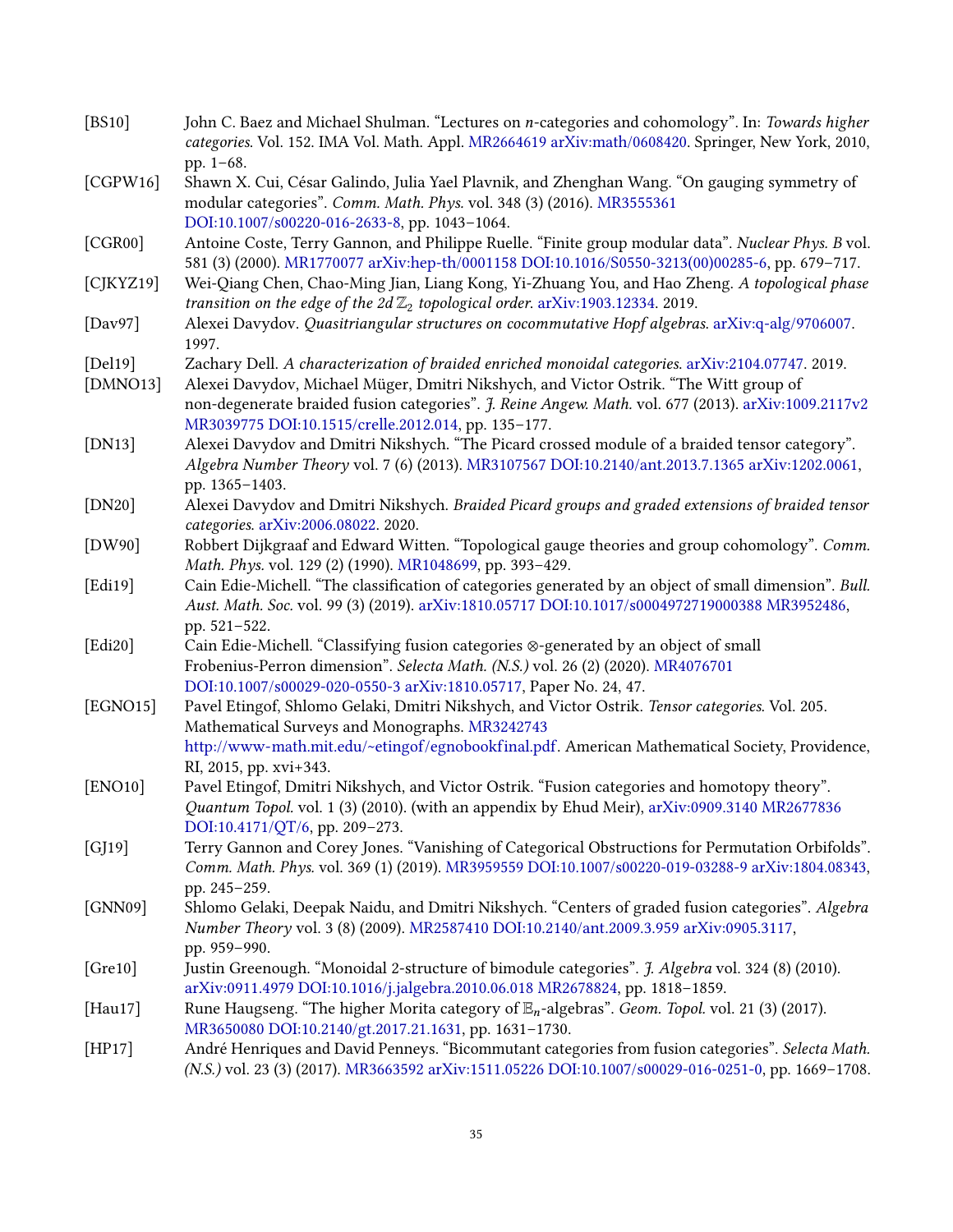[BS10] John C. Baez and Michael Shulman. “Lectures on $n$-categories and cohomology”. In: *Towards higher categories*. Vol. 152. IMA Vol. Math. Appl. MR2664619 arXiv:math/0608420. Springer, New York, 2010, pp. 1–68.

[CGPW16] Shawn X. Cui, César Galindo, Julia Yael Plavnik, and Zhenghan Wang. “On gauging symmetry of modular categories”. *Comm. Math. Phys.* vol. 348 (3) (2016). MR3555361 DOI:10.1007/s00220-016-2633-8, pp. 1043–1064.

[CGR00] Antoine Coste, Terry Gannon, and Philippe Ruelle. “Finite group modular data”. *Nuclear Phys. B* vol. 581 (3) (2000). MR1770077 arXiv:hep-th/0001158 DOI:10.1016/S0550-3213(00)00285-6, pp. 679–717.

[CJKYZ19] Wei-Qiang Chen, Chao-Ming Jian, Liang Kong, Yi-Zhuang You, and Hao Zheng. *A topological phase transition on the edge of the 2d $\mathbb{Z}_2$ topological order*. arXiv:1903.12334. 2019.

[Dav97] Alexei Davydov. *Quasitriangular structures on cocommutative Hopf algebras*. arXiv:q-alg/9706007. 1997.

[Del19] Zachary Dell. *A characterization of braided enriched monoidal categories*. arXiv:2104.07747. 2019.

[DMNO13] Alexei Davydov, Michael Müger, Dmitri Nikshych, and Victor Ostrik. “The Witt group of non-degenerate braided fusion categories”. *J. Reine Angew. Math.* vol. 677 (2013). arXiv:1009.2117v2 MR3039775 DOI:10.1515/crelle.2012.014, pp. 135–177.

[DN13] Alexei Davydov and Dmitri Nikshych. “The Picard crossed module of a braided tensor category”. *Algebra Number Theory* vol. 7 (6) (2013). MR3107567 DOI:10.2140/ant.2013.7.1365 arXiv:1202.0061, pp. 1365–1403.

[DN20] Alexei Davydov and Dmitri Nikshych. *Braided Picard groups and graded extensions of braided tensor categories*. arXiv:2006.08022. 2020.

[DW90] Robbert Dijkgraaf and Edward Witten. “Topological gauge theories and group cohomology”. *Comm. Math. Phys.* vol. 129 (2) (1990). MR1048699, pp. 393–429.

[Edi19] Cain Edie-Michell. “The classification of categories generated by an object of small dimension”. *Bull. Aust. Math. Soc.* vol. 99 (3) (2019). arXiv:1810.05717 DOI:10.1017/s0004972719000388 MR3952486, pp. 521–522.

[Edi20] Cain Edie-Michell. “Classifying fusion categories ⊗-generated by an object of small Frobenius-Perron dimension”. *Selecta Math. (N.S.)* vol. 26 (2) (2020). MR4076701 DOI:10.1007/s00029-020-0550-3 arXiv:1810.05717, Paper No. 24, 47.

[EGNO15] Pavel Etingof, Shlomo Gelaki, Dmitri Nikshych, and Victor Ostrik. *Tensor categories*. Vol. 205. Mathematical Surveys and Monographs. MR3242743 http://www-math.mit.edu/~etingof/egnobookfinal.pdf. American Mathematical Society, Providence, RI, 2015, pp. xvi+343.

[ENO10] Pavel Etingof, Dmitri Nikshych, and Victor Ostrik. “Fusion categories and homotopy theory”. *Quantum Topol.* vol. 1 (3) (2010). (with an appendix by Ehud Meir), arXiv:0909.3140 MR2677836 DOI:10.4171/QT/6, pp. 209–273.

[GJ19] Terry Gannon and Corey Jones. “Vanishing of Categorical Obstructions for Permutation Orbifolds”. *Comm. Math. Phys.* vol. 369 (1) (2019). MR3959559 DOI:10.1007/s00220-019-03288-9 arXiv:1804.08343, pp. 245–259.

[GNN09] Shlomo Gelaki, Deepak Naidu, and Dmitri Nikshych. “Centers of graded fusion categories”. *Algebra Number Theory* vol. 3 (8) (2009). MR2587410 DOI:10.2140/ant.2009.3.959 arXiv:0905.3117, pp. 959–990.

[Gre10] Justin Greenough. “Monoidal 2-structure of bimodule categories”. *J. Algebra* vol. 324 (8) (2010). arXiv:0911.4979 DOI:10.1016/j.jalgebra.2010.06.018 MR2678824, pp. 1818–1859.

[Hau17] Rune Haugseng. “The higher Morita category of $\mathbb{E}_n$-algebras”. *Geom. Topol.* vol. 21 (3) (2017). MR3650080 DOI:10.2140/gt.2017.21.1631, pp. 1631–1730.

[HP17] André Henriques and David Penneys. “Bicommutant categories from fusion categories”. *Selecta Math. (N.S.)* vol. 23 (3) (2017). MR3663592 arXiv:1511.05226 DOI:10.1007/s00029-016-0251-0, pp. 1669–1708.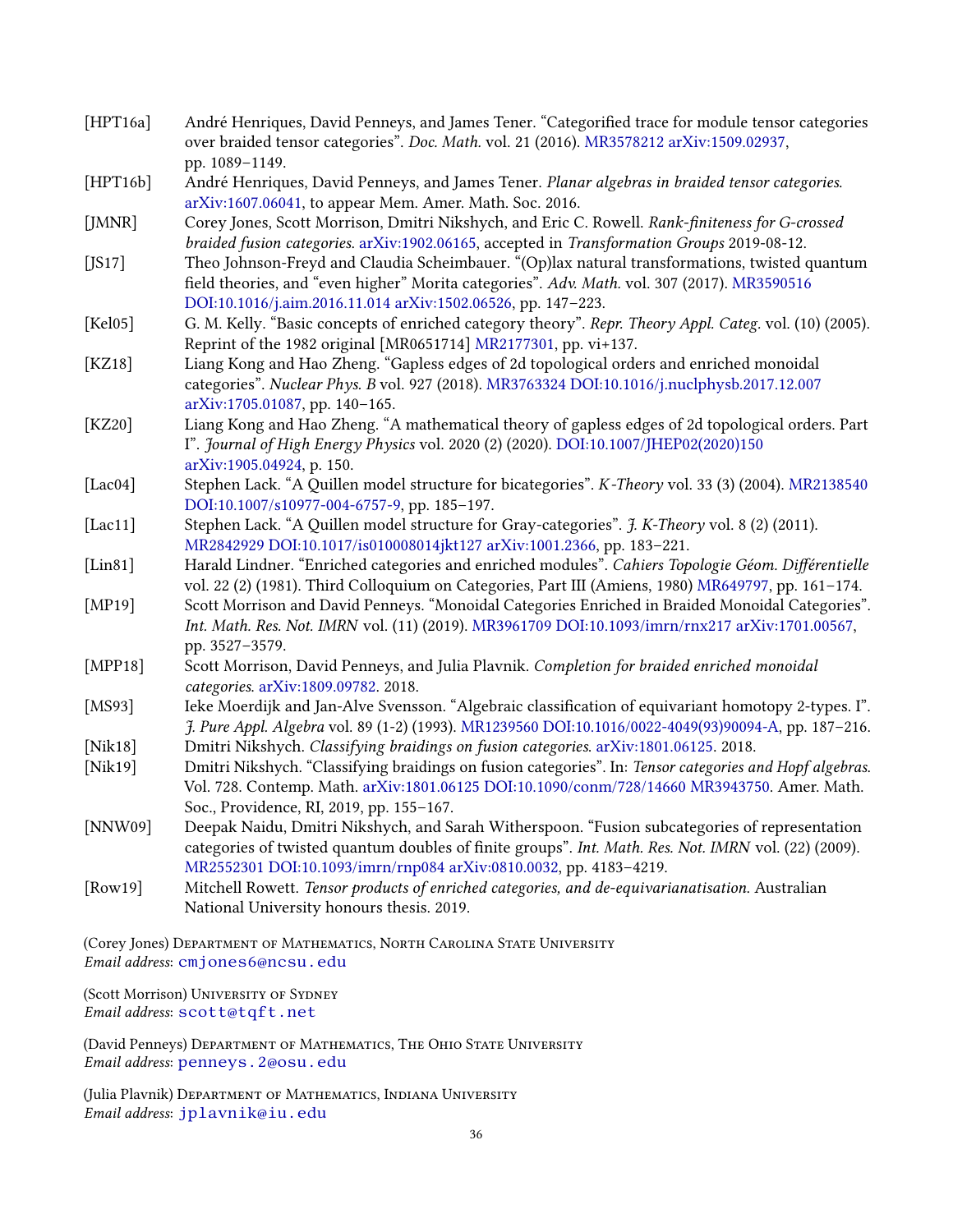[HPT16a] André Henriques, David Penneys, and James Tener. “Categorified trace for module tensor categories over braided tensor categories”. *Doc. Math.* vol. 21 (2016). MR3578212 arXiv:1509.02937, pp. 1089–1149.

[HPT16b] André Henriques, David Penneys, and James Tener. *Planar algebras in braided tensor categories*. arXiv:1607.06041, to appear Mem. Amer. Math. Soc. 2016.

[JMNR] Corey Jones, Scott Morrison, Dmitri Nikshych, and Eric C. Rowell. *Rank-finiteness for G-crossed braided fusion categories*. arXiv:1902.06165, accepted in *Transformation Groups* 2019-08-12.

[JS17] Theo Johnson-Freyd and Claudia Scheimbauer. “(Op)lax natural transformations, twisted quantum field theories, and “even higher” Morita categories”. *Adv. Math.* vol. 307 (2017). MR3590516 DOI:10.1016/j.aim.2016.11.014 arXiv:1502.06526, pp. 147–223.

[Kel05] G. M. Kelly. “Basic concepts of enriched category theory”. *Repr. Theory Appl. Categ.* vol. (10) (2005). Reprint of the 1982 original [MR0651714] MR2177301, pp. vi+137.

[KZ18] Liang Kong and Hao Zheng. “Gapless edges of 2d topological orders and enriched monoidal categories”. *Nuclear Phys. B* vol. 927 (2018). MR3763324 DOI:10.1016/j.nuclphysb.2017.12.007 arXiv:1705.01087, pp. 140–165.

[KZ20] Liang Kong and Hao Zheng. “A mathematical theory of gapless edges of 2d topological orders. Part I”. *Journal of High Energy Physics* vol. 2020 (2) (2020). DOI:10.1007/JHEP02(2020)150 arXiv:1905.04924, p. 150.

[Lac04] Stephen Lack. “A Quillen model structure for bicategories”. *K-Theory* vol. 33 (3) (2004). MR2138540 DOI:10.1007/s10977-004-6757-9, pp. 185–197.

[Lac11] Stephen Lack. “A Quillen model structure for Gray-categories”. *J. K-Theory* vol. 8 (2) (2011). MR2842929 DOI:10.1017/is010008014jkt127 arXiv:1001.2366, pp. 183–221.

[Lin81] Harald Lindner. “Enriched categories and enriched modules”. *Cahiers Topologie Géom. Différentielle* vol. 22 (2) (1981). Third Colloquium on Categories, Part III (Amiens, 1980) MR649797, pp. 161–174.

[MP19] Scott Morrison and David Penneys. “Monoidal Categories Enriched in Braided Monoidal Categories”. *Int. Math. Res. Not. IMRN* vol. (11) (2019). MR3961709 DOI:10.1093/imrn/rnx217 arXiv:1701.00567, pp. 3527–3579.

[MPP18] Scott Morrison, David Penneys, and Julia Plavnik. *Completion for braided enriched monoidal categories*. arXiv:1809.09782. 2018.

[MS93] Ieke Moerdijk and Jan-Alve Svensson. “Algebraic classification of equivariant homotopy 2-types. I”. *J. Pure Appl. Algebra* vol. 89 (1-2) (1993). MR1239560 DOI:10.1016/0022-4049(93)90094-A, pp. 187–216.

[Nik18] Dmitri Nikshych. *Classifying braidings on fusion categories*. arXiv:1801.06125. 2018.

[Nik19] Dmitri Nikshych. “Classifying braidings on fusion categories”. In: *Tensor categories and Hopf algebras*. Vol. 728. Contemp. Math. arXiv:1801.06125 DOI:10.1090/conm/728/14660 MR3943750. Amer. Math. Soc., Providence, RI, 2019, pp. 155–167.

[NNW09] Deepak Naidu, Dmitri Nikshych, and Sarah Witherspoon. “Fusion subcategories of representation categories of twisted quantum doubles of finite groups”. *Int. Math. Res. Not. IMRN* vol. (22) (2009). MR2552301 DOI:10.1093/imrn/rnp084 arXiv:0810.0032, pp. 4183–4219.

[Row19] Mitchell Rowett. *Tensor products of enriched categories, and de-equivarianatisation*. Australian National University honours thesis. 2019.

(Corey Jones) Department of Mathematics, North Carolina State University
*Email address*: cmjones6@ncsu.edu

(Scott Morrison) University of Sydney
*Email address*: scott@tqft.net

(David Penneys) Department of Mathematics, The Ohio State University
*Email address*: penneys.2@osu.edu

(Julia Plavnik) Department of Mathematics, Indiana University
*Email address*: jplavnik@iu.edu